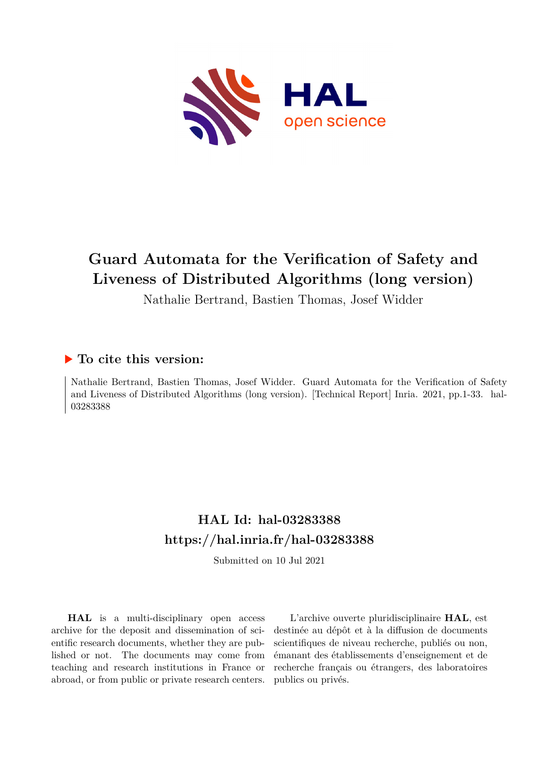# Guard Automata for the Verification of Safety and Liveness of Distributed Algorithms (long version)

Nathalie Bertrand, Bastien Thomas, Josef Widder

## ▶ To cite this version:

Nathalie Bertrand, Bastien Thomas, Josef Widder. Guard Automata for the Verification of Safety and Liveness of Distributed Algorithms (long version). [Technical Report] Inria. 2021, pp.1-33. hal-03283388

## HAL Id: hal-03283388

## https://hal.inria.fr/hal-03283388

Submitted on 10 Jul 2021

**HAL** is a multi-disciplinary open access archive for the deposit and dissemination of scientific research documents, whether they are published or not. The documents may come from teaching and research institutions in France or abroad, or from public or private research centers.

L'archive ouverte pluridisciplinaire **HAL**, est destinée au dépôt et à la diffusion de documents scientifiques de niveau recherche, publiés ou non, émanant des établissements d'enseignement et de recherche français ou étrangers, des laboratoires publics ou privés.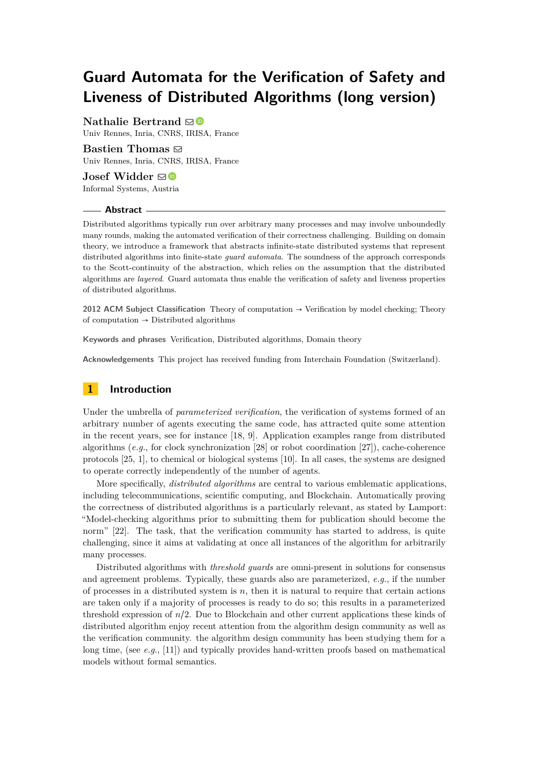# Guard Automata for the Verification of Safety and Liveness of Distributed Algorithms (long version)

**Nathalie Bertrand**
Univ Rennes, Inria, CNRS, IRISA, France

**Bastien Thomas**
Univ Rennes, Inria, CNRS, IRISA, France

**Josef Widder**
Informal Systems, Austria

## Abstract

Distributed algorithms typically run over arbitrary many processes and may involve unboundedly many rounds, making the automated verification of their correctness challenging. Building on domain theory, we introduce a framework that abstracts infinite-state distributed systems that represent distributed algorithms into finite-state *guard automata*. The soundness of the approach corresponds to the Scott-continuity of the abstraction, which relies on the assumption that the distributed algorithms are *layered*. Guard automata thus enable the verification of safety and liveness properties of distributed algorithms.

**2012 ACM Subject Classification** Theory of computation → Verification by model checking; Theory of computation → Distributed algorithms

**Keywords and phrases** Verification, Distributed algorithms, Domain theory

**Acknowledgements** This project has received funding from Interchain Foundation (Switzerland).

## 1 Introduction

Under the umbrella of *parameterized verification*, the verification of systems formed of an arbitrary number of agents executing the same code, has attracted quite some attention in the recent years, see for instance [18, 9]. Application examples range from distributed algorithms (*e.g.*, for clock synchronization [28] or robot coordination [27]), cache-coherence protocols [25, 1], to chemical or biological systems [10]. In all cases, the systems are designed to operate correctly independently of the number of agents.

More specifically, *distributed algorithms* are central to various emblematic applications, including telecommunications, scientific computing, and Blockchain. Automatically proving the correctness of distributed algorithms is a particularly relevant, as stated by Lamport: "Model-checking algorithms prior to submitting them for publication should become the norm" [22]. The task, that the verification community has started to address, is quite challenging, since it aims at validating at once all instances of the algorithm for arbitrarily many processes.

Distributed algorithms with *threshold guards* are omni-present in solutions for consensus and agreement problems. Typically, these guards also are parameterized, *e.g.*, if the number of processes in a distributed system is $n$, then it is natural to require that certain actions are taken only if a majority of processes is ready to do so; this results in a parameterized threshold expression of $n/2$. Due to Blockchain and other current applications these kinds of distributed algorithm enjoy recent attention from the algorithm design community as well as the verification community. the algorithm design community has been studying them for a long time, (see *e.g.*, [11]) and typically provides hand-written proofs based on mathematical models without formal semantics.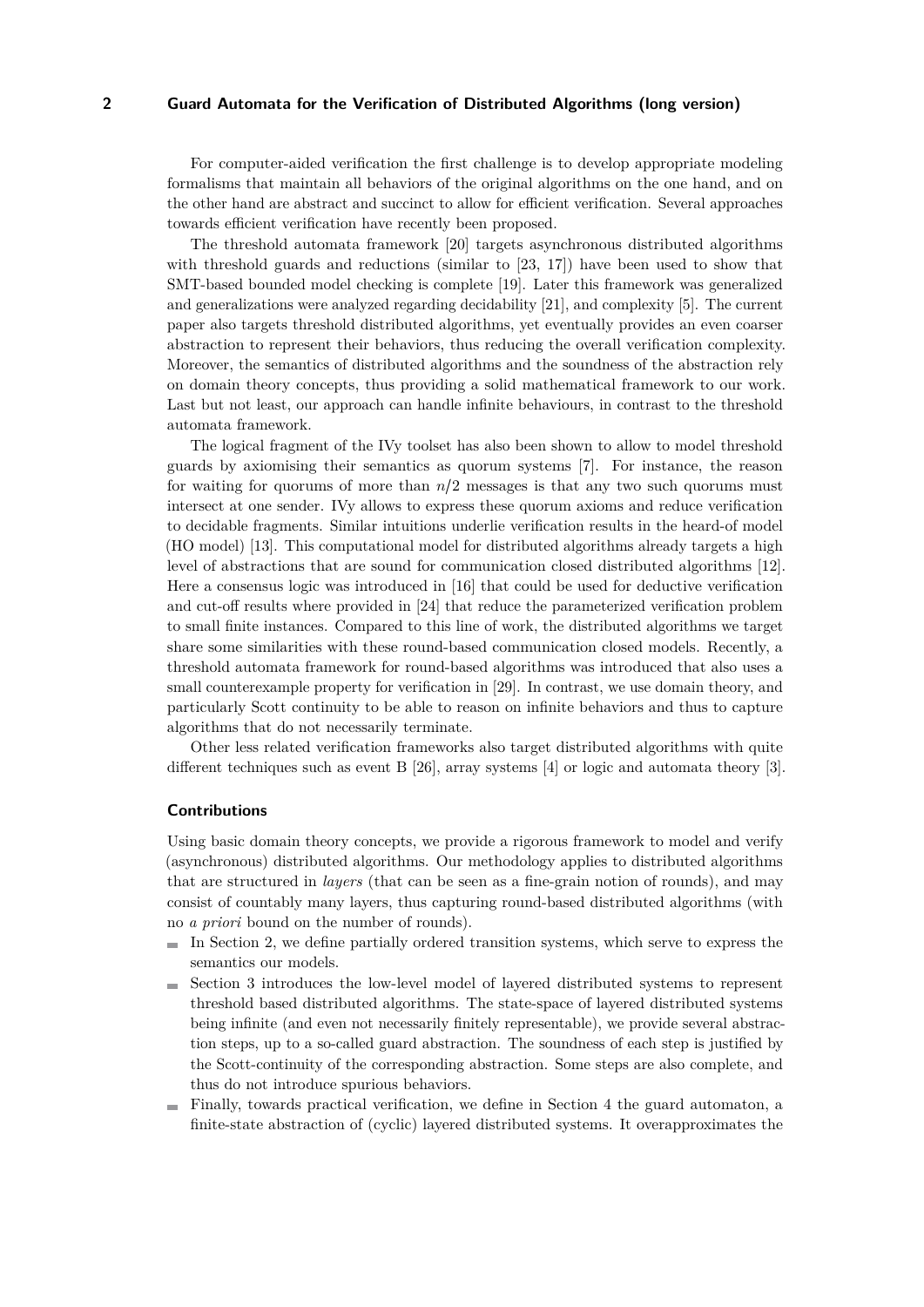For computer-aided verification the first challenge is to develop appropriate modeling formalisms that maintain all behaviors of the original algorithms on the one hand, and on the other hand are abstract and succinct to allow for efficient verification. Several approaches towards efficient verification have recently been proposed.

The threshold automata framework [20] targets asynchronous distributed algorithms with threshold guards and reductions (similar to [23, 17]) have been used to show that SMT-based bounded model checking is complete [19]. Later this framework was generalized and generalizations were analyzed regarding decidability [21], and complexity [5]. The current paper also targets threshold distributed algorithms, yet eventually provides an even coarser abstraction to represent their behaviors, thus reducing the overall verification complexity. Moreover, the semantics of distributed algorithms and the soundness of the abstraction rely on domain theory concepts, thus providing a solid mathematical framework to our work. Last but not least, our approach can handle infinite behaviours, in contrast to the threshold automata framework.

The logical fragment of the IVy toolset has also been shown to allow to model threshold guards by axiomising their semantics as quorum systems [7]. For instance, the reason for waiting for quorums of more than $n/2$ messages is that any two such quorums must intersect at one sender. IVy allows to express these quorum axioms and reduce verification to decidable fragments. Similar intuitions underlie verification results in the heard-of model (HO model) [13]. This computational model for distributed algorithms already targets a high level of abstractions that are sound for communication closed distributed algorithms [12]. Here a consensus logic was introduced in [16] that could be used for deductive verification and cut-off results where provided in [24] that reduce the parameterized verification problem to small finite instances. Compared to this line of work, the distributed algorithms we target share some similarities with these round-based communication closed models. Recently, a threshold automata framework for round-based algorithms was introduced that also uses a small counterexample property for verification in [29]. In contrast, we use domain theory, and particularly Scott continuity to be able to reason on infinite behaviors and thus to capture algorithms that do not necessarily terminate.

Other less related verification frameworks also target distributed algorithms with quite different techniques such as event B [26], array systems [4] or logic and automata theory [3].

#### Contributions

Using basic domain theory concepts, we provide a rigorous framework to model and verify (asynchronous) distributed algorithms. Our methodology applies to distributed algorithms that are structured in *layers* (that can be seen as a fine-grain notion of rounds), and may consist of countably many layers, thus capturing round-based distributed algorithms (with no *a priori* bound on the number of rounds).

- In Section 2, we define partially ordered transition systems, which serve to express the semantics our models.
- Section 3 introduces the low-level model of layered distributed systems to represent threshold based distributed algorithms. The state-space of layered distributed systems being infinite (and even not necessarily finitely representable), we provide several abstraction steps, up to a so-called guard abstraction. The soundness of each step is justified by the Scott-continuity of the corresponding abstraction. Some steps are also complete, and thus do not introduce spurious behaviors.
- Finally, towards practical verification, we define in Section 4 the guard automaton, a finite-state abstraction of (cyclic) layered distributed systems. It overapproximates the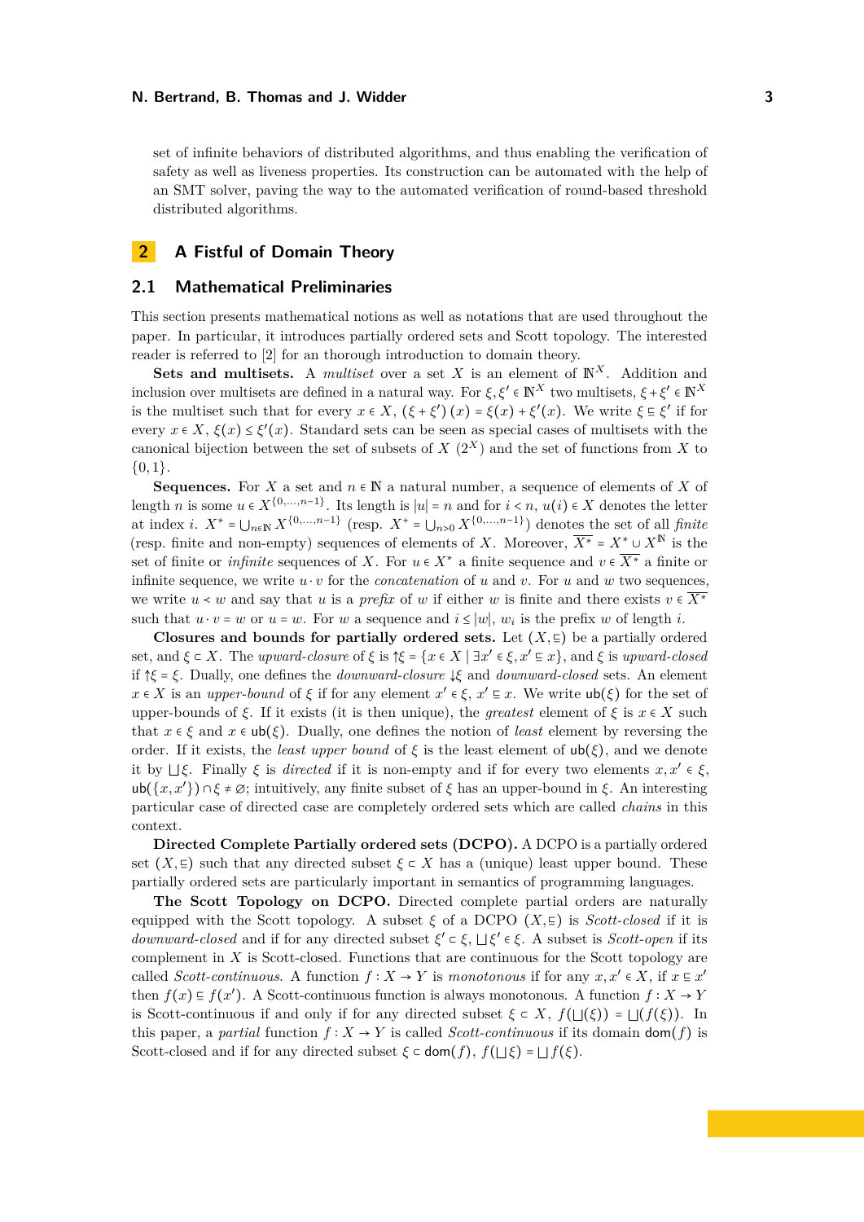set of infinite behaviors of distributed algorithms, and thus enabling the verification of safety as well as liveness properties. Its construction can be automated with the help of an SMT solver, paving the way to the automated verification of round-based threshold distributed algorithms.

## 2 A Fistful of Domain Theory

### 2.1 Mathematical Preliminaries

This section presents mathematical notions as well as notations that are used throughout the paper. In particular, it introduces partially ordered sets and Scott topology. The interested reader is referred to [2] for an thorough introduction to domain theory.

**Sets and multisets.** A *multiset* over a set $X$ is an element of $\mathbb{N}^X$. Addition and inclusion over multisets are defined in a natural way. For $\xi, \xi' \in \mathbb{N}^X$ two multisets, $\xi + \xi' \in \mathbb{N}^X$ is the multiset such that for every $x \in X$, $(\xi + \xi')(x) = \xi(x) + \xi'(x)$. We write $\xi \sqsubseteq \xi'$ if for every $x \in X$, $\xi(x) \leq \xi'(x)$. Standard sets can be seen as special cases of multisets with the canonical bijection between the set of subsets of $X$ ($2^X$) and the set of functions from $X$ to $\{0,1\}$.

**Sequences.** For $X$ a set and $n \in \mathbb{N}$ a natural number, a sequence of elements of $X$ of length $n$ is some $u \in X^{\{0,\ldots,n-1\}}$. Its length is $|u| = n$ and for $i < n$, $u(i) \in X$ denotes the letter at index $i$. $X^* = \bigcup_{n \in \mathbb{N}} X^{\{0,\ldots,n-1\}}$ (resp. $X^+ = \bigcup_{n>0} X^{\{0,\ldots,n-1\}}$) denotes the set of all *finite* (resp. finite and non-empty) sequences of elements of $X$. Moreover, $\overline{X^*} = X^* \cup X^{\mathbb{N}}$ is the set of finite or *infinite* sequences of $X$. For $u \in X^*$ a finite sequence and $v \in \overline{X^*}$ a finite or infinite sequence, we write $u \cdot v$ for the *concatenation* of $u$ and $v$. For $u$ and $w$ two sequences, we write $u \prec w$ and say that $u$ is a *prefix* of $w$ if either $w$ is finite and there exists $v \in \overline{X^*}$ such that $u \cdot v = w$ or $u = w$. For $w$ a sequence and $i \leq |w|$, $w_i$ is the prefix $w$ of length $i$.

**Closures and bounds for partially ordered sets.** Let $(X, \sqsubseteq)$ be a partially ordered set, and $\xi \subset X$. The *upward-closure* of $\xi$ is $\uparrow\xi = \{x \in X \mid \exists x' \in \xi, x' \sqsubseteq x\}$, and $\xi$ is *upward-closed* if $\uparrow\xi = \xi$. Dually, one defines the *downward-closure* $\downarrow\xi$ and *downward-closed* sets. An element $x \in X$ is an *upper-bound* of $\xi$ if for any element $x' \in \xi$, $x' \sqsubseteq x$. We write $\mathsf{ub}(\xi)$ for the set of upper-bounds of $\xi$. If it exists (it is then unique), the *greatest* element of $\xi$ is $x \in X$ such that $x \in \xi$ and $x \in \mathsf{ub}(\xi)$. Dually, one defines the notion of *least* element by reversing the order. If it exists, the *least upper bound* of $\xi$ is the least element of $\mathsf{ub}(\xi)$, and we denote it by $\bigsqcup\xi$. Finally $\xi$ is *directed* if it is non-empty and if for every two elements $x, x' \in \xi$, $\mathsf{ub}(\{x, x'\}) \cap \xi \neq \varnothing$; intuitively, any finite subset of $\xi$ has an upper-bound in $\xi$. An interesting particular case of directed case are completely ordered sets which are called *chains* in this context.

**Directed Complete Partially ordered sets (DCPO).** A DCPO is a partially ordered set $(X, \sqsubseteq)$ such that any directed subset $\xi \subset X$ has a (unique) least upper bound. These partially ordered sets are particularly important in semantics of programming languages.

**The Scott Topology on DCPO.** Directed complete partial orders are naturally equipped with the Scott topology. A subset $\xi$ of a DCPO $(X, \sqsubseteq)$ is *Scott-closed* if it is *downward-closed* and if for any directed subset $\xi' \subset \xi$, $\bigsqcup\xi' \in \xi$. A subset is *Scott-open* if its complement in $X$ is Scott-closed. Functions that are continuous for the Scott topology are called *Scott-continuous*. A function $f : X \to Y$ is *monotonous* if for any $x, x' \in X$, if $x \sqsubseteq x'$ then $f(x) \sqsubseteq f(x')$. A Scott-continuous function is always monotonous. A function $f : X \to Y$ is Scott-continuous if and only if for any directed subset $\xi \subset X$, $f(\bigsqcup(\xi)) = \bigsqcup(f(\xi))$. In this paper, a *partial* function $f : X \to Y$ is called *Scott-continuous* if its domain $\mathsf{dom}(f)$ is Scott-closed and if for any directed subset $\xi \subset \mathsf{dom}(f)$, $f(\bigsqcup\xi) = \bigsqcup f(\xi)$.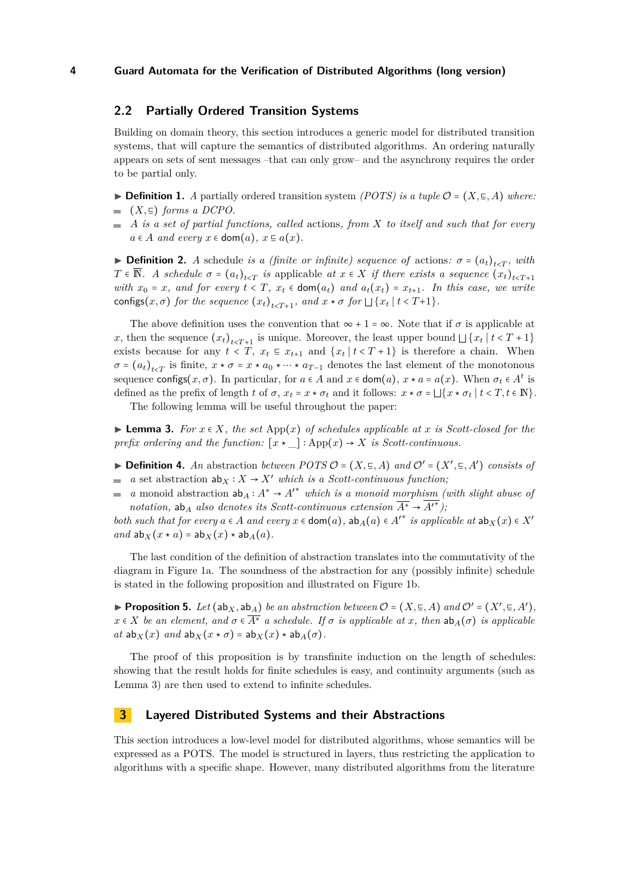## 2.2 Partially Ordered Transition Systems

Building on domain theory, this section introduces a generic model for distributed transition systems, that will capture the semantics of distributed algorithms. An ordering naturally appears on sets of sent messages –that can only grow– and the asynchrony requires the order to be partial only.

▶ **Definition 1.** *A partially ordered transition system (POTS) is a tuple $\mathcal{O} = (X, \sqsubseteq, A)$ where:*

- *$(X, \sqsubseteq)$ forms a DCPO.*
- *$A$ is a set of partial functions, called* actions*, from $X$ to itself and such that for every $a \in A$ and every $x \in \mathsf{dom}(a)$, $x \sqsubseteq a(x)$.*

▶ **Definition 2.** *A* schedule *is a (finite or infinite) sequence of* actions*: $\sigma = (a_t)_{t<T}$, with $T \in \overline{\mathbb{N}}$. A schedule $\sigma = (a_t)_{t<T}$ is* applicable *at $x \in X$ if there exists a sequence $(x_t)_{t<T+1}$ with $x_0 = x$, and for every $t < T$, $x_t \in \mathsf{dom}(a_t)$ and $a_t(x_t) = x_{t+1}$. In this case, we write $\mathsf{configs}(x, \sigma)$ for the sequence $(x_t)_{t<T+1}$, and $x \star \sigma$ for $\bigsqcup\{x_t \mid t < T{+}1\}$.*

The above definition uses the convention that $\infty + 1 = \infty$. Note that if $\sigma$ is applicable at $x$, then the sequence $(x_t)_{t<T+1}$ is unique. Moreover, the least upper bound $\bigsqcup\{x_t \mid t < T + 1\}$ exists because for any $t < T$, $x_t \sqsubseteq x_{t+1}$ and $\{x_t \mid t < T + 1\}$ is therefore a chain. When $\sigma = (a_t)_{t<T}$ is finite, $x \star \sigma = x \star a_0 \star \cdots \star a_{T-1}$ denotes the last element of the monotonous sequence $\mathsf{configs}(x, \sigma)$. In particular, for $a \in A$ and $x \in \mathsf{dom}(a)$, $x \star a = a(x)$. When $\sigma_t \in A^t$ is defined as the prefix of length $t$ of $\sigma$, $x_t = x \star \sigma_t$ and it follows: $x \star \sigma = \bigsqcup\{x \star \sigma_t \mid t < T, t \in \mathbb{N}\}$.

The following lemma will be useful throughout the paper:

▶ **Lemma 3.** *For $x \in X$, the set $\mathrm{App}(x)$ of schedules applicable at $x$ is Scott-closed for the prefix ordering and the function: $[x \star \_] : \mathrm{App}(x) \to X$ is Scott-continuous.*

▶ **Definition 4.** *An* abstraction *between POTS $\mathcal{O} = (X, \sqsubseteq, A)$ and $\mathcal{O}' = (X', \sqsubseteq, A')$ consists of*

- *a* set abstraction *$\mathsf{ab}_X : X \to X'$ which is a Scott-continuous function;*
- *a* monoid abstraction *$\mathsf{ab}_A : A^* \to A'^*$ which is a monoid morphism (with slight abuse of notation, $\mathsf{ab}_A$ also denotes its Scott-continuous extension $\overline{A^*} \to \overline{A'^*}$);*

*both such that for every $a \in A$ and every $x \in \mathsf{dom}(a)$, $\mathsf{ab}_A(a) \in A'^*$ is applicable at $\mathsf{ab}_X(x) \in X'$ and $\mathsf{ab}_X(x \star a) = \mathsf{ab}_X(x) \star \mathsf{ab}_A(a)$.*

The last condition of the definition of abstraction translates into the commutativity of the diagram in Figure 1a. The soundness of the abstraction for any (possibly infinite) schedule is stated in the following proposition and illustrated on Figure 1b.

▶ **Proposition 5.** *Let $(\mathsf{ab}_X, \mathsf{ab}_A)$ be an abstraction between $\mathcal{O} = (X, \sqsubseteq, A)$ and $\mathcal{O}' = (X', \sqsubseteq, A')$, $x \in X$ be an element, and $\sigma \in \overline{A^*}$ a schedule. If $\sigma$ is applicable at $x$, then $\mathsf{ab}_A(\sigma)$ is applicable at $\mathsf{ab}_X(x)$ and $\mathsf{ab}_X(x \star \sigma) = \mathsf{ab}_X(x) \star \mathsf{ab}_A(\sigma)$.*

The proof of this proposition is by transfinite induction on the length of schedules: showing that the result holds for finite schedules is easy, and continuity arguments (such as Lemma 3) are then used to extend to infinite schedules.

# 3 Layered Distributed Systems and their Abstractions

This section introduces a low-level model for distributed algorithms, whose semantics will be expressed as a POTS. The model is structured in layers, thus restricting the application to algorithms with a specific shape. However, many distributed algorithms from the literature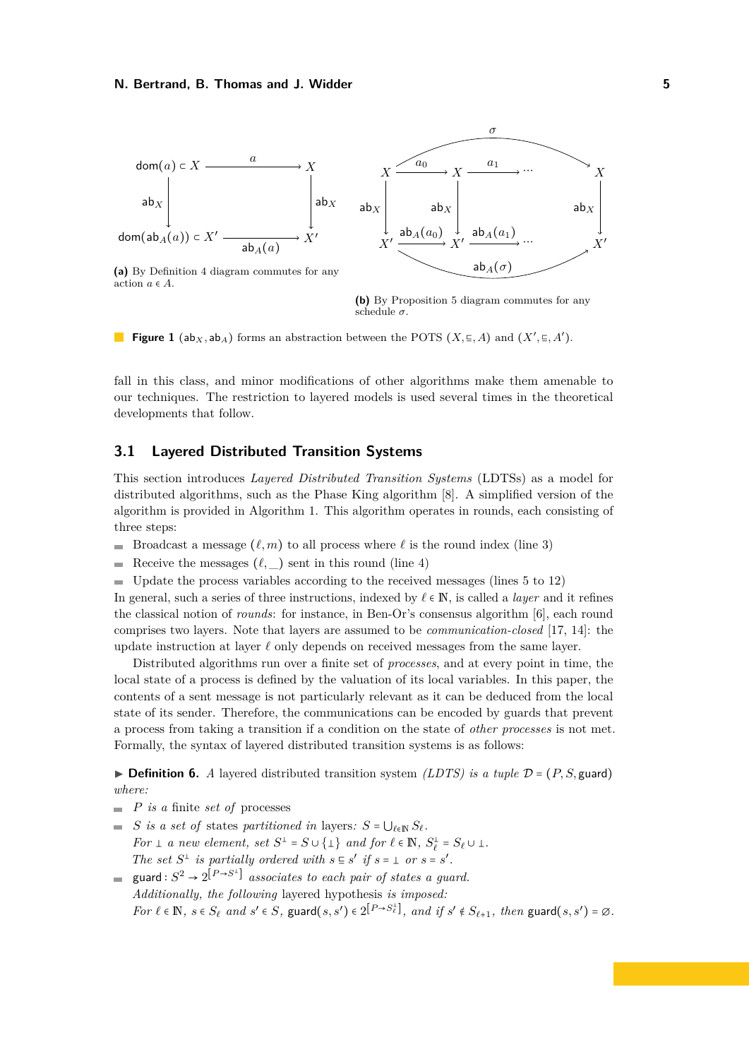(a) By Definition 4 diagram commutes for any action $a \in A$.

(b) By Proposition 5 diagram commutes for any schedule $\sigma$.

**Figure 1** $(\mathsf{ab}_X, \mathsf{ab}_A)$ forms an abstraction between the POTS $(X, \sqsubseteq, A)$ and $(X', \sqsubseteq, A')$.

fall in this class, and minor modifications of other algorithms make them amenable to our techniques. The restriction to layered models is used several times in the theoretical developments that follow.

## 3.1 Layered Distributed Transition Systems

This section introduces *Layered Distributed Transition Systems* (LDTSs) as a model for distributed algorithms, such as the Phase King algorithm [8]. A simplified version of the algorithm is provided in Algorithm 1. This algorithm operates in rounds, each consisting of three steps:

- Broadcast a message $(\ell, m)$ to all process where $\ell$ is the round index (line 3)
- Receive the messages $(\ell, \_)$ sent in this round (line 4)
- Update the process variables according to the received messages (lines 5 to 12)

In general, such a series of three instructions, indexed by $\ell \in \mathbb{N}$, is called a *layer* and it refines the classical notion of *rounds*: for instance, in Ben-Or's consensus algorithm [6], each round comprises two layers. Note that layers are assumed to be *communication-closed* [17, 14]: the update instruction at layer $\ell$ only depends on received messages from the same layer.

Distributed algorithms run over a finite set of *processes*, and at every point in time, the local state of a process is defined by the valuation of its local variables. In this paper, the contents of a sent message is not particularly relevant as it can be deduced from the local state of its sender. Therefore, the communications can be encoded by guards that prevent a process from taking a transition if a condition on the state of *other processes* is not met. Formally, the syntax of layered distributed transition systems is as follows:

▶ **Definition 6.** *A* layered distributed transition system *(LDTS) is a tuple* $\mathcal{D} = (P, S, \mathsf{guard})$ *where:*

- *$P$ is a* finite *set of* processes
- *$S$ is a set of* states *partitioned in* layers*: $S = \bigcup_{\ell \in \mathbb{N}} S_\ell$.*
  *For $\bot$ a new element, set $S^\bot = S \cup \{\bot\}$ and for $\ell \in \mathbb{N}$, $S^\bot_\ell = S_\ell \cup \bot$.*
  *The set $S^\bot$ is partially ordered with $s \sqsubseteq s'$ if $s = \bot$ or $s = s'$.*
- *$\mathsf{guard} : S^2 \to 2^{[P \to S^\bot]}$ associates to each pair of states a guard.*
  *Additionally, the following* layered hypothesis *is imposed:*
  *For $\ell \in \mathbb{N}$, $s \in S_\ell$ and $s' \in S$, $\mathsf{guard}(s, s') \in 2^{[P \to S^\bot_\ell]}$, and if $s' \notin S_{\ell+1}$, then $\mathsf{guard}(s, s') = \varnothing$.*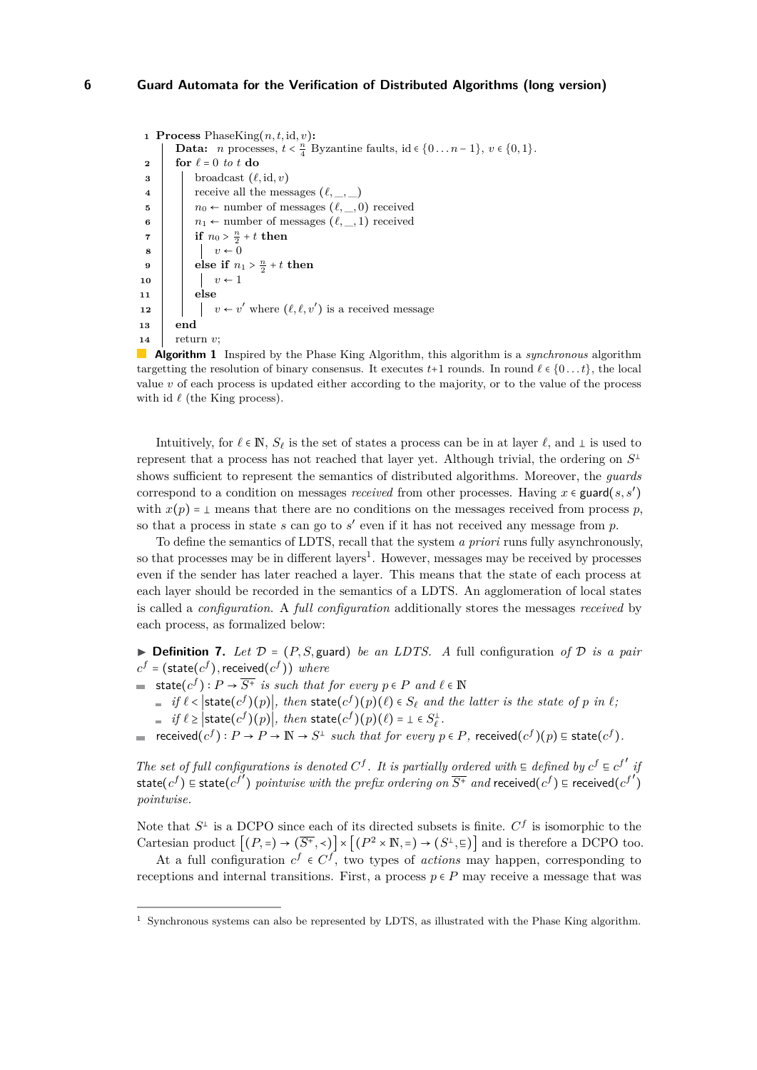```
1  Process PhaseKing(n, t, id, v):
     Data:  n processes, t < n/4 Byzantine faults, id ∈ {0...n−1}, v ∈ {0,1}.
2    for ℓ = 0 to t do
3        broadcast (ℓ, id, v)
4        receive all the messages (ℓ, _, _)
5        n0 ← number of messages (ℓ, _, 0) received
6        n1 ← number of messages (ℓ, _, 1) received
7        if n0 > n/2 + t then
8            v ← 0
9        else if n1 > n/2 + t then
10           v ← 1
11       else
12           v ← v' where (ℓ, ℓ, v') is a received message
13   end
14   return v;
```

**Algorithm 1** Inspired by the Phase King Algorithm, this algorithm is a *synchronous* algorithm targetting the resolution of binary consensus. It executes $t$+1 rounds. In round $\ell \in \{0 \dots t\}$, the local value $v$ of each process is updated either according to the majority, or to the value of the process with id $\ell$ (the King process).

Intuitively, for $\ell \in \mathbb{N}$, $S_\ell$ is the set of states a process can be in at layer $\ell$, and $\perp$ is used to represent that a process has not reached that layer yet. Although trivial, the ordering on $S^\perp$ shows sufficient to represent the semantics of distributed algorithms. Moreover, the *guards* correspond to a condition on messages *received* from other processes. Having $x \in \mathsf{guard}(s, s')$ with $x(p) = \perp$ means that there are no conditions on the messages received from process $p$, so that a process in state $s$ can go to $s'$ even if it has not received any message from $p$.

To define the semantics of LDTS, recall that the system *a priori* runs fully asynchronously, so that processes may be in different layers[1]. However, messages may be received by processes even if the sender has later reached a layer. This means that the state of each process at each layer should be recorded in the semantics of a LDTS. An agglomeration of local states is called a *configuration*. A *full configuration* additionally stores the messages *received* by each process, as formalized below:

▶ **Definition 7.** *Let $\mathcal{D} = (P, S, \mathsf{guard})$ be an LDTS. A* full configuration *of $\mathcal{D}$ is a pair $c^f = (\mathsf{state}(c^f), \mathsf{received}(c^f))$ where*

- $\mathsf{state}(c^f) : P \to \overline{S^+}$ *is such that for every $p \in P$ and $\ell \in \mathbb{N}$*
  - *if $\ell < |\mathsf{state}(c^f)(p)|$, then $\mathsf{state}(c^f)(p)(\ell) \in S_\ell$ and the latter is the state of $p$ in $\ell$;*
  - *if $\ell \geq |\mathsf{state}(c^f)(p)|$, then $\mathsf{state}(c^f)(p)(\ell) = \perp \in S^\perp_\ell$.*
- $\mathsf{received}(c^f) : P \to P \to \mathbb{N} \to S^\perp$ *such that for every $p \in P$, $\mathsf{received}(c^f)(p) \sqsubseteq \mathsf{state}(c^f)$.*

*The set of full configurations is denoted $C^f$. It is partially ordered with $\sqsubseteq$ defined by $c^f \sqsubseteq c^{f\prime}$ if $\mathsf{state}(c^f) \sqsubseteq \mathsf{state}(c^{f\prime})$ pointwise with the prefix ordering on $\overline{S^+}$ and $\mathsf{received}(c^f) \sqsubseteq \mathsf{received}(c^{f\prime})$ pointwise.*

Note that $S^\perp$ is a DCPO since each of its directed subsets is finite. $C^f$ is isomorphic to the Cartesian product $\left[(P, =) \to (\overline{S^+}, \prec)\right] \times \left[(P^2 \times \mathbb{N}, =) \to (S^\perp, \sqsubseteq)\right]$ and is therefore a DCPO too.

At a full configuration $c^f \in C^f$, two types of *actions* may happen, corresponding to receptions and internal transitions. First, a process $p \in P$ may receive a message that was

---

[1] Synchronous systems can also be represented by LDTS, as illustrated with the Phase King algorithm.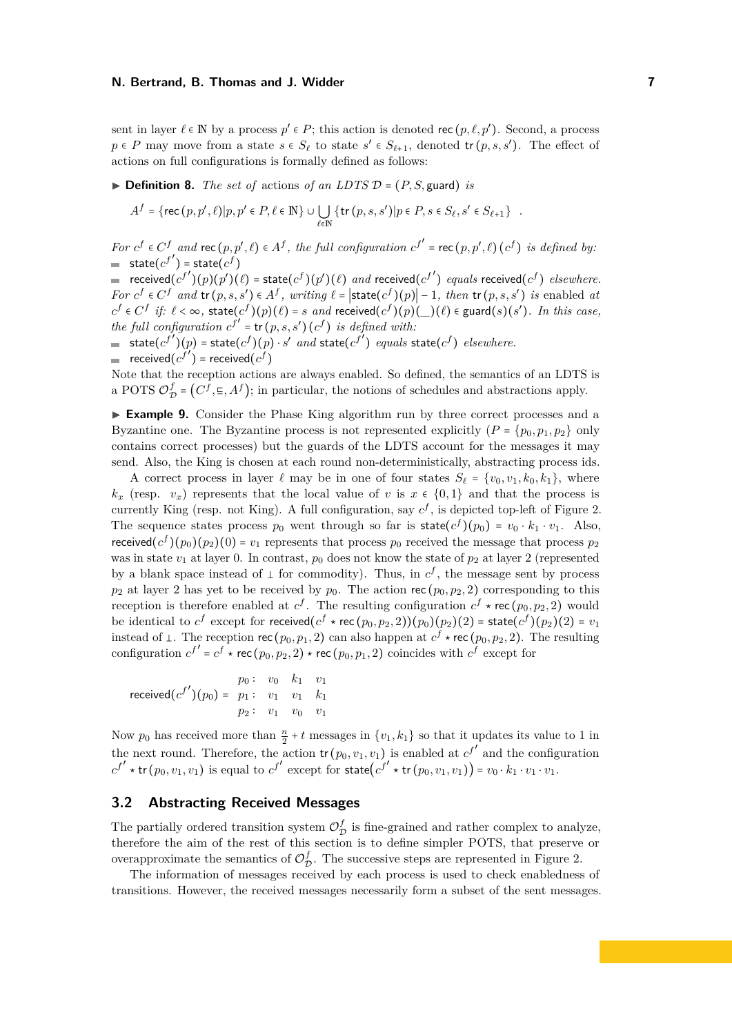sent in layer $\ell \in \mathbb{N}$ by a process $p' \in P$; this action is denoted $\mathsf{rec}(p, \ell, p')$. Second, a process $p \in P$ may move from a state $s \in S_\ell$ to state $s' \in S_{\ell+1}$, denoted $\mathsf{tr}(p, s, s')$. The effect of actions on full configurations is formally defined as follows:

▶ **Definition 8.** *The set of* actions *of an LDTS* $\mathcal{D} = (P, S, \mathsf{guard})$ *is*

$$A^f = \{\mathsf{rec}(p, p', \ell) | p, p' \in P, \ell \in \mathbb{N}\} \cup \bigcup_{\ell \in \mathbb{N}} \{\mathsf{tr}(p, s, s') | p \in P, s \in S_\ell, s' \in S_{\ell+1}\} \quad .$$

*For* $c^f \in C^f$ *and* $\mathsf{rec}(p, p', \ell) \in A^f$*, the full configuration* $c^{f'} = \mathsf{rec}(p, p', \ell)(c^f)$ *is defined by:*

- $\mathsf{state}(c^{f'}) = \mathsf{state}(c^f)$
- $\mathsf{received}(c^{f'})(p)(p')(\ell) = \mathsf{state}(c^f)(p')(\ell)$ *and* $\mathsf{received}(c^{f'})$ *equals* $\mathsf{received}(c^f)$ *elsewhere.*

*For* $c^f \in C^f$ *and* $\mathsf{tr}(p, s, s') \in A^f$*, writing* $\ell = |\mathsf{state}(c^f)(p)| - 1$*, then* $\mathsf{tr}(p, s, s')$ *is enabled at* $c^f \in C^f$ *if:* $\ell < \infty$*,* $\mathsf{state}(c^f)(p)(\ell) = s$ *and* $\mathsf{received}(c^f)(p)(\_)(\ell) \in \mathsf{guard}(s)(s')$*. In this case, the full configuration* $c^{f'} = \mathsf{tr}(p, s, s')(c^f)$ *is defined with:*

- $\mathsf{state}(c^{f'})(p) = \mathsf{state}(c^f)(p) \cdot s'$ *and* $\mathsf{state}(c^{f'})$ *equals* $\mathsf{state}(c^f)$ *elsewhere.*
- $\mathsf{received}(c^{f'}) = \mathsf{received}(c^f)$

Note that the reception actions are always enabled. So defined, the semantics of an LDTS is a POTS $\mathcal{O}^f_{\mathcal{D}} = (C^f, \sqsubseteq, A^f)$; in particular, the notions of schedules and abstractions apply.

▶ **Example 9.** Consider the Phase King algorithm run by three correct processes and a Byzantine one. The Byzantine process is not represented explicitly ($P = \{p_0, p_1, p_2\}$ only contains correct processes) but the guards of the LDTS account for the messages it may send. Also, the King is chosen at each round non-deterministically, abstracting process ids.

A correct process in layer $\ell$ may be in one of four states $S_\ell = \{v_0, v_1, k_0, k_1\}$, where $k_x$ (resp. $v_x$) represents that the local value of $v$ is $x \in \{0,1\}$ and that the process is currently King (resp. not King). A full configuration, say $c^f$, is depicted top-left of Figure 2. The sequence states process $p_0$ went through so far is $\mathsf{state}(c^f)(p_0) = v_0 \cdot k_1 \cdot v_1$. Also, $\mathsf{received}(c^f)(p_0)(p_2)(0) = v_1$ represents that process $p_0$ received the message that process $p_2$ was in state $v_1$ at layer 0. In contrast, $p_0$ does not know the state of $p_2$ at layer 2 (represented by a blank space instead of $\perp$ for commodity). Thus, in $c^f$, the message sent by process $p_2$ at layer 2 has yet to be received by $p_0$. The action $\mathsf{rec}(p_0, p_2, 2)$ corresponding to this reception is therefore enabled at $c^f$. The resulting configuration $c^f \star \mathsf{rec}(p_0, p_2, 2)$ would be identical to $c^f$ except for $\mathsf{received}(c^f \star \mathsf{rec}(p_0, p_2, 2))(p_0)(p_2)(2) = \mathsf{state}(c^f)(p_2)(2) = v_1$ instead of $\perp$. The reception $\mathsf{rec}(p_0, p_1, 2)$ can also happen at $c^f \star \mathsf{rec}(p_0, p_2, 2)$. The resulting configuration $c^{f'} = c^f \star \mathsf{rec}(p_0, p_2, 2) \star \mathsf{rec}(p_0, p_1, 2)$ coincides with $c^f$ except for

$$\mathsf{received}(c^{f'})(p_0) = \begin{array}{llll} p_0: & v_0 & k_1 & v_1 \\ p_1: & v_1 & v_1 & k_1 \\ p_2: & v_1 & v_0 & v_1 \end{array}$$

Now $p_0$ has received more than $\frac{n}{2} + t$ messages in $\{v_1, k_1\}$ so that it updates its value to 1 in the next round. Therefore, the action $\mathsf{tr}(p_0, v_1, v_1)$ is enabled at $c^{f'}$ and the configuration $c^{f'} \star \mathsf{tr}(p_0, v_1, v_1)$ is equal to $c^{f'}$ except for $\mathsf{state}\big(c^{f'} \star \mathsf{tr}(p_0, v_1, v_1)\big) = v_0 \cdot k_1 \cdot v_1 \cdot v_1$.

## 3.2 Abstracting Received Messages

The partially ordered transition system $\mathcal{O}^f_{\mathcal{D}}$ is fine-grained and rather complex to analyze, therefore the aim of the rest of this section is to define simpler POTS, that preserve or overapproximate the semantics of $\mathcal{O}^f_{\mathcal{D}}$. The successive steps are represented in Figure 2.

The information of messages received by each process is used to check enabledness of transitions. However, the received messages necessarily form a subset of the sent messages.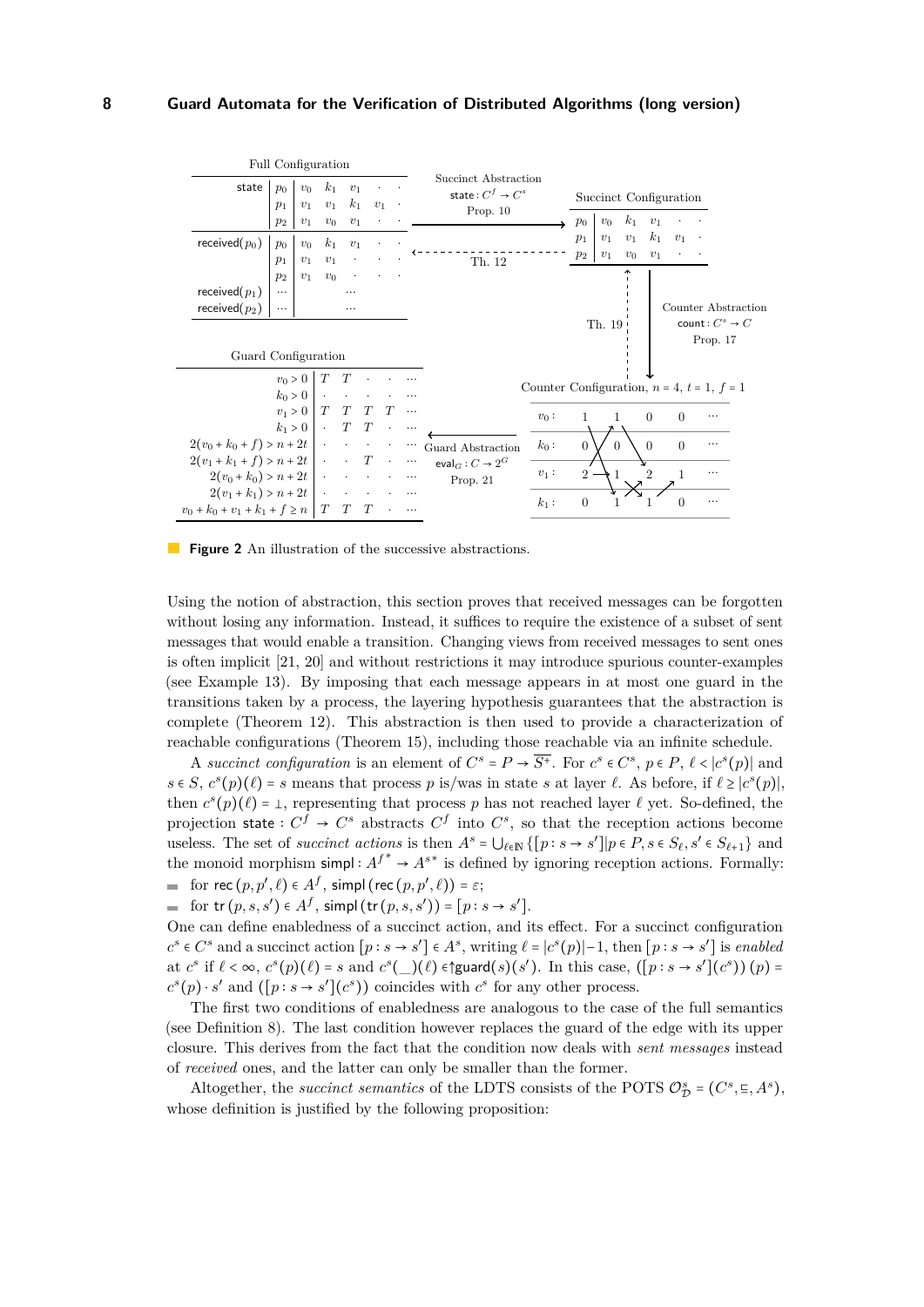**Figure 2** An illustration of the successive abstractions.

Using the notion of abstraction, this section proves that received messages can be forgotten without losing any information. Instead, it suffices to require the existence of a subset of sent messages that would enable a transition. Changing views from received messages to sent ones is often implicit [21, 20] and without restrictions it may introduce spurious counter-examples (see Example 13). By imposing that each message appears in at most one guard in the transitions taken by a process, the layering hypothesis guarantees that the abstraction is complete (Theorem 12). This abstraction is then used to provide a characterization of reachable configurations (Theorem 15), including those reachable via an infinite schedule.

A *succinct configuration* is an element of $C^s = P \to \overline{S^+}$. For $c^s \in C^s$, $p \in P$, $\ell < |c^s(p)|$ and $s \in S$, $c^s(p)(\ell) = s$ means that process $p$ is/was in state $s$ at layer $\ell$. As before, if $\ell \geq |c^s(p)|$, then $c^s(p)(\ell) = \bot$, representing that process $p$ has not reached layer $\ell$ yet. So-defined, the projection $\mathsf{state} : C^f \to C^s$ abstracts $C^f$ into $C^s$, so that the reception actions become useless. The set of *succinct actions* is then $A^s = \bigcup_{\ell \in \mathbb{N}} \{[p : s \to s'] | p \in P, s \in S_\ell, s' \in S_{\ell+1}\}$ and the monoid morphism $\mathsf{simpl} : A^{f*} \to A^{s*}$ is defined by ignoring reception actions. Formally:

- for $\mathsf{rec}(p, p', \ell) \in A^f$, $\mathsf{simpl}(\mathsf{rec}(p, p', \ell)) = \varepsilon$;
- for $\mathsf{tr}(p, s, s') \in A^f$, $\mathsf{simpl}(\mathsf{tr}(p, s, s')) = [p : s \to s']$.

One can define enabledness of a succinct action, and its effect. For a succinct configuration $c^s \in C^s$ and a succinct action $[p : s \to s'] \in A^s$, writing $\ell = |c^s(p)| - 1$, then $[p : s \to s']$ is *enabled* at $c^s$ if $\ell < \infty$, $c^s(p)(\ell) = s$ and $c^s(\_)(\ell) \in \uparrow\mathsf{guard}(s)(s')$. In this case, $([p : s \to s'](c^s))(p) = c^s(p) \cdot s'$ and $([p : s \to s'](c^s))$ coincides with $c^s$ for any other process.

The first two conditions of enabledness are analogous to the case of the full semantics (see Definition 8). The last condition however replaces the guard of the edge with its upper closure. This derives from the fact that the condition now deals with *sent messages* instead of *received* ones, and the latter can only be smaller than the former.

Altogether, the *succinct semantics* of the LDTS consists of the POTS $\mathcal{O}^s_{\mathcal{D}} = (C^s, \sqsubseteq, A^s)$, whose definition is justified by the following proposition: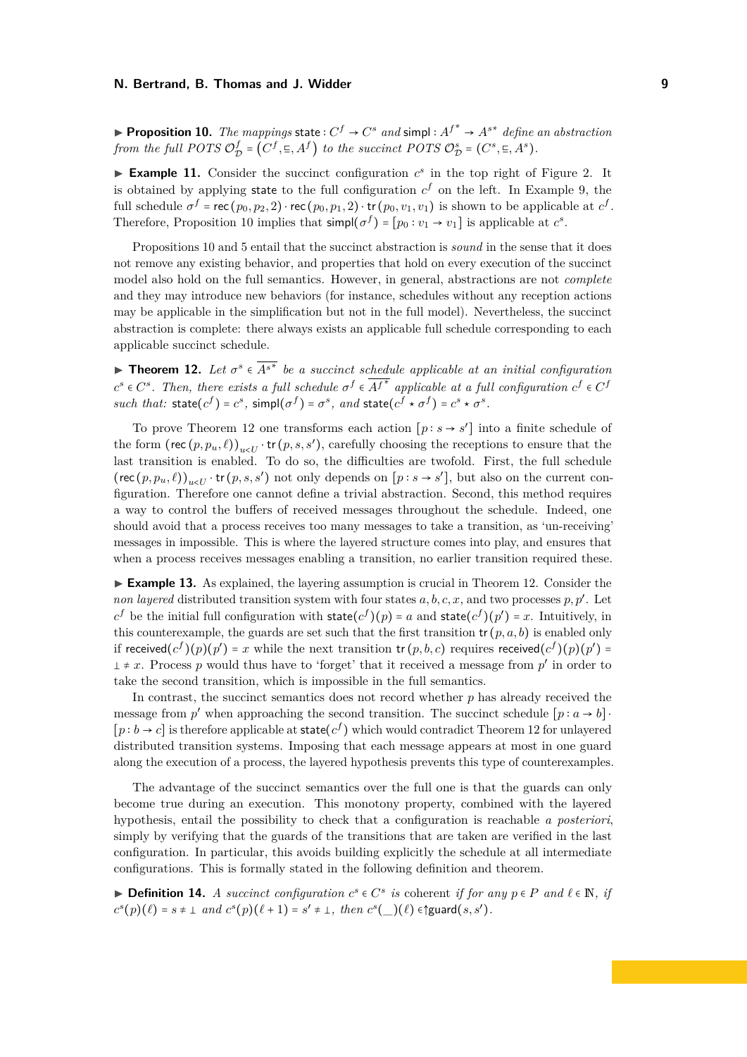▶ **Proposition 10.** *The mappings* $\mathsf{state} : C^f \to C^s$ *and* $\mathsf{simpl} : {A^f}^* \to {A^s}^*$ *define an abstraction from the full POTS* $\mathcal{O}^f_{\mathcal{D}} = \left(C^f, \sqsubseteq, A^f\right)$ *to the succinct POTS* $\mathcal{O}^s_{\mathcal{D}} = (C^s, \sqsubseteq, A^s)$.

▶ **Example 11.** Consider the succinct configuration $c^s$ in the top right of Figure 2. It is obtained by applying $\mathsf{state}$ to the full configuration $c^f$ on the left. In Example 9, the full schedule $\sigma^f = \mathsf{rec}\,(p_0, p_2, 2) \cdot \mathsf{rec}\,(p_0, p_1, 2) \cdot \mathsf{tr}\,(p_0, v_1, v_1)$ is shown to be applicable at $c^f$. Therefore, Proposition 10 implies that $\mathsf{simpl}(\sigma^f) = [p_0 : v_1 \to v_1]$ is applicable at $c^s$.

Propositions 10 and 5 entail that the succinct abstraction is *sound* in the sense that it does not remove any existing behavior, and properties that hold on every execution of the succinct model also hold on the full semantics. However, in general, abstractions are not *complete* and they may introduce new behaviors (for instance, schedules without any reception actions may be applicable in the simplification but not in the full model). Nevertheless, the succinct abstraction is complete: there always exists an applicable full schedule corresponding to each applicable succinct schedule.

▶ **Theorem 12.** *Let* $\sigma^s \in \overline{{A^s}^*}$ *be a succinct schedule applicable at an initial configuration* $c^s \in C^s$*. Then, there exists a full schedule* $\sigma^f \in \overline{{A^f}^*}$ *applicable at a full configuration* $c^f \in C^f$ *such that:* $\mathsf{state}(c^f) = c^s$*,* $\mathsf{simpl}(\sigma^f) = \sigma^s$*, and* $\mathsf{state}(c^f \star \sigma^f) = c^s \star \sigma^s$.

To prove Theorem 12 one transforms each action $[p : s \to s']$ into a finite schedule of the form $\left(\mathsf{rec}\,(p, p_u, \ell)\right)_{u<U} \cdot \mathsf{tr}\,(p, s, s')$, carefully choosing the receptions to ensure that the last transition is enabled. To do so, the difficulties are twofold. First, the full schedule $\left(\mathsf{rec}\,(p, p_u, \ell)\right)_{u<U} \cdot \mathsf{tr}\,(p, s, s')$ not only depends on $[p : s \to s']$, but also on the current configuration. Therefore one cannot define a trivial abstraction. Second, this method requires a way to control the buffers of received messages throughout the schedule. Indeed, one should avoid that a process receives too many messages to take a transition, as 'un-receiving' messages in impossible. This is where the layered structure comes into play, and ensures that when a process receives messages enabling a transition, no earlier transition required these.

▶ **Example 13.** As explained, the layering assumption is crucial in Theorem 12. Consider the *non layered* distributed transition system with four states $a, b, c, x$, and two processes $p, p'$. Let $c^f$ be the initial full configuration with $\mathsf{state}(c^f)(p) = a$ and $\mathsf{state}(c^f)(p') = x$. Intuitively, in this counterexample, the guards are set such that the first transition $\mathsf{tr}\,(p, a, b)$ is enabled only if $\mathsf{received}(c^f)(p)(p') = x$ while the next transition $\mathsf{tr}\,(p, b, c)$ requires $\mathsf{received}(c^f)(p)(p') = \bot \neq x$. Process $p$ would thus have to 'forget' that it received a message from $p'$ in order to take the second transition, which is impossible in the full semantics.

In contrast, the succinct semantics does not record whether $p$ has already received the message from $p'$ when approaching the second transition. The succinct schedule $[p : a \to b] \cdot [p : b \to c]$ is therefore applicable at $\mathsf{state}(c^f)$ which would contradict Theorem 12 for unlayered distributed transition systems. Imposing that each message appears at most in one guard along the execution of a process, the layered hypothesis prevents this type of counterexamples.

The advantage of the succinct semantics over the full one is that the guards can only become true during an execution. This monotony property, combined with the layered hypothesis, entail the possibility to check that a configuration is reachable *a posteriori*, simply by verifying that the guards of the transitions that are taken are verified in the last configuration. In particular, this avoids building explicitly the schedule at all intermediate configurations. This is formally stated in the following definition and theorem.

▶ **Definition 14.** *A succinct configuration* $c^s \in C^s$ *is* coherent *if for any* $p \in P$ *and* $\ell \in \mathbb{N}$*, if* $c^s(p)(\ell) = s \neq \bot$ *and* $c^s(p)(\ell+1) = s' \neq \bot$*, then* $c^s(\_)(\ell) \in \uparrow\!\mathsf{guard}(s, s')$.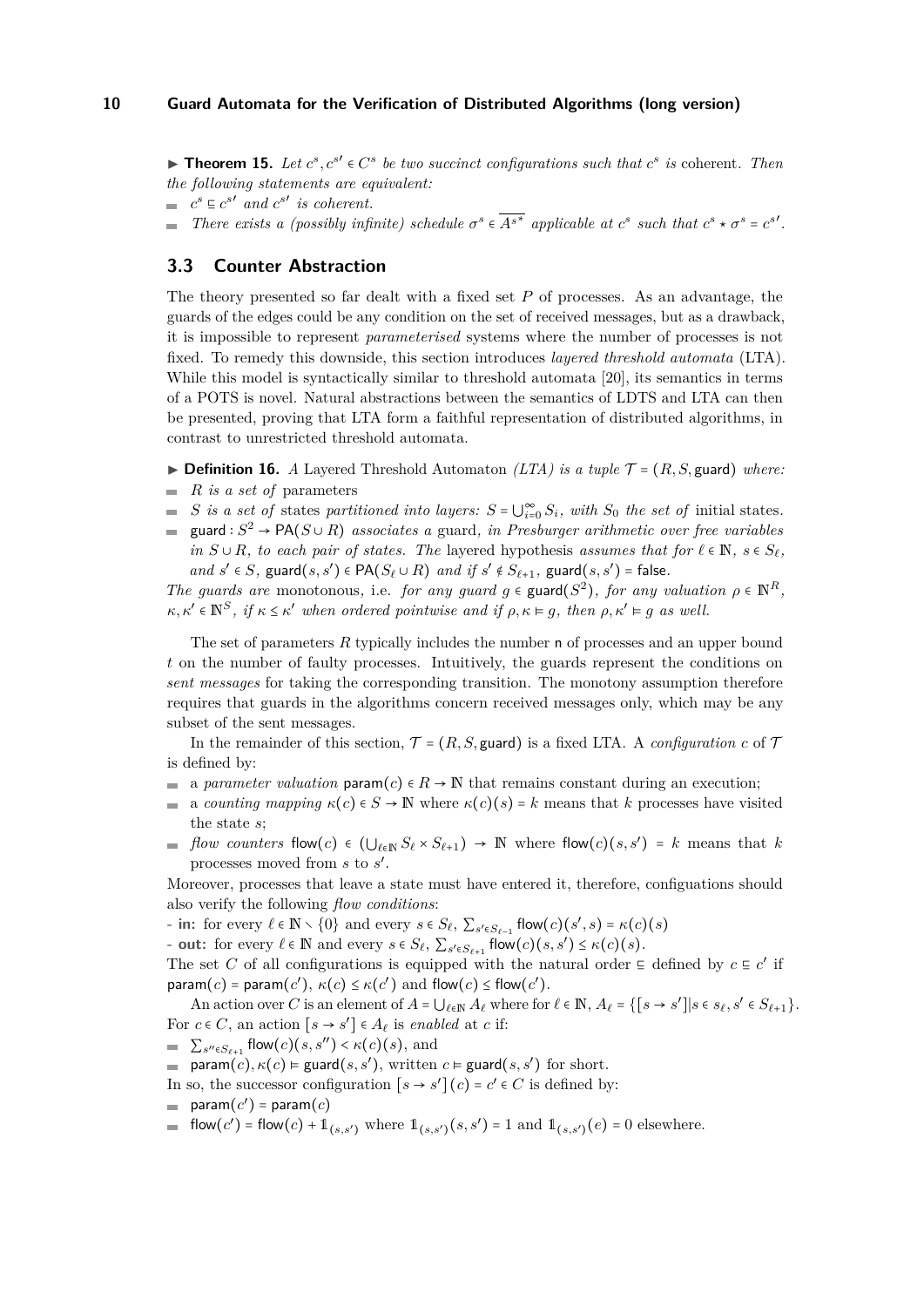▶ **Theorem 15.** *Let $c^s, c^{s\prime} \in C^s$ be two succinct configurations such that $c^s$ is* coherent*. Then the following statements are equivalent:*

- $c^s \sqsubseteq c^{s\prime}$ *and $c^{s\prime}$ is coherent.*
- *There exists a (possibly infinite) schedule $\sigma^s \in \overline{A^{s*}}$ applicable at $c^s$ such that $c^s \star \sigma^s = c^{s\prime}$.*

## 3.3 Counter Abstraction

The theory presented so far dealt with a fixed set $P$ of processes. As an advantage, the guards of the edges could be any condition on the set of received messages, but as a drawback, it is impossible to represent *parameterised* systems where the number of processes is not fixed. To remedy this downside, this section introduces *layered threshold automata* (LTA). While this model is syntactically similar to threshold automata [20], its semantics in terms of a POTS is novel. Natural abstractions between the semantics of LDTS and LTA can then be presented, proving that LTA form a faithful representation of distributed algorithms, in contrast to unrestricted threshold automata.

▶ **Definition 16.** *A* Layered Threshold Automaton *(LTA) is a tuple $\mathcal{T} = (R, S, \mathsf{guard})$ where:*

- *$R$ is a set of* parameters
- *$S$ is a set of* states *partitioned into layers: $S = \bigcup_{i=0}^{\infty} S_i$, with $S_0$ the set of* initial states.
- *$\mathsf{guard} : S^2 \to \mathsf{PA}(S \cup R)$ associates a* guard*, in Presburger arithmetic over free variables in $S \cup R$, to each pair of states. The* layered hypothesis *assumes that for $\ell \in \mathbb{N}$, $s \in S_\ell$, and $s' \in S$, $\mathsf{guard}(s, s') \in \mathsf{PA}(S_\ell \cup R)$ and if $s' \notin S_{\ell+1}$, $\mathsf{guard}(s, s') = \mathsf{false}$.*

*The guards are* monotonous*, i.e. for any guard $g \in \mathsf{guard}(S^2)$, for any valuation $\rho \in \mathbb{N}^R$, $\kappa, \kappa' \in \mathbb{N}^S$, if $\kappa \le \kappa'$ when ordered pointwise and if $\rho, \kappa \vDash g$, then $\rho, \kappa' \vDash g$ as well.*

The set of parameters $R$ typically includes the number $\mathsf{n}$ of processes and an upper bound $t$ on the number of faulty processes. Intuitively, the guards represent the conditions on *sent messages* for taking the corresponding transition. The monotony assumption therefore requires that guards in the algorithms concern received messages only, which may be any subset of the sent messages.

In the remainder of this section, $\mathcal{T} = (R, S, \mathsf{guard})$ is a fixed LTA. A *configuration* $c$ of $\mathcal{T}$ is defined by:

- a *parameter valuation* $\mathsf{param}(c) \in R \to \mathbb{N}$ that remains constant during an execution;
- a *counting mapping* $\kappa(c) \in S \to \mathbb{N}$ where $\kappa(c)(s) = k$ means that $k$ processes have visited the state $s$;
- *flow counters* $\mathsf{flow}(c) \in (\bigcup_{\ell \in \mathbb{N}} S_\ell \times S_{\ell+1}) \to \mathbb{N}$ where $\mathsf{flow}(c)(s, s') = k$ means that $k$ processes moved from $s$ to $s'$.

Moreover, processes that leave a state must have entered it, therefore, configuations should also verify the following *flow conditions*:

- **in:** for every $\ell \in \mathbb{N} \setminus \{0\}$ and every $s \in S_\ell$, $\sum_{s' \in S_{\ell-1}} \mathsf{flow}(c)(s', s) = \kappa(c)(s)$
- **out:** for every $\ell \in \mathbb{N}$ and every $s \in S_\ell$, $\sum_{s' \in S_{\ell+1}} \mathsf{flow}(c)(s, s') \le \kappa(c)(s)$.

The set $C$ of all configurations is equipped with the natural order $\sqsubseteq$ defined by $c \sqsubseteq c'$ if $\mathsf{param}(c) = \mathsf{param}(c')$, $\kappa(c) \le \kappa(c')$ and $\mathsf{flow}(c) \le \mathsf{flow}(c')$.

An action over $C$ is an element of $A = \bigcup_{\ell \in \mathbb{N}} A_\ell$ where for $\ell \in \mathbb{N}$, $A_\ell = \{[s \to s'] | s \in s_\ell, s' \in S_{\ell+1}\}$. For $c \in C$, an action $[s \to s'] \in A_\ell$ is *enabled* at $c$ if:

- $\sum_{s'' \in S_{\ell+1}} \mathsf{flow}(c)(s, s'') < \kappa(c)(s)$, and
- $\mathsf{param}(c), \kappa(c) \vDash \mathsf{guard}(s, s')$, written $c \vDash \mathsf{guard}(s, s')$ for short.

In so, the successor configuration $[s \to s'](c) = c' \in C$ is defined by:

- $\mathsf{param}(c') = \mathsf{param}(c)$
- $\mathsf{flow}(c') = \mathsf{flow}(c) + \mathbb{1}_{(s,s')}$ where $\mathbb{1}_{(s,s')}(s, s') = 1$ and $\mathbb{1}_{(s,s')}(e) = 0$ elsewhere.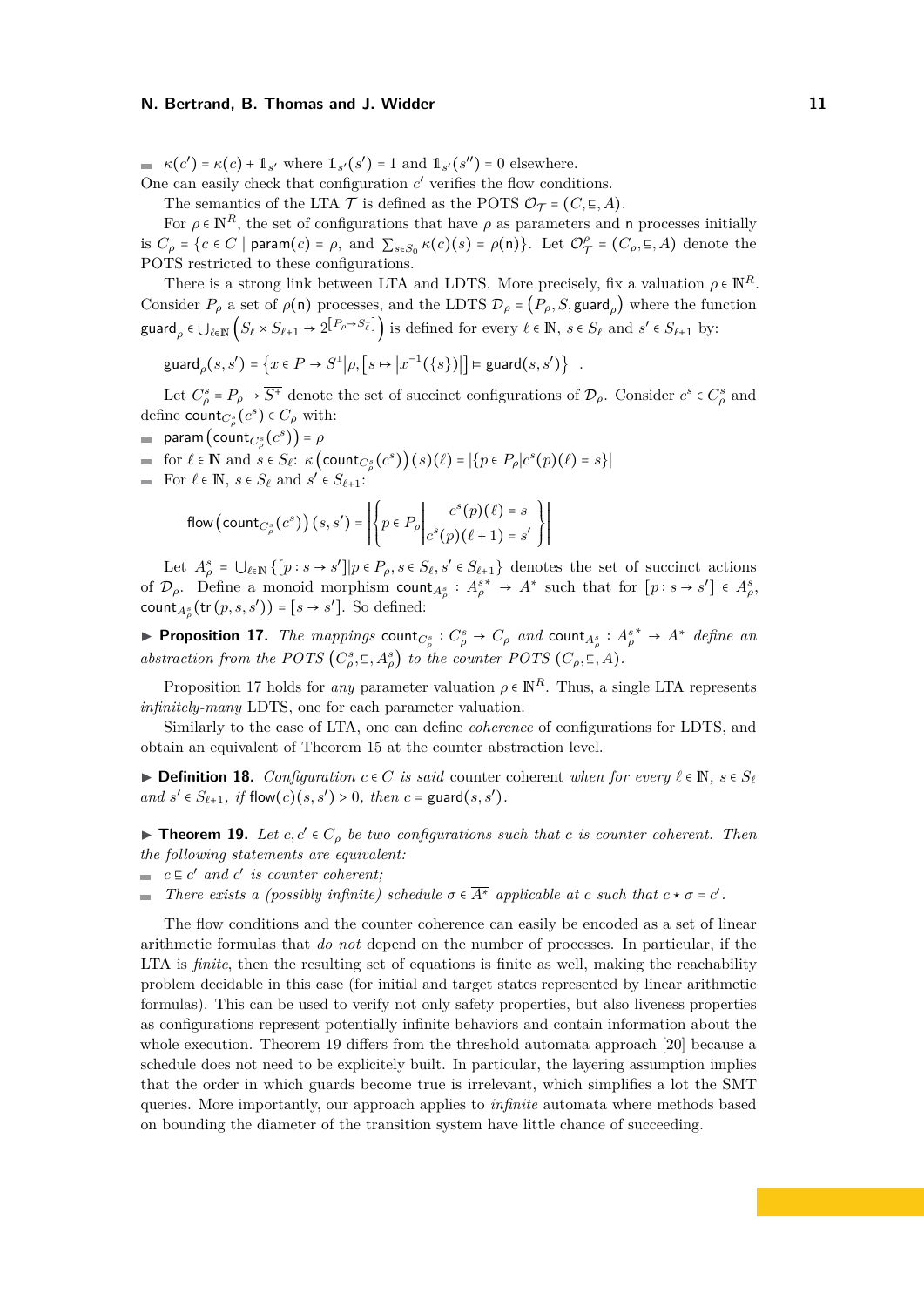- $\kappa(c') = \kappa(c) + \mathbb{1}_{s'}$ where $\mathbb{1}_{s'}(s') = 1$ and $\mathbb{1}_{s'}(s'') = 0$ elsewhere.

One can easily check that configuration $c'$ verifies the flow conditions.

The semantics of the LTA $\mathcal{T}$ is defined as the POTS $\mathcal{O}_{\mathcal{T}} = (C, \sqsubseteq, A)$.

For $\rho \in \mathbb{N}^R$, the set of configurations that have $\rho$ as parameters and $\mathsf{n}$ processes initially is $C_\rho = \{c \in C \mid \mathsf{param}(c) = \rho, \text{ and } \sum_{s \in S_0} \kappa(c)(s) = \rho(\mathsf{n})\}$. Let $\mathcal{O}^\rho_{\mathcal{T}} = (C_\rho, \sqsubseteq, A)$ denote the POTS restricted to these configurations.

There is a strong link between LTA and LDTS. More precisely, fix a valuation $\rho \in \mathbb{N}^R$. Consider $P_\rho$ a set of $\rho(\mathsf{n})$ processes, and the LDTS $\mathcal{D}_\rho = (P_\rho, S, \mathsf{guard}_\rho)$ where the function $\mathsf{guard}_\rho \in \bigcup_{\ell \in \mathbb{N}} \left(S_\ell \times S_{\ell+1} \to 2^{[P_\rho \to S^\perp_\ell]}\right)$ is defined for every $\ell \in \mathbb{N}$, $s \in S_\ell$ and $s' \in S_{\ell+1}$ by:

$$\mathsf{guard}_\rho(s, s') = \left\{x \in P \to S^\perp \middle| \rho, \left[s \mapsto \left|x^{-1}(\{s\})\right|\right] \vDash \mathsf{guard}(s, s')\right\} \quad .$$

Let $C^s_\rho = P_\rho \to \overline{S^+}$ denote the set of succinct configurations of $\mathcal{D}_\rho$. Consider $c^s \in C^s_\rho$ and define $\mathsf{count}_{C^s_\rho}(c^s) \in C_\rho$ with:

- $\mathsf{param}\left(\mathsf{count}_{C^s_\rho}(c^s)\right) = \rho$
- for $\ell \in \mathbb{N}$ and $s \in S_\ell$: $\kappa\left(\mathsf{count}_{C^s_\rho}(c^s)\right)(s)(\ell) = |\{p \in P_\rho | c^s(p)(\ell) = s\}|$
- For $\ell \in \mathbb{N}$, $s \in S_\ell$ and $s' \in S_{\ell+1}$:

$$\mathsf{flow}\left(\mathsf{count}_{C^s_\rho}(c^s)\right)(s, s') = \left|\left\{p \in P_\rho \middle| \begin{array}{c} c^s(p)(\ell) = s \\ c^s(p)(\ell+1) = s' \end{array}\right\}\right|$$

Let $A^s_\rho = \bigcup_{\ell \in \mathbb{N}} \{[p : s \to s'] | p \in P_\rho, s \in S_\ell, s' \in S_{\ell+1}\}$ denotes the set of succinct actions of $\mathcal{D}_\rho$. Define a monoid morphism $\mathsf{count}_{A^s_\rho} : A^{s*}_\rho \to A^*$ such that for $[p : s \to s'] \in A^s_\rho$, $\mathsf{count}_{A^s_\rho}(\mathsf{tr}(p, s, s')) = [s \to s']$. So defined:

▶ **Proposition 17.** *The mappings $\mathsf{count}_{C^s_\rho} : C^s_\rho \to C_\rho$ and $\mathsf{count}_{A^s_\rho} : A^{s*}_\rho \to A^*$ define an abstraction from the POTS $\left(C^s_\rho, \sqsubseteq, A^s_\rho\right)$ to the counter POTS $(C_\rho, \sqsubseteq, A)$.*

Proposition 17 holds for *any* parameter valuation $\rho \in \mathbb{N}^R$. Thus, a single LTA represents *infinitely-many* LDTS, one for each parameter valuation.

Similarly to the case of LTA, one can define *coherence* of configurations for LDTS, and obtain an equivalent of Theorem 15 at the counter abstraction level.

▶ **Definition 18.** *Configuration $c \in C$ is said* counter coherent *when for every $\ell \in \mathbb{N}$, $s \in S_\ell$ and $s' \in S_{\ell+1}$, if $\mathsf{flow}(c)(s, s') > 0$, then $c \vDash \mathsf{guard}(s, s')$.*

▶ **Theorem 19.** *Let $c, c' \in C_\rho$ be two configurations such that $c$ is counter coherent. Then the following statements are equivalent:*

- *$c \sqsubseteq c'$ and $c'$ is counter coherent;*
- *There exists a (possibly infinite) schedule $\sigma \in \overline{A^*}$ applicable at $c$ such that $c \star \sigma = c'$.*

The flow conditions and the counter coherence can easily be encoded as a set of linear arithmetic formulas that *do not* depend on the number of processes. In particular, if the LTA is *finite*, then the resulting set of equations is finite as well, making the reachability problem decidable in this case (for initial and target states represented by linear arithmetic formulas). This can be used to verify not only safety properties, but also liveness properties as configurations represent potentially infinite behaviors and contain information about the whole execution. Theorem 19 differs from the threshold automata approach [20] because a schedule does not need to be explicitely built. In particular, the layering assumption implies that the order in which guards become true is irrelevant, which simplifies a lot the SMT queries. More importantly, our approach applies to *infinite* automata where methods based on bounding the diameter of the transition system have little chance of succeeding.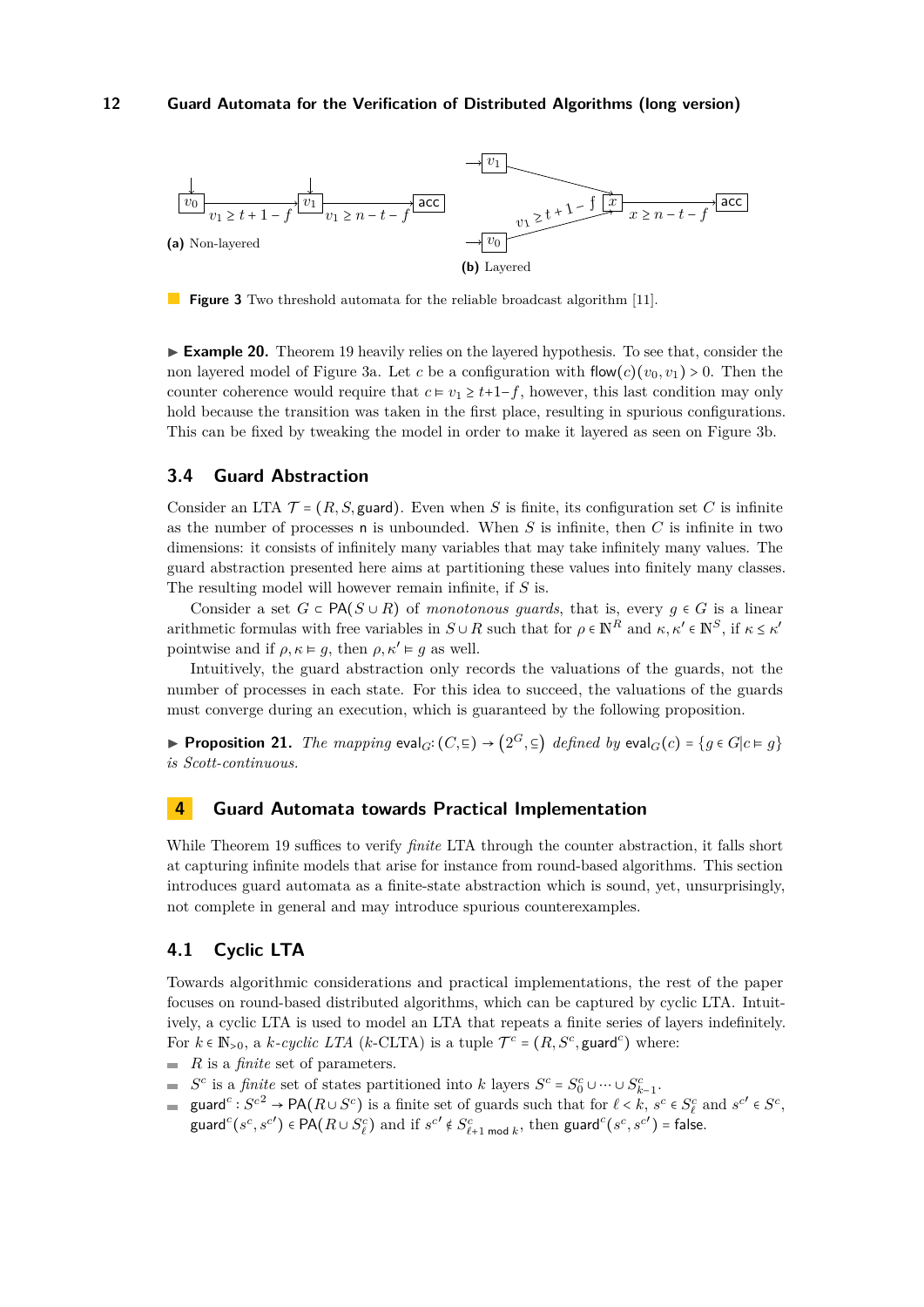(a) Non-layered

(b) Layered

**Figure 3** Two threshold automata for the reliable broadcast algorithm [11].

▶ **Example 20.** Theorem 19 heavily relies on the layered hypothesis. To see that, consider the non layered model of Figure 3a. Let $c$ be a configuration with $\mathsf{flow}(c)(v_0, v_1) > 0$. Then the counter coherence would require that $c \models v_1 \geq t{+}1{-}f$, however, this last condition may only hold because the transition was taken in the first place, resulting in spurious configurations. This can be fixed by tweaking the model in order to make it layered as seen on Figure 3b.

## 3.4 Guard Abstraction

Consider an LTA $\mathcal{T} = (R, S, \mathsf{guard})$. Even when $S$ is finite, its configuration set $C$ is infinite as the number of processes $\mathsf{n}$ is unbounded. When $S$ is infinite, then $C$ is infinite in two dimensions: it consists of infinitely many variables that may take infinitely many values. The guard abstraction presented here aims at partitioning these values into finitely many classes. The resulting model will however remain infinite, if $S$ is.

Consider a set $G \subset \mathsf{PA}(S \cup R)$ of *monotonous guards*, that is, every $g \in G$ is a linear arithmetic formulas with free variables in $S \cup R$ such that for $\rho \in \mathbb{N}^R$ and $\kappa, \kappa' \in \mathbb{N}^S$, if $\kappa \leq \kappa'$ pointwise and if $\rho, \kappa \models g$, then $\rho, \kappa' \models g$ as well.

Intuitively, the guard abstraction only records the valuations of the guards, not the number of processes in each state. For this idea to succeed, the valuations of the guards must converge during an execution, which is guaranteed by the following proposition.

▶ **Proposition 21.** *The mapping* $\mathsf{eval}_G \colon (C, \sqsubseteq) \to \left(2^G, \subseteq\right)$ *defined by* $\mathsf{eval}_G(c) = \{g \in G | c \models g\}$ *is Scott-continuous.*

# 4 Guard Automata towards Practical Implementation

While Theorem 19 suffices to verify *finite* LTA through the counter abstraction, it falls short at capturing infinite models that arise for instance from round-based algorithms. This section introduces guard automata as a finite-state abstraction which is sound, yet, unsurprisingly, not complete in general and may introduce spurious counterexamples.

## 4.1 Cyclic LTA

Towards algorithmic considerations and practical implementations, the rest of the paper focuses on round-based distributed algorithms, which can be captured by cyclic LTA. Intuitively, a cyclic LTA is used to model an LTA that repeats a finite series of layers indefinitely. For $k \in \mathbb{N}_{>0}$, a *$k$-cyclic LTA* ($k$-CLTA) is a tuple $\mathcal{T}^c = (R, S^c, \mathsf{guard}^c)$ where:

- $R$ is a *finite* set of parameters.
- $S^c$ is a *finite* set of states partitioned into $k$ layers $S^c = S^c_0 \cup \cdots \cup S^c_{k-1}$.
- $\mathsf{guard}^c : {S^c}^2 \to \mathsf{PA}(R \cup S^c)$ is a finite set of guards such that for $\ell < k$, $s^c \in S^c_\ell$ and $s^{c\prime} \in S^c$, $\mathsf{guard}^c(s^c, s^{c\prime}) \in \mathsf{PA}(R \cup S^c_\ell)$ and if $s^{c\prime} \notin S^c_{\ell+1 \bmod k}$, then $\mathsf{guard}^c(s^c, s^{c\prime}) = \mathsf{false}$.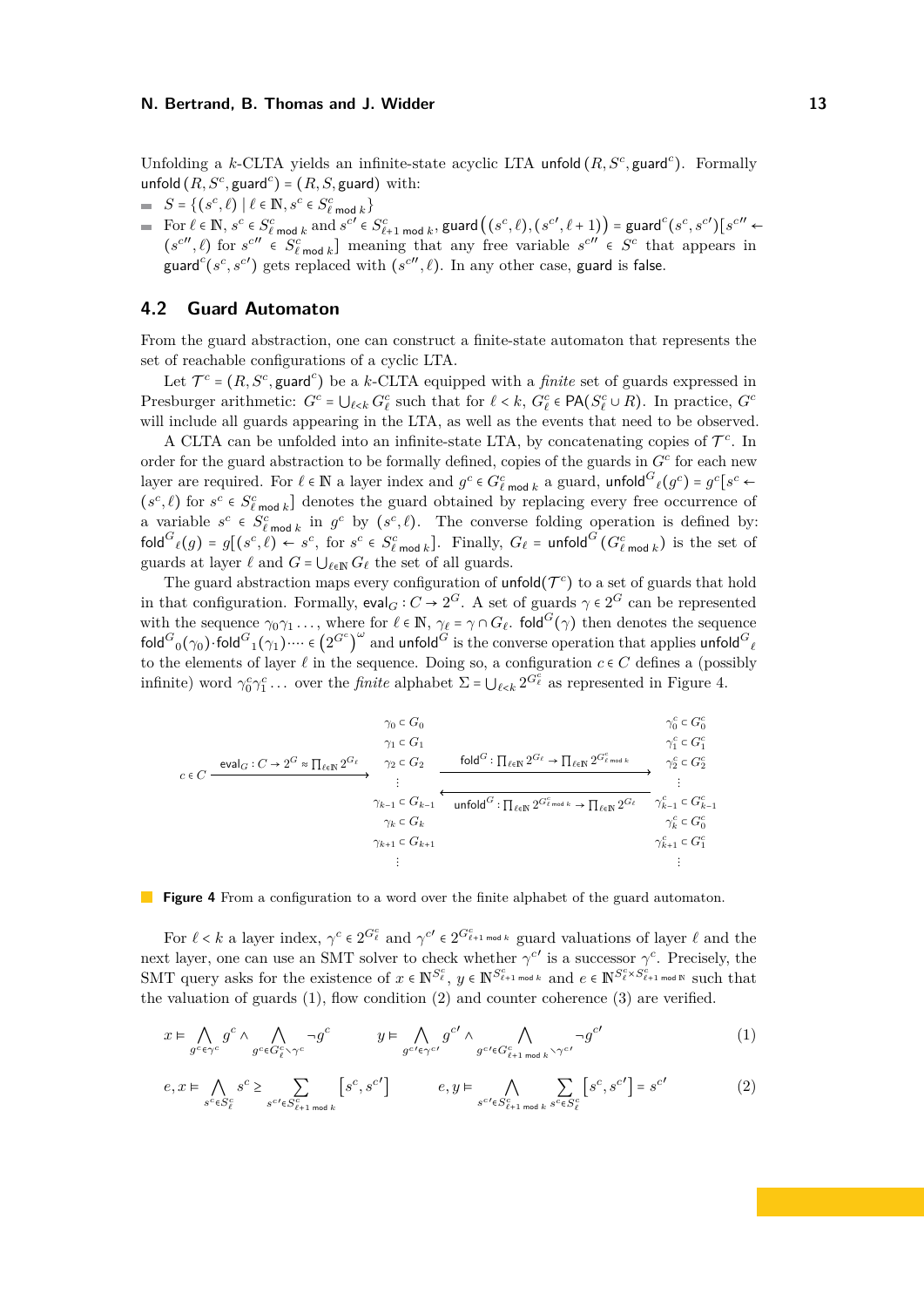Unfolding a $k$-CLTA yields an infinite-state acyclic LTA $\mathsf{unfold}(R, S^c, \mathsf{guard}^c)$. Formally $\mathsf{unfold}(R, S^c, \mathsf{guard}^c) = (R, S, \mathsf{guard})$ with:

- $S = \{(s^c, \ell) \mid \ell \in \mathbb{N}, s^c \in S^c_{\ell \bmod k}\}$
- For $\ell \in \mathbb{N}$, $s^c \in S^c_{\ell \bmod k}$ and $s^{c\prime} \in S^c_{\ell+1 \bmod k}$, $\mathsf{guard}\big((s^c, \ell), (s^{c\prime}, \ell+1)\big) = \mathsf{guard}^c(s^c, s^{c\prime})[s^{c\prime\prime} \leftarrow (s^{c\prime\prime}, \ell)$ for $s^{c\prime\prime} \in S^c_{\ell \bmod k}]$ meaning that any free variable $s^{c\prime\prime} \in S^c$ that appears in $\mathsf{guard}^c(s^c, s^{c\prime})$ gets replaced with $(s^{c\prime\prime}, \ell)$. In any other case, $\mathsf{guard}$ is $\mathsf{false}$.

## 4.2 Guard Automaton

From the guard abstraction, one can construct a finite-state automaton that represents the set of reachable configurations of a cyclic LTA.

Let $\mathcal{T}^c = (R, S^c, \mathsf{guard}^c)$ be a $k$-CLTA equipped with a *finite* set of guards expressed in Presburger arithmetic: $G^c = \bigcup_{\ell<k} G^c_\ell$ such that for $\ell < k$, $G^c_\ell \in \mathsf{PA}(S^c_\ell \cup R)$. In practice, $G^c$ will include all guards appearing in the LTA, as well as the events that need to be observed.

A CLTA can be unfolded into an infinite-state LTA, by concatenating copies of $\mathcal{T}^c$. In order for the guard abstraction to be formally defined, copies of the guards in $G^c$ for each new layer are required. For $\ell \in \mathbb{N}$ a layer index and $g^c \in G^c_{\ell \bmod k}$ a guard, $\mathsf{unfold}^G{}_\ell(g^c) = g^c[s^c \leftarrow (s^c, \ell)$ for $s^c \in S^c_{\ell \bmod k}]$ denotes the guard obtained by replacing every free occurrence of a variable $s^c \in S^c_{\ell \bmod k}$ in $g^c$ by $(s^c, \ell)$. The converse folding operation is defined by: $\mathsf{fold}^G{}_\ell(g) = g[(s^c, \ell) \leftarrow s^c$, for $s^c \in S^c_{\ell \bmod k}]$. Finally, $G_\ell = \mathsf{unfold}^G(G^c_{\ell \bmod k})$ is the set of guards at layer $\ell$ and $G = \bigcup_{\ell \in \mathbb{N}} G_\ell$ the set of all guards.

The guard abstraction maps every configuration of $\mathsf{unfold}(\mathcal{T}^c)$ to a set of guards that hold in that configuration. Formally, $\mathsf{eval}_G : C \to 2^G$. A set of guards $\gamma \in 2^G$ can be represented with the sequence $\gamma_0\gamma_1\ldots$, where for $\ell \in \mathbb{N}$, $\gamma_\ell = \gamma \cap G_\ell$. $\mathsf{fold}^G(\gamma)$ then denotes the sequence $\mathsf{fold}^G{}_0(\gamma_0)\cdot\mathsf{fold}^G{}_1(\gamma_1)\cdots \in \left(2^{G^c}\right)^\omega$ and $\mathsf{unfold}^G$ is the converse operation that applies $\mathsf{unfold}^G{}_\ell$ to the elements of layer $\ell$ in the sequence. Doing so, a configuration $c \in C$ defines a (possibly infinite) word $\gamma^c_0\gamma^c_1\ldots$ over the *finite* alphabet $\Sigma = \bigcup_{\ell<k} 2^{G^c_\ell}$ as represented in Figure 4.

$$
c \in C \xrightarrow{\mathsf{eval}_G : C \to 2^G \approx \prod_{\ell\in\mathbb{N}} 2^{G_\ell}}
\begin{array}{c}
\gamma_0 \subset G_0\\
\gamma_1 \subset G_1\\
\gamma_2 \subset G_2\\
\vdots\\
\gamma_{k-1} \subset G_{k-1}\\
\gamma_k \subset G_k\\
\gamma_{k+1} \subset G_{k+1}\\
\vdots
\end{array}
\begin{array}{c}
\xrightarrow{\mathsf{fold}^G : \prod_{\ell\in\mathbb{N}} 2^{G_\ell} \to \prod_{\ell\in\mathbb{N}} 2^{G^c_{\ell \bmod k}}}\\
\xleftarrow[\mathsf{unfold}^G : \prod_{\ell\in\mathbb{N}} 2^{G^c_{\ell \bmod k}} \to \prod_{\ell\in\mathbb{N}} 2^{G_\ell}]{}
\end{array}
\begin{array}{c}
\gamma^c_0 \subset G^c_0\\
\gamma^c_1 \subset G^c_1\\
\gamma^c_2 \subset G^c_2\\
\vdots\\
\gamma^c_{k-1} \subset G^c_{k-1}\\
\gamma^c_k \subset G^c_0\\
\gamma^c_{k+1} \subset G^c_1\\
\vdots
\end{array}
$$

**Figure 4** From a configuration to a word over the finite alphabet of the guard automaton.

For $\ell < k$ a layer index, $\gamma^c \in 2^{G^c_\ell}$ and $\gamma^{c\prime} \in 2^{G^c_{\ell+1 \bmod k}}$ guard valuations of layer $\ell$ and the next layer, one can use an SMT solver to check whether $\gamma^{c\prime}$ is a successor $\gamma^c$. Precisely, the SMT query asks for the existence of $x \in \mathbb{N}^{S^c_\ell}$, $y \in \mathbb{N}^{S^c_{\ell+1 \bmod k}}$ and $e \in \mathbb{N}^{S^c_\ell \times S^c_{\ell+1 \bmod \mathbb{N}}}$ such that the valuation of guards (1), flow condition (2) and counter coherence (3) are verified.

$$
x \vDash \bigwedge_{g^c \in \gamma^c} g^c \wedge \bigwedge_{g^c \in G^c_\ell \setminus \gamma^c} \neg g^c \qquad y \vDash \bigwedge_{g^{c\prime} \in \gamma^{c\prime}} g^{c\prime} \wedge \bigwedge_{g^{c\prime} \in G^c_{\ell+1 \bmod k} \setminus \gamma^{c\prime}} \neg g^{c\prime} \tag{1}
$$

$$
e, x \vDash \bigwedge_{s^c \in S^c_\ell} s^c \geq \sum_{s^{c\prime} \in S^c_{\ell+1 \bmod k}} \left[s^c, s^{c\prime}\right] \qquad e, y \vDash \bigwedge_{s^{c\prime} \in S^c_{\ell+1 \bmod k}} \sum_{s^c \in S^c_\ell} \left[s^c, s^{c\prime}\right] = s^{c\prime} \tag{2}
$$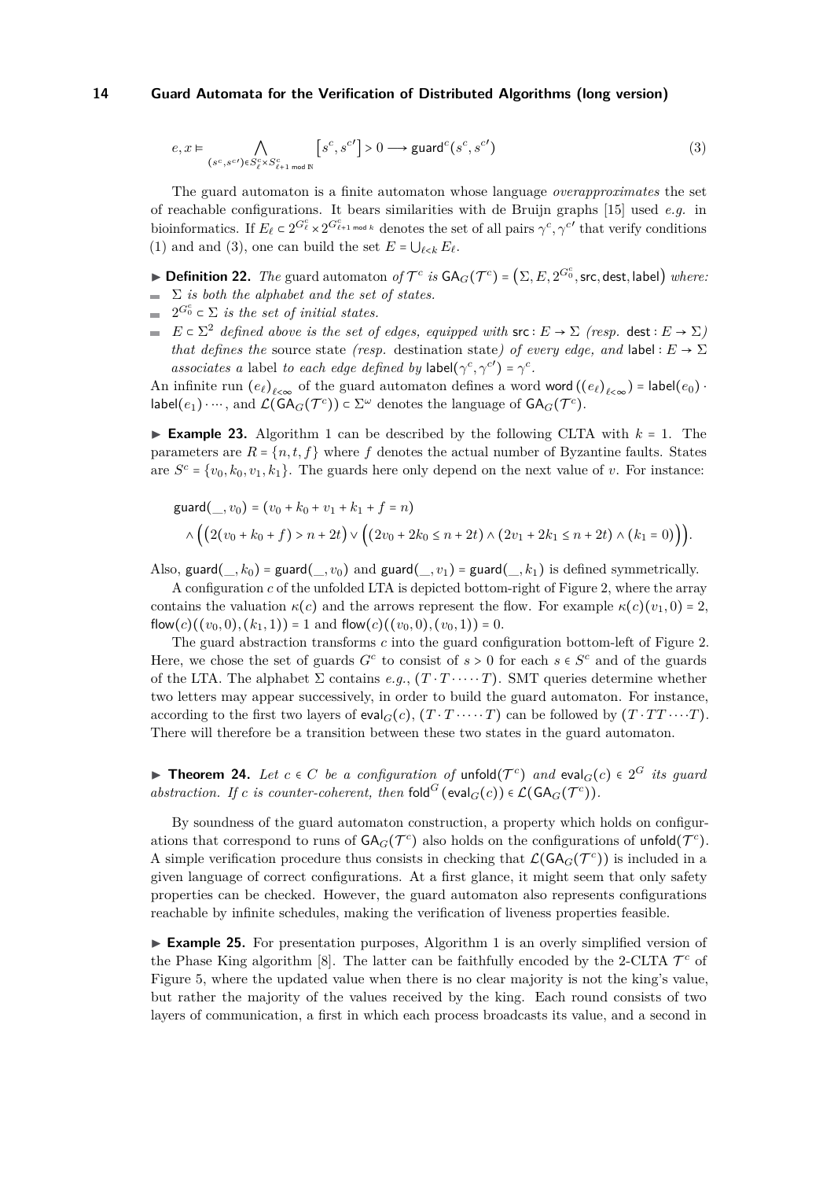$$e, x \models \bigwedge_{(s^c, s^{c\prime}) \in S^c_\ell \times S^c_{\ell+1 \bmod \mathbb{N}}} \left[s^c, s^{c\prime}\right] > 0 \longrightarrow \mathsf{guard}^c(s^c, s^{c\prime}) \tag{3}$$

The guard automaton is a finite automaton whose language *overapproximates* the set of reachable configurations. It bears similarities with de Bruijn graphs [15] used *e.g.* in bioinformatics. If $E_\ell \subset 2^{G^c_\ell} \times 2^{G^c_{\ell+1 \bmod k}}$ denotes the set of all pairs $\gamma^c, \gamma^{c\prime}$ that verify conditions (1) and and (3), one can build the set $E = \bigcup_{\ell < k} E_\ell$.

▶ **Definition 22.** *The* guard automaton *of* $\mathcal{T}^c$ *is* $\mathsf{GA}_G(\mathcal{T}^c) = \left(\Sigma, E, 2^{G^c_0}, \mathsf{src}, \mathsf{dest}, \mathsf{label}\right)$ *where:*

- $\Sigma$ *is both the alphabet and the set of states.*
- $2^{G^c_0} \subset \Sigma$ *is the set of initial states.*
- $E \subset \Sigma^2$ *defined above is the set of edges, equipped with* $\mathsf{src} : E \to \Sigma$ *(resp.* $\mathsf{dest} : E \to \Sigma$*) that defines the* source state *(resp.* destination state*) of every edge, and* $\mathsf{label} : E \to \Sigma$ *associates a* label *to each edge defined by* $\mathsf{label}(\gamma^c, \gamma^{c\prime}) = \gamma^c$.

An infinite run $(e_\ell)_{\ell < \infty}$ of the guard automaton defines a word $\mathsf{word}\left((e_\ell)_{\ell<\infty}\right) = \mathsf{label}(e_0) \cdot \mathsf{label}(e_1) \cdot \cdots$, and $\mathcal{L}(\mathsf{GA}_G(\mathcal{T}^c)) \subset \Sigma^\omega$ denotes the language of $\mathsf{GA}_G(\mathcal{T}^c)$.

▶ **Example 23.** Algorithm 1 can be described by the following CLTA with $k = 1$. The parameters are $R = \{n, t, f\}$ where $f$ denotes the actual number of Byzantine faults. States are $S^c = \{v_0, k_0, v_1, k_1\}$. The guards here only depend on the next value of $v$. For instance:

$$\mathsf{guard}(\_, v_0) = (v_0 + k_0 + v_1 + k_1 + f = n)$$
$$\wedge \Big( \big(2(v_0 + k_0 + f) > n + 2t\big) \vee \big((2v_0 + 2k_0 \leq n + 2t) \wedge (2v_1 + 2k_1 \leq n + 2t) \wedge (k_1 = 0)\big)\Big).$$

Also, $\mathsf{guard}(\_, k_0) = \mathsf{guard}(\_, v_0)$ and $\mathsf{guard}(\_, v_1) = \mathsf{guard}(\_, k_1)$ is defined symmetrically.

A configuration $c$ of the unfolded LTA is depicted bottom-right of Figure 2, where the array contains the valuation $\kappa(c)$ and the arrows represent the flow. For example $\kappa(c)(v_1, 0) = 2$, $\mathsf{flow}(c)((v_0, 0), (k_1, 1)) = 1$ and $\mathsf{flow}(c)((v_0, 0), (v_0, 1)) = 0$.

The guard abstraction transforms $c$ into the guard configuration bottom-left of Figure 2. Here, we chose the set of guards $G^c$ to consist of $s > 0$ for each $s \in S^c$ and of the guards of the LTA. The alphabet $\Sigma$ contains *e.g.*, $(T \cdot T \cdot \cdots \cdot T)$. SMT queries determine whether two letters may appear successively, in order to build the guard automaton. For instance, according to the first two layers of $\mathsf{eval}_G(c)$, $(T \cdot T \cdot \cdots \cdot T)$ can be followed by $(T \cdot TT \cdot \cdots T)$. There will therefore be a transition between these two states in the guard automaton.

▶ **Theorem 24.** *Let* $c \in C$ *be a configuration of* $\mathsf{unfold}(\mathcal{T}^c)$ *and* $\mathsf{eval}_G(c) \in 2^G$ *its guard abstraction. If* $c$ *is counter-coherent, then* $\mathsf{fold}^G(\mathsf{eval}_G(c)) \in \mathcal{L}(\mathsf{GA}_G(\mathcal{T}^c))$.

By soundness of the guard automaton construction, a property which holds on configurations that correspond to runs of $\mathsf{GA}_G(\mathcal{T}^c)$ also holds on the configurations of $\mathsf{unfold}(\mathcal{T}^c)$. A simple verification procedure thus consists in checking that $\mathcal{L}(\mathsf{GA}_G(\mathcal{T}^c))$ is included in a given language of correct configurations. At a first glance, it might seem that only safety properties can be checked. However, the guard automaton also represents configurations reachable by infinite schedules, making the verification of liveness properties feasible.

▶ **Example 25.** For presentation purposes, Algorithm 1 is an overly simplified version of the Phase King algorithm [8]. The latter can be faithfully encoded by the 2-CLTA $\mathcal{T}^c$ of Figure 5, where the updated value when there is no clear majority is not the king's value, but rather the majority of the values received by the king. Each round consists of two layers of communication, a first in which each process broadcasts its value, and a second in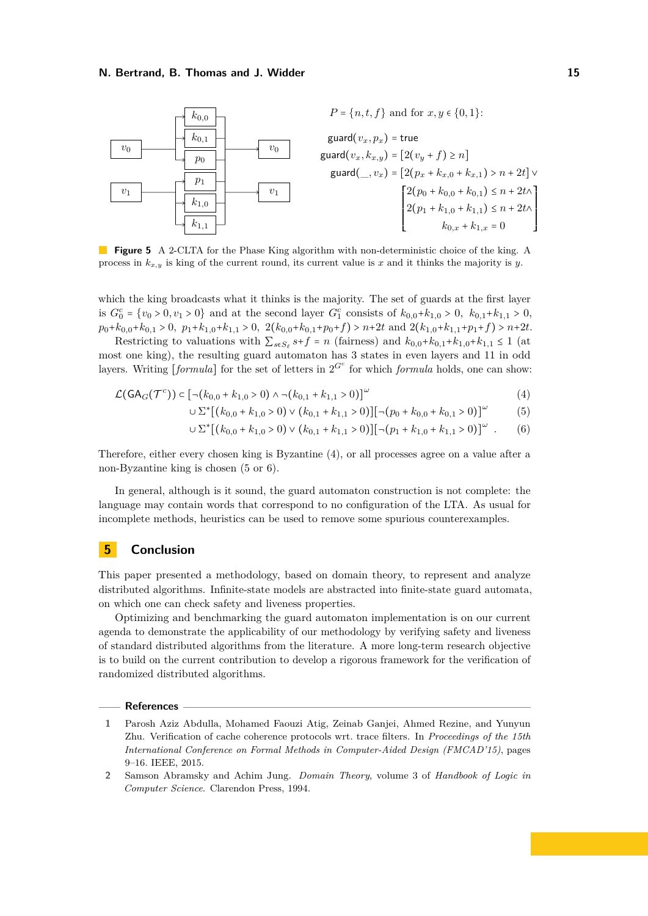$P = \{n, t, f\}$ and for $x, y \in \{0,1\}$:

$$\text{guard}(v_x, p_x) = \text{true}$$
$$\text{guard}(v_x, k_{x,y}) = [2(v_y + f) \geq n]$$
$$\text{guard}(\_, v_x) = [2(p_x + k_{x,0} + k_{x,1}) > n + 2t] \vee \begin{bmatrix} 2(p_0 + k_{0,0} + k_{0,1}) \leq n + 2t \wedge \\ 2(p_1 + k_{1,0} + k_{1,1}) \leq n + 2t \wedge \\ k_{0,x} + k_{1,x} = 0 \end{bmatrix}$$

**Figure 5** A 2-CLTA for the Phase King algorithm with non-deterministic choice of the king. A process in $k_{x,y}$ is king of the current round, its current value is $x$ and it thinks the majority is $y$.

which the king broadcasts what it thinks is the majority. The set of guards at the first layer is $G_0^c = \{v_0 > 0, v_1 > 0\}$ and at the second layer $G_1^c$ consists of $k_{0,0}+k_{1,0} > 0$, $k_{0,1}+k_{1,1} > 0$, $p_0+k_{0,0}+k_{0,1} > 0$, $p_1+k_{1,0}+k_{1,1} > 0$, $2(k_{0,0}+k_{0,1}+p_0+f) > n+2t$ and $2(k_{1,0}+k_{1,1}+p_1+f) > n+2t$.

Restricting to valuations with $\sum_{s \in S_\ell} s + f = n$ (fairness) and $k_{0,0}+k_{0,1}+k_{1,0}+k_{1,1} \leq 1$ (at most one king), the resulting guard automaton has 3 states in even layers and 11 in odd layers. Writing $[\mathit{formula}]$ for the set of letters in $2^{G^c}$ for which *formula* holds, one can show:

$$\mathcal{L}(\mathsf{GA}_G(\mathcal{T}^c)) \subset [\neg(k_{0,0} + k_{1,0} > 0) \wedge \neg(k_{0,1} + k_{1,1} > 0)]^\omega \tag{4}$$
$$\cup\, \Sigma^*[(k_{0,0} + k_{1,0} > 0) \vee (k_{0,1} + k_{1,1} > 0)][\neg(p_0 + k_{0,0} + k_{0,1} > 0)]^\omega \tag{5}$$
$$\cup\, \Sigma^*[(k_{0,0} + k_{1,0} > 0) \vee (k_{0,1} + k_{1,1} > 0)][\neg(p_1 + k_{1,0} + k_{1,1} > 0)]^\omega\ . \tag{6}$$

Therefore, either every chosen king is Byzantine (4), or all processes agree on a value after a non-Byzantine king is chosen (5 or 6).

In general, although is it sound, the guard automaton construction is not complete: the language may contain words that correspond to no configuration of the LTA. As usual for incomplete methods, heuristics can be used to remove some spurious counterexamples.

## 5 Conclusion

This paper presented a methodology, based on domain theory, to represent and analyze distributed algorithms. Infinite-state models are abstracted into finite-state guard automata, on which one can check safety and liveness properties.

Optimizing and benchmarking the guard automaton implementation is on our current agenda to demonstrate the applicability of our methodology by verifying safety and liveness of standard distributed algorithms from the literature. A more long-term research objective is to build on the current contribution to develop a rigorous framework for the verification of randomized distributed algorithms.

### References

1. Parosh Aziz Abdulla, Mohamed Faouzi Atig, Zeinab Ganjei, Ahmed Rezine, and Yunyun Zhu. Verification of cache coherence protocols wrt. trace filters. In *Proceedings of the 15th International Conference on Formal Methods in Computer-Aided Design (FMCAD'15)*, pages 9–16. IEEE, 2015.
2. Samson Abramsky and Achim Jung. *Domain Theory*, volume 3 of *Handbook of Logic in Computer Science*. Clarendon Press, 1994.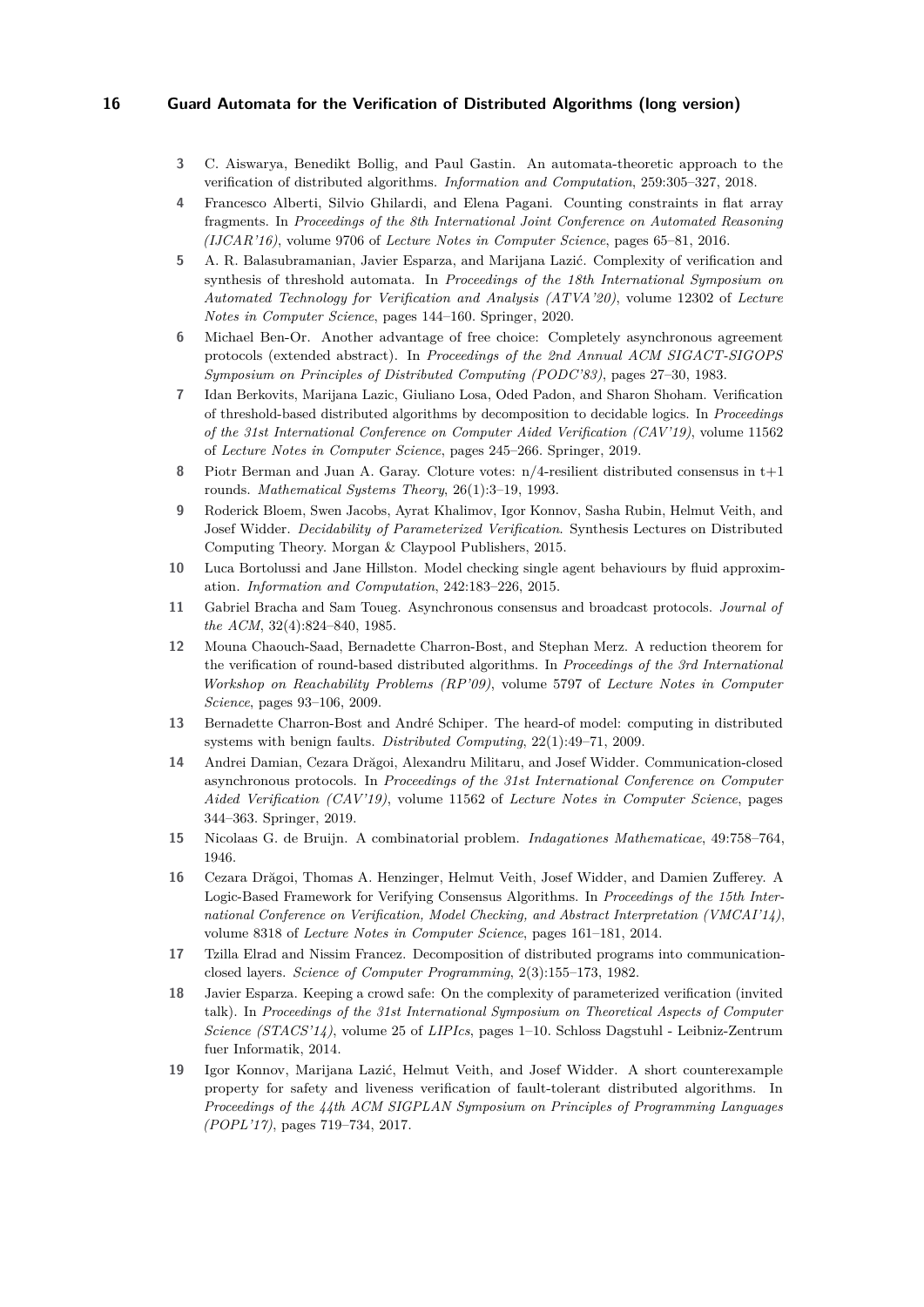3. C. Aiswarya, Benedikt Bollig, and Paul Gastin. An automata-theoretic approach to the verification of distributed algorithms. *Information and Computation*, 259:305–327, 2018.
4. Francesco Alberti, Silvio Ghilardi, and Elena Pagani. Counting constraints in flat array fragments. In *Proceedings of the 8th International Joint Conference on Automated Reasoning (IJCAR'16)*, volume 9706 of *Lecture Notes in Computer Science*, pages 65–81, 2016.
5. A. R. Balasubramanian, Javier Esparza, and Marijana Lazić. Complexity of verification and synthesis of threshold automata. In *Proceedings of the 18th International Symposium on Automated Technology for Verification and Analysis (ATVA'20)*, volume 12302 of *Lecture Notes in Computer Science*, pages 144–160. Springer, 2020.
6. Michael Ben-Or. Another advantage of free choice: Completely asynchronous agreement protocols (extended abstract). In *Proceedings of the 2nd Annual ACM SIGACT-SIGOPS Symposium on Principles of Distributed Computing (PODC'83)*, pages 27–30, 1983.
7. Idan Berkovits, Marijana Lazic, Giuliano Losa, Oded Padon, and Sharon Shoham. Verification of threshold-based distributed algorithms by decomposition to decidable logics. In *Proceedings of the 31st International Conference on Computer Aided Verification (CAV'19)*, volume 11562 of *Lecture Notes in Computer Science*, pages 245–266. Springer, 2019.
8. Piotr Berman and Juan A. Garay. Cloture votes: n/4-resilient distributed consensus in t+1 rounds. *Mathematical Systems Theory*, 26(1):3–19, 1993.
9. Roderick Bloem, Swen Jacobs, Ayrat Khalimov, Igor Konnov, Sasha Rubin, Helmut Veith, and Josef Widder. *Decidability of Parameterized Verification*. Synthesis Lectures on Distributed Computing Theory. Morgan & Claypool Publishers, 2015.
10. Luca Bortolussi and Jane Hillston. Model checking single agent behaviours by fluid approximation. *Information and Computation*, 242:183–226, 2015.
11. Gabriel Bracha and Sam Toueg. Asynchronous consensus and broadcast protocols. *Journal of the ACM*, 32(4):824–840, 1985.
12. Mouna Chaouch-Saad, Bernadette Charron-Bost, and Stephan Merz. A reduction theorem for the verification of round-based distributed algorithms. In *Proceedings of the 3rd International Workshop on Reachability Problems (RP'09)*, volume 5797 of *Lecture Notes in Computer Science*, pages 93–106, 2009.
13. Bernadette Charron-Bost and André Schiper. The heard-of model: computing in distributed systems with benign faults. *Distributed Computing*, 22(1):49–71, 2009.
14. Andrei Damian, Cezara Drăgoi, Alexandru Militaru, and Josef Widder. Communication-closed asynchronous protocols. In *Proceedings of the 31st International Conference on Computer Aided Verification (CAV'19)*, volume 11562 of *Lecture Notes in Computer Science*, pages 344–363. Springer, 2019.
15. Nicolaas G. de Bruijn. A combinatorial problem. *Indagationes Mathematicae*, 49:758–764, 1946.
16. Cezara Drăgoi, Thomas A. Henzinger, Helmut Veith, Josef Widder, and Damien Zufferey. A Logic-Based Framework for Verifying Consensus Algorithms. In *Proceedings of the 15th International Conference on Verification, Model Checking, and Abstract Interpretation (VMCAI'14)*, volume 8318 of *Lecture Notes in Computer Science*, pages 161–181, 2014.
17. Tzilla Elrad and Nissim Francez. Decomposition of distributed programs into communication-closed layers. *Science of Computer Programming*, 2(3):155–173, 1982.
18. Javier Esparza. Keeping a crowd safe: On the complexity of parameterized verification (invited talk). In *Proceedings of the 31st International Symposium on Theoretical Aspects of Computer Science (STACS'14)*, volume 25 of *LIPIcs*, pages 1–10. Schloss Dagstuhl - Leibniz-Zentrum fuer Informatik, 2014.
19. Igor Konnov, Marijana Lazić, Helmut Veith, and Josef Widder. A short counterexample property for safety and liveness verification of fault-tolerant distributed algorithms. In *Proceedings of the 44th ACM SIGPLAN Symposium on Principles of Programming Languages (POPL'17)*, pages 719–734, 2017.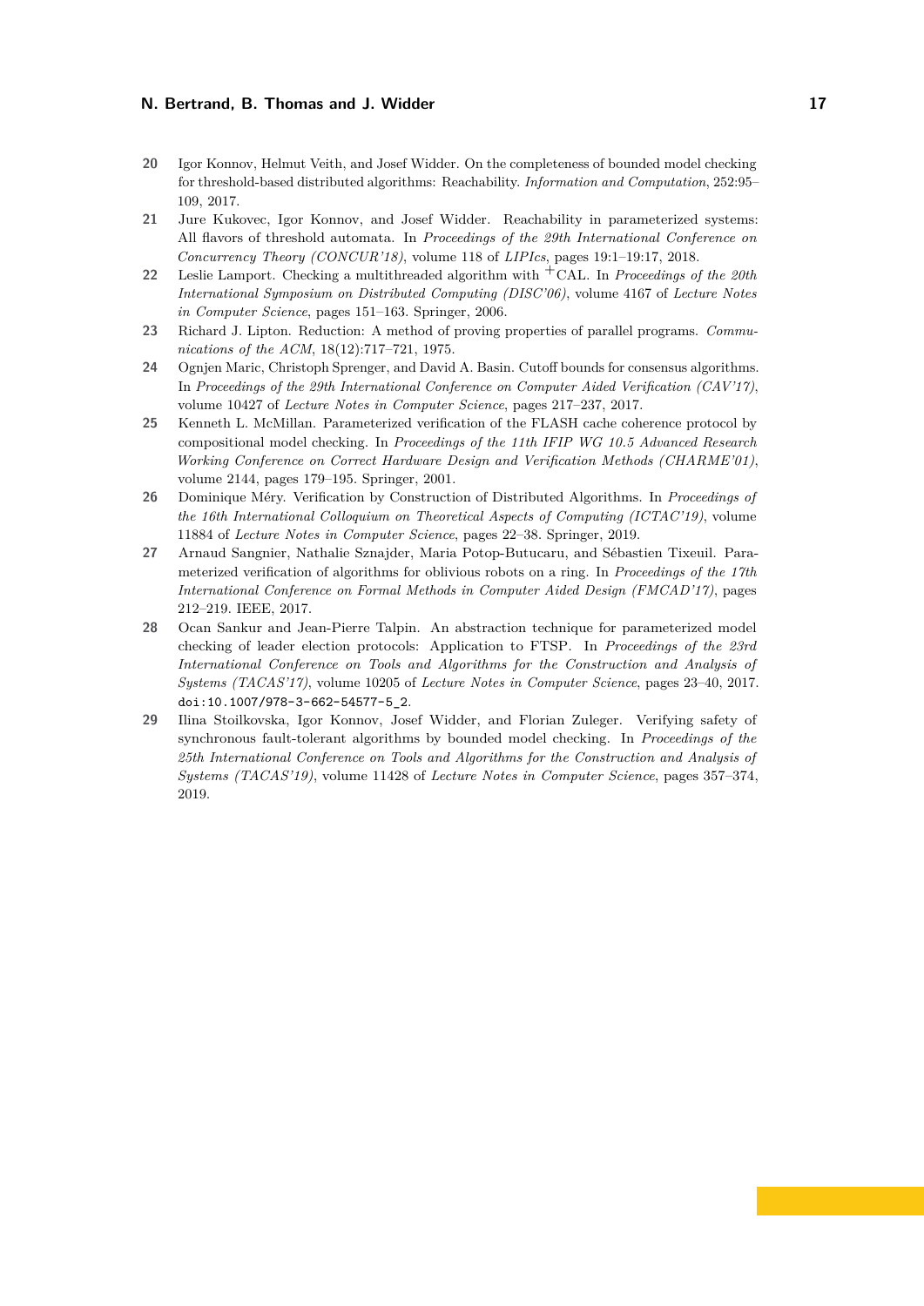20 Igor Konnov, Helmut Veith, and Josef Widder. On the completeness of bounded model checking for threshold-based distributed algorithms: Reachability. *Information and Computation*, 252:95–109, 2017.

21 Jure Kukovec, Igor Konnov, and Josef Widder. Reachability in parameterized systems: All flavors of threshold automata. In *Proceedings of the 29th International Conference on Concurrency Theory (CONCUR'18)*, volume 118 of *LIPIcs*, pages 19:1–19:17, 2018.

22 Leslie Lamport. Checking a multithreaded algorithm with $^{+}$CAL. In *Proceedings of the 20th International Symposium on Distributed Computing (DISC'06)*, volume 4167 of *Lecture Notes in Computer Science*, pages 151–163. Springer, 2006.

23 Richard J. Lipton. Reduction: A method of proving properties of parallel programs. *Communications of the ACM*, 18(12):717–721, 1975.

24 Ognjen Maric, Christoph Sprenger, and David A. Basin. Cutoff bounds for consensus algorithms. In *Proceedings of the 29th International Conference on Computer Aided Verification (CAV'17)*, volume 10427 of *Lecture Notes in Computer Science*, pages 217–237, 2017.

25 Kenneth L. McMillan. Parameterized verification of the FLASH cache coherence protocol by compositional model checking. In *Proceedings of the 11th IFIP WG 10.5 Advanced Research Working Conference on Correct Hardware Design and Verification Methods (CHARME'01)*, volume 2144, pages 179–195. Springer, 2001.

26 Dominique Méry. Verification by Construction of Distributed Algorithms. In *Proceedings of the 16th International Colloquium on Theoretical Aspects of Computing (ICTAC'19)*, volume 11884 of *Lecture Notes in Computer Science*, pages 22–38. Springer, 2019.

27 Arnaud Sangnier, Nathalie Sznajder, Maria Potop-Butucaru, and Sébastien Tixeuil. Parameterized verification of algorithms for oblivious robots on a ring. In *Proceedings of the 17th International Conference on Formal Methods in Computer Aided Design (FMCAD'17)*, pages 212–219. IEEE, 2017.

28 Ocan Sankur and Jean-Pierre Talpin. An abstraction technique for parameterized model checking of leader election protocols: Application to FTSP. In *Proceedings of the 23rd International Conference on Tools and Algorithms for the Construction and Analysis of Systems (TACAS'17)*, volume 10205 of *Lecture Notes in Computer Science*, pages 23–40, 2017. doi:10.1007/978-3-662-54577-5_2.

29 Ilina Stoilkovska, Igor Konnov, Josef Widder, and Florian Zuleger. Verifying safety of synchronous fault-tolerant algorithms by bounded model checking. In *Proceedings of the 25th International Conference on Tools and Algorithms for the Construction and Analysis of Systems (TACAS'19)*, volume 11428 of *Lecture Notes in Computer Science*, pages 357–374, 2019.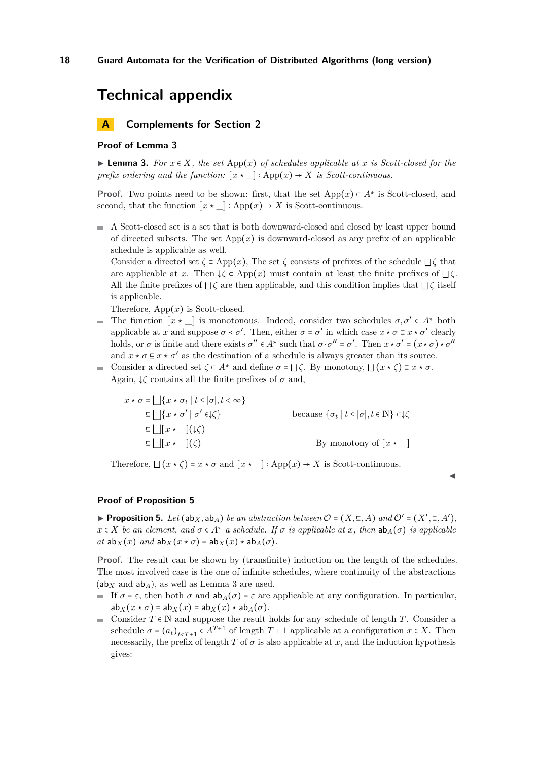# Technical appendix

## A Complements for Section 2

### Proof of Lemma 3

▶ **Lemma 3.** *For $x \in X$, the set $\mathrm{App}(x)$ of schedules applicable at $x$ is Scott-closed for the prefix ordering and the function: $[x \star \_] : \mathrm{App}(x) \to X$ is Scott-continuous.*

**Proof.** Two points need to be shown: first, that the set $\mathrm{App}(x) \subset \overline{A^*}$ is Scott-closed, and second, that the function $[x \star \_] : \mathrm{App}(x) \to X$ is Scott-continuous.

- A Scott-closed set is a set that is both downward-closed and closed by least upper bound of directed subsets. The set $\mathrm{App}(x)$ is downward-closed as any prefix of an applicable schedule is applicable as well.

  Consider a directed set $\zeta \subset \mathrm{App}(x)$, The set $\zeta$ consists of prefixes of the schedule $\bigsqcup \zeta$ that are applicable at $x$. Then $\downarrow\zeta \subset \mathrm{App}(x)$ must contain at least the finite prefixes of $\bigsqcup \zeta$. All the finite prefixes of $\bigsqcup \zeta$ are then applicable, and this condition implies that $\bigsqcup \zeta$ itself is applicable.

  Therefore, $\mathrm{App}(x)$ is Scott-closed.
- The function $[x \star \_]$ is monotonous. Indeed, consider two schedules $\sigma, \sigma' \in \overline{A^*}$ both applicable at $x$ and suppose $\sigma < \sigma'$. Then, either $\sigma = \sigma'$ in which case $x \star \sigma \sqsubseteq x \star \sigma'$ clearly holds, or $\sigma$ is finite and there exists $\sigma'' \in \overline{A^*}$ such that $\sigma \cdot \sigma'' = \sigma'$. Then $x \star \sigma' = (x \star \sigma) \star \sigma''$ and $x \star \sigma \sqsubseteq x \star \sigma'$ as the destination of a schedule is always greater than its source.
- Consider a directed set $\zeta \subset \overline{A^*}$ and define $\sigma = \bigsqcup \zeta$. By monotony, $\bigsqcup (x \star \zeta) \sqsubseteq x \star \sigma$. Again, $\downarrow\zeta$ contains all the finite prefixes of $\sigma$ and,

$$
\begin{aligned}
x \star \sigma &= \bigsqcup \{ x \star \sigma_t \mid t \le |\sigma|, t < \infty \} \\
&\sqsubseteq \bigsqcup \{ x \star \sigma' \mid \sigma' \in \downarrow\zeta \} && \text{because } \{\sigma_t \mid t \le |\sigma|, t \in \mathbb{N}\} \subset \downarrow\zeta \\
&\sqsubseteq \bigsqcup [x \star \_](\downarrow\zeta) \\
&\sqsubseteq \bigsqcup [x \star \_](\zeta) && \text{By monotony of } [x \star \_]
\end{aligned}
$$

  Therefore, $\bigsqcup (x \star \zeta) = x \star \sigma$ and $[x \star \_] : \mathrm{App}(x) \to X$ is Scott-continuous.

◀

### Proof of Proposition 5

▶ **Proposition 5.** *Let $(\mathsf{ab}_X, \mathsf{ab}_A)$ be an abstraction between $\mathcal{O} = (X, \sqsubseteq, A)$ and $\mathcal{O}' = (X', \sqsubseteq, A')$, $x \in X$ be an element, and $\sigma \in \overline{A^*}$ a schedule. If $\sigma$ is applicable at $x$, then $\mathsf{ab}_A(\sigma)$ is applicable at $\mathsf{ab}_X(x)$ and $\mathsf{ab}_X(x \star \sigma) = \mathsf{ab}_X(x) \star \mathsf{ab}_A(\sigma)$.*

**Proof.** The result can be shown by (transfinite) induction on the length of the schedules. The most involved case is the one of infinite schedules, where continuity of the abstractions ($\mathsf{ab}_X$ and $\mathsf{ab}_A$), as well as Lemma 3 are used.

- If $\sigma = \varepsilon$, then both $\sigma$ and $\mathsf{ab}_A(\sigma) = \varepsilon$ are applicable at any configuration. In particular, $\mathsf{ab}_X(x \star \sigma) = \mathsf{ab}_X(x) = \mathsf{ab}_X(x) \star \mathsf{ab}_A(\sigma)$.
- Consider $T \in \mathbb{N}$ and suppose the result holds for any schedule of length $T$. Consider a schedule $\sigma = (a_t)_{t<T+1} \in A^{T+1}$ of length $T+1$ applicable at a configuration $x \in X$. Then necessarily, the prefix of length $T$ of $\sigma$ is also applicable at $x$, and the induction hypothesis gives: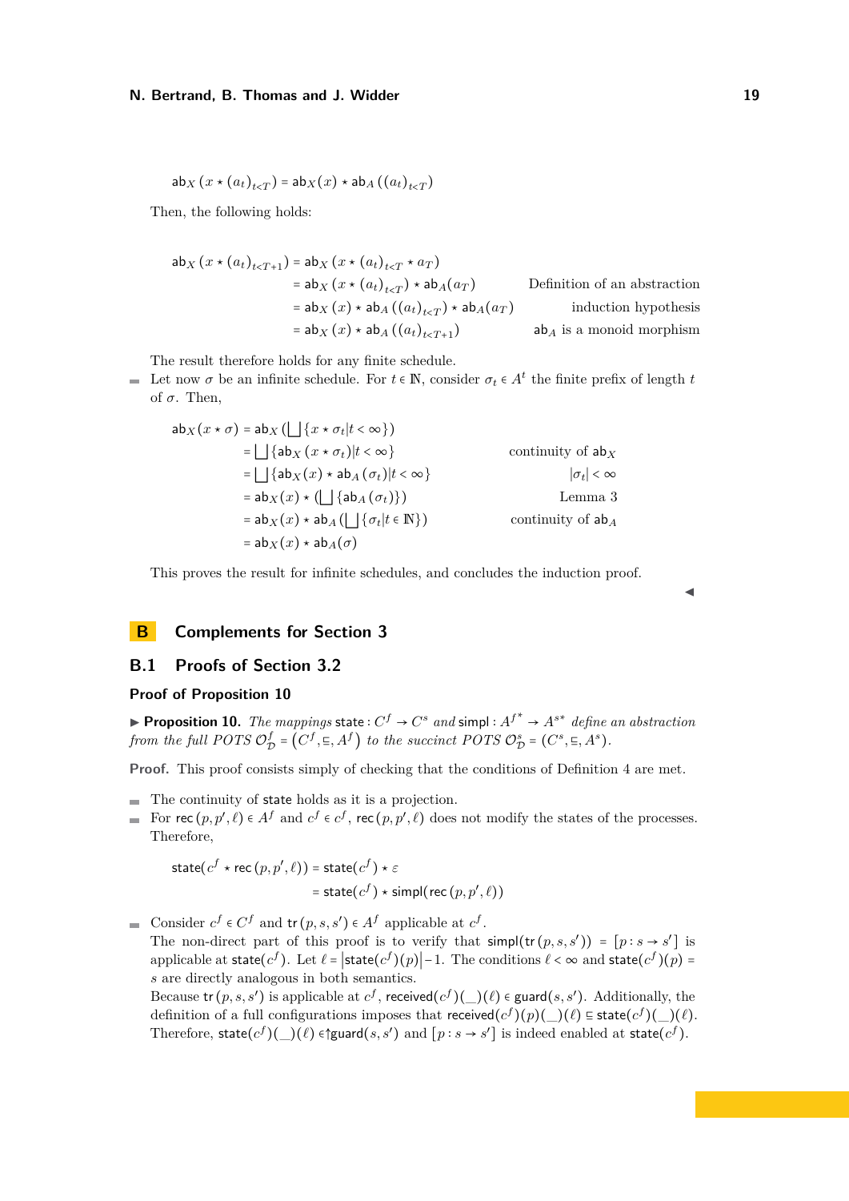$$\mathsf{ab}_X\left(x \star (a_t)_{t<T}\right) = \mathsf{ab}_X(x) \star \mathsf{ab}_A\left((a_t)_{t<T}\right)$$

Then, the following holds:

$$\begin{aligned}
\mathsf{ab}_X\left(x \star (a_t)_{t<T+1}\right) &= \mathsf{ab}_X\left(x \star (a_t)_{t<T} \star a_T\right) \\
&= \mathsf{ab}_X\left(x \star (a_t)_{t<T}\right) \star \mathsf{ab}_A(a_T) && \text{Definition of an abstraction} \\
&= \mathsf{ab}_X(x) \star \mathsf{ab}_A\left((a_t)_{t<T}\right) \star \mathsf{ab}_A(a_T) && \text{induction hypothesis} \\
&= \mathsf{ab}_X(x) \star \mathsf{ab}_A\left((a_t)_{t<T+1}\right) && \mathsf{ab}_A \text{ is a monoid morphism}
\end{aligned}$$

The result therefore holds for any finite schedule.

- Let now $\sigma$ be an infinite schedule. For $t \in \mathbb{N}$, consider $\sigma_t \in A^t$ the finite prefix of length $t$ of $\sigma$. Then,

$$\begin{aligned}
\mathsf{ab}_X(x \star \sigma) &= \mathsf{ab}_X\left(\bigsqcup\{x \star \sigma_t | t < \infty\}\right) \\
&= \bigsqcup\{\mathsf{ab}_X\left(x \star \sigma_t\right) | t < \infty\} && \text{continuity of } \mathsf{ab}_X \\
&= \bigsqcup\{\mathsf{ab}_X(x) \star \mathsf{ab}_A\left(\sigma_t\right) | t < \infty\} && |\sigma_t| < \infty \\
&= \mathsf{ab}_X(x) \star \left(\bigsqcup\{\mathsf{ab}_A\left(\sigma_t\right)\}\right) && \text{Lemma 3} \\
&= \mathsf{ab}_X(x) \star \mathsf{ab}_A\left(\bigsqcup\{\sigma_t | t \in \mathbb{N}\}\right) && \text{continuity of } \mathsf{ab}_A \\
&= \mathsf{ab}_X(x) \star \mathsf{ab}_A(\sigma)
\end{aligned}$$

This proves the result for infinite schedules, and concludes the induction proof. ◀

# B Complements for Section 3

## B.1 Proofs of Section 3.2

### Proof of Proposition 10

▶ **Proposition 10.** *The mappings* $\mathsf{state} : C^f \to C^s$ *and* $\mathsf{simpl} : A^{f^*} \to A^{s*}$ *define an abstraction from the full POTS* $\mathcal{O}^f_{\mathcal{D}} = \left(C^f, \sqsubseteq, A^f\right)$ *to the succinct POTS* $\mathcal{O}^s_{\mathcal{D}} = (C^s, \sqsubseteq, A^s)$.

**Proof.** This proof consists simply of checking that the conditions of Definition 4 are met.

- The continuity of $\mathsf{state}$ holds as it is a projection.
- For $\mathsf{rec}\left(p, p', \ell\right) \in A^f$ and $c^f \in c^f$, $\mathsf{rec}\left(p, p', \ell\right)$ does not modify the states of the processes. Therefore,

$$\begin{aligned}
\mathsf{state}(c^f \star \mathsf{rec}\left(p, p', \ell\right)) &= \mathsf{state}(c^f) \star \varepsilon \\
&= \mathsf{state}(c^f) \star \mathsf{simpl}(\mathsf{rec}\left(p, p', \ell\right))
\end{aligned}$$

- Consider $c^f \in C^f$ and $\mathsf{tr}\left(p, s, s'\right) \in A^f$ applicable at $c^f$.
The non-direct part of this proof is to verify that $\mathsf{simpl}(\mathsf{tr}\left(p, s, s'\right)) = [p : s \to s']$ is applicable at $\mathsf{state}(c^f)$. Let $\ell = \left|\mathsf{state}(c^f)(p)\right| - 1$. The conditions $\ell < \infty$ and $\mathsf{state}(c^f)(p) = s$ are directly analogous in both semantics.
Because $\mathsf{tr}\left(p, s, s'\right)$ is applicable at $c^f$, $\mathsf{received}(c^f)(\_)(\ell) \in \mathsf{guard}(s, s')$. Additionally, the definition of a full configurations imposes that $\mathsf{received}(c^f)(p)(\_)(\ell) \sqsubseteq \mathsf{state}(c^f)(\_)(\ell)$. Therefore, $\mathsf{state}(c^f)(\_)(\ell) \in \uparrow\mathsf{guard}(s, s')$ and $[p : s \to s']$ is indeed enabled at $\mathsf{state}(c^f)$.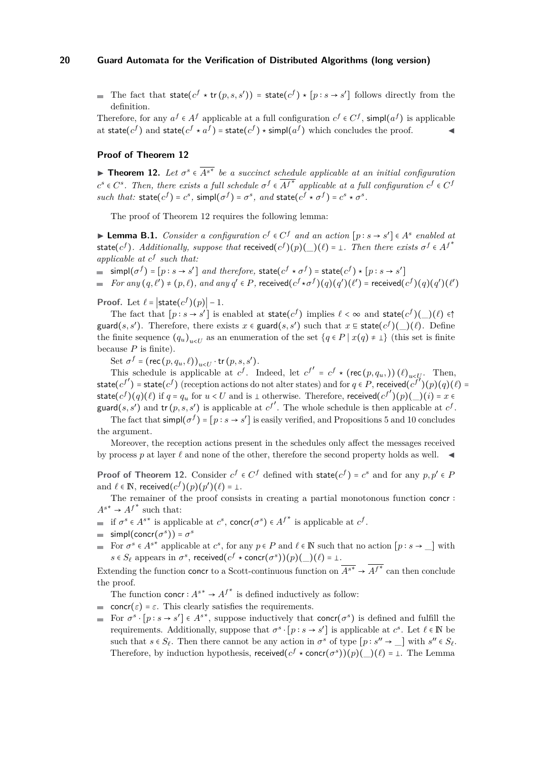- The fact that $\mathsf{state}(c^f \star \mathsf{tr}(p, s, s')) = \mathsf{state}(c^f) \star [p : s \to s']$ follows directly from the definition.

Therefore, for any $a^f \in A^f$ applicable at a full configuration $c^f \in C^f$, $\mathsf{simpl}(a^f)$ is applicable at $\mathsf{state}(c^f)$ and $\mathsf{state}(c^f \star a^f) = \mathsf{state}(c^f) \star \mathsf{simpl}(a^f)$ which concludes the proof. ◀

### Proof of Theorem 12

▶ **Theorem 12.** *Let $\sigma^s \in \overline{A^{s\star}}$ be a succinct schedule applicable at an initial configuration $c^s \in C^s$. Then, there exists a full schedule $\sigma^f \in \overline{A^{f\star}}$ applicable at a full configuration $c^f \in C^f$ such that: $\mathsf{state}(c^f) = c^s$, $\mathsf{simpl}(\sigma^f) = \sigma^s$, and $\mathsf{state}(c^f \star \sigma^f) = c^s \star \sigma^s$.*

The proof of Theorem 12 requires the following lemma:

▶ **Lemma B.1.** *Consider a configuration $c^f \in C^f$ and an action $[p : s \to s'] \in A^s$ enabled at $\mathsf{state}(c^f)$. Additionally, suppose that $\mathsf{received}(c^f)(p)(\_)(\ell) = \bot$. Then there exists $\sigma^f \in A^{f^*}$ applicable at $c^f$ such that:*

- *$\mathsf{simpl}(\sigma^f) = [p : s \to s']$ and therefore, $\mathsf{state}(c^f \star \sigma^f) = \mathsf{state}(c^f) \star [p : s \to s']$*
- *For any $(q, \ell') \neq (p, \ell)$, and any $q' \in P$, $\mathsf{received}(c^f \star \sigma^f)(q)(q')(\ell') = \mathsf{received}(c^f)(q)(q')(\ell')$*

**Proof.** Let $\ell = |\mathsf{state}(c^f)(p)| - 1$.

The fact that $[p : s \to s']$ is enabled at $\mathsf{state}(c^f)$ implies $\ell < \infty$ and $\mathsf{state}(c^f)(\_)(\ell) \in \uparrow \mathsf{guard}(s, s')$. Therefore, there exists $x \in \mathsf{guard}(s, s')$ such that $x \sqsubseteq \mathsf{state}(c^f)(\_)(\ell)$. Define the finite sequence $(q_u)_{u<U}$ as an enumeration of the set $\{q \in P \mid x(q) \neq \bot\}$ (this set is finite because $P$ is finite).

Set $\sigma^f = (\mathsf{rec}(p, q_u, \ell))_{u<U} \cdot \mathsf{tr}(p, s, s')$.

This schedule is applicable at $c^f$. Indeed, let $c^{f'} = c^f \star (\mathsf{rec}(p, q_u, ))(\ell)_{u<U}$. Then, $\mathsf{state}(c^{f'}) = \mathsf{state}(c^f)$ (reception actions do not alter states) and for $q \in P$, $\mathsf{received}(c^{f'})(p)(q)(\ell) = \mathsf{state}(c^f)(q)(\ell)$ if $q = q_u$ for $u < U$ and is $\bot$ otherwise. Therefore, $\mathsf{received}(c^{f'})(p)(\_)(i) = x \in \mathsf{guard}(s, s')$ and $\mathsf{tr}(p, s, s')$ is applicable at $c^{f'}$. The whole schedule is then applicable at $c^f$.

The fact that $\mathsf{simpl}(\sigma^f) = [p : s \to s']$ is easily verified, and Propositions 5 and 10 concludes the argument.

Moreover, the reception actions present in the schedules only affect the messages received by process $p$ at layer $\ell$ and none of the other, therefore the second property holds as well. ◀

**Proof of Theorem 12.** Consider $c^f \in C^f$ defined with $\mathsf{state}(c^f) = c^s$ and for any $p, p' \in P$ and $\ell \in \mathbb{N}$, $\mathsf{received}(c^f)(p)(p')(\ell) = \bot$.

The remainer of the proof consists in creating a partial monotonous function $\mathsf{concr} : A^{s*} \to A^{f^*}$ such that:

- if $\sigma^s \in A^{s*}$ is applicable at $c^s$, $\mathsf{concr}(\sigma^s) \in A^{f^*}$ is applicable at $c^f$.
- $\mathsf{simpl}(\mathsf{concr}(\sigma^s)) = \sigma^s$
- For $\sigma^s \in A^{s*}$ applicable at $c^s$, for any $p \in P$ and $\ell \in \mathbb{N}$ such that no action $[p : s \to \_]$ with $s \in S_\ell$ appears in $\sigma^s$, $\mathsf{received}(c^f \star \mathsf{concr}(\sigma^s))(p)(\_)(\ell) = \bot$.

Extending the function $\mathsf{concr}$ to a Scott-continuous function on $\overline{A^{s*}} \to \overline{A^{f^*}}$ can then conclude the proof.

The function $\mathsf{concr} : A^{s*} \to A^{f^*}$ is defined inductively as follow:

- $\mathsf{concr}(\varepsilon) = \varepsilon$. This clearly satisfies the requirements.
- For $\sigma^s \cdot [p : s \to s'] \in A^{s*}$, suppose inductively that $\mathsf{concr}(\sigma^s)$ is defined and fulfill the requirements. Additionally, suppose that $\sigma^s \cdot [p : s \to s']$ is applicable at $c^s$. Let $\ell \in \mathbb{N}$ be such that $s \in S_\ell$. Then there cannot be any action in $\sigma^s$ of type $[p : s'' \to \_]$ with $s'' \in S_\ell$. Therefore, by induction hypothesis, $\mathsf{received}(c^f \star \mathsf{concr}(\sigma^s))(p)(\_)(\ell) = \bot$. The Lemma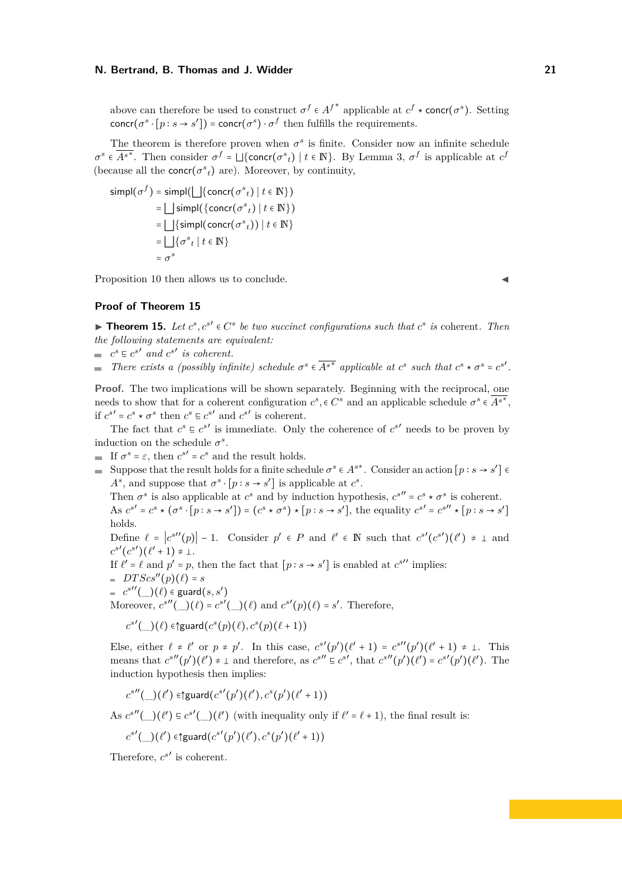above can therefore be used to construct $\sigma^f \in A^{f*}$ applicable at $c^f \star \mathsf{concr}(\sigma^s)$. Setting $\mathsf{concr}(\sigma^s \cdot [p : s \to s']) = \mathsf{concr}(\sigma^s) \cdot \sigma^f$ then fulfills the requirements.

The theorem is therefore proven when $\sigma^s$ is finite. Consider now an infinite schedule $\sigma^s \in \overline{A^{s*}}$. Then consider $\sigma^f = \bigsqcup\{\mathsf{concr}(\sigma^s{}_t) \mid t \in \mathbb{N}\}$. By Lemma 3, $\sigma^f$ is applicable at $c^f$ (because all the $\mathsf{concr}(\sigma^s{}_t)$ are). Moreover, by continuity,

$$
\begin{aligned}
\mathsf{simpl}(\sigma^f) &= \mathsf{simpl}(\bigsqcup\{\mathsf{concr}(\sigma^s{}_t) \mid t \in \mathbb{N}\}) \\
&= \bigsqcup \mathsf{simpl}(\{\mathsf{concr}(\sigma^s{}_t) \mid t \in \mathbb{N}\}) \\
&= \bigsqcup\{\mathsf{simpl}(\mathsf{concr}(\sigma^s{}_t)) \mid t \in \mathbb{N}\} \\
&= \bigsqcup\{\sigma^s{}_t \mid t \in \mathbb{N}\} \\
&= \sigma^s
\end{aligned}
$$

Proposition 10 then allows us to conclude. ◀

## Proof of Theorem 15

▶ **Theorem 15.** *Let $c^s, c^{s\prime} \in C^s$ be two succinct configurations such that $c^s$ is* coherent*. Then the following statements are equivalent:*

- *$c^s \sqsubseteq c^{s\prime}$ and $c^{s\prime}$ is coherent.*
- *There exists a (possibly infinite) schedule $\sigma^s \in \overline{A^{s*}}$ applicable at $c^s$ such that $c^s \star \sigma^s = c^{s\prime}$.*

**Proof.** The two implications will be shown separately. Beginning with the reciprocal, one needs to show that for a coherent configuration $c^s, \in C^s$ and an applicable schedule $\sigma^s \in \overline{A^{s*}}$, if $c^{s\prime} = c^s \star \sigma^s$ then $c^s \sqsubseteq c^{s\prime}$ and $c^{s\prime}$ is coherent.

The fact that $c^s \sqsubseteq c^{s\prime}$ is immediate. Only the coherence of $c^{s\prime}$ needs to be proven by induction on the schedule $\sigma^s$.

- If $\sigma^s = \varepsilon$, then $c^{s\prime} = c^s$ and the result holds.
- Suppose that the result holds for a finite schedule $\sigma^s \in A^{s*}$. Consider an action $[p : s \to s'] \in A^s$, and suppose that $\sigma^s \cdot [p : s \to s']$ is applicable at $c^s$.

  Then $\sigma^s$ is also applicable at $c^s$ and by induction hypothesis, $c^{s\prime\prime} = c^s \star \sigma^s$ is coherent. As $c^{s\prime} = c^s \star (\sigma^s \cdot [p : s \to s']) = (c^s \star \sigma^s) \star [p : s \to s']$, the equality $c^{s\prime} = c^{s\prime\prime} \star [p : s \to s']$ holds.

  Define $\ell = \left|c^{s\prime\prime}(p)\right| - 1$. Consider $p' \in P$ and $\ell' \in \mathbb{N}$ such that $c^{s\prime}(c^{s\prime})(\ell') \neq \bot$ and $c^{s\prime}(c^{s\prime})(\ell' + 1) \neq \bot$.

  If $\ell' = \ell$ and $p' = p$, then the fact that $[p : s \to s']$ is enabled at $c^{s\prime\prime}$ implies:
  - $DTScs''(p)(\ell) = s$
  - $c^{s\prime\prime}(\_)(\ell) \in \mathsf{guard}(s, s')$

  Moreover, $c^{s\prime\prime}(\_)(\ell) = c^{s\prime}(\_)(\ell)$ and $c^{s\prime}(p)(\ell) = s'$. Therefore,

  $$c^{s\prime}(\_)(\ell) \in \uparrow\!\mathsf{guard}(c^s(p)(\ell), c^s(p)(\ell + 1))$$

  Else, either $\ell \neq \ell'$ or $p \neq p'$. In this case, $c^{s\prime}(p')(\ell' + 1) = c^{s\prime\prime}(p')(\ell' + 1) \neq \bot$. This means that $c^{s\prime\prime}(p')(\ell') \neq \bot$ and therefore, as $c^{s\prime\prime} \sqsubseteq c^{s\prime}$, that $c^{s\prime\prime}(p')(\ell') = c^{s\prime}(p')(\ell')$. The induction hypothesis then implies:

  $$c^{s\prime\prime}(\_)(\ell') \in \uparrow\!\mathsf{guard}(c^{s\prime}(p')(\ell'), c^s(p')(\ell' + 1))$$

  As $c^{s\prime\prime}(\_)(\ell') \sqsubseteq c^{s\prime}(\_)(\ell')$ (with inequality only if $\ell' = \ell + 1$), the final result is:

  $$c^{s\prime}(\_)(\ell') \in \uparrow\!\mathsf{guard}(c^{s\prime}(p')(\ell'), c^s(p')(\ell' + 1))$$

  Therefore, $c^{s\prime}$ is coherent.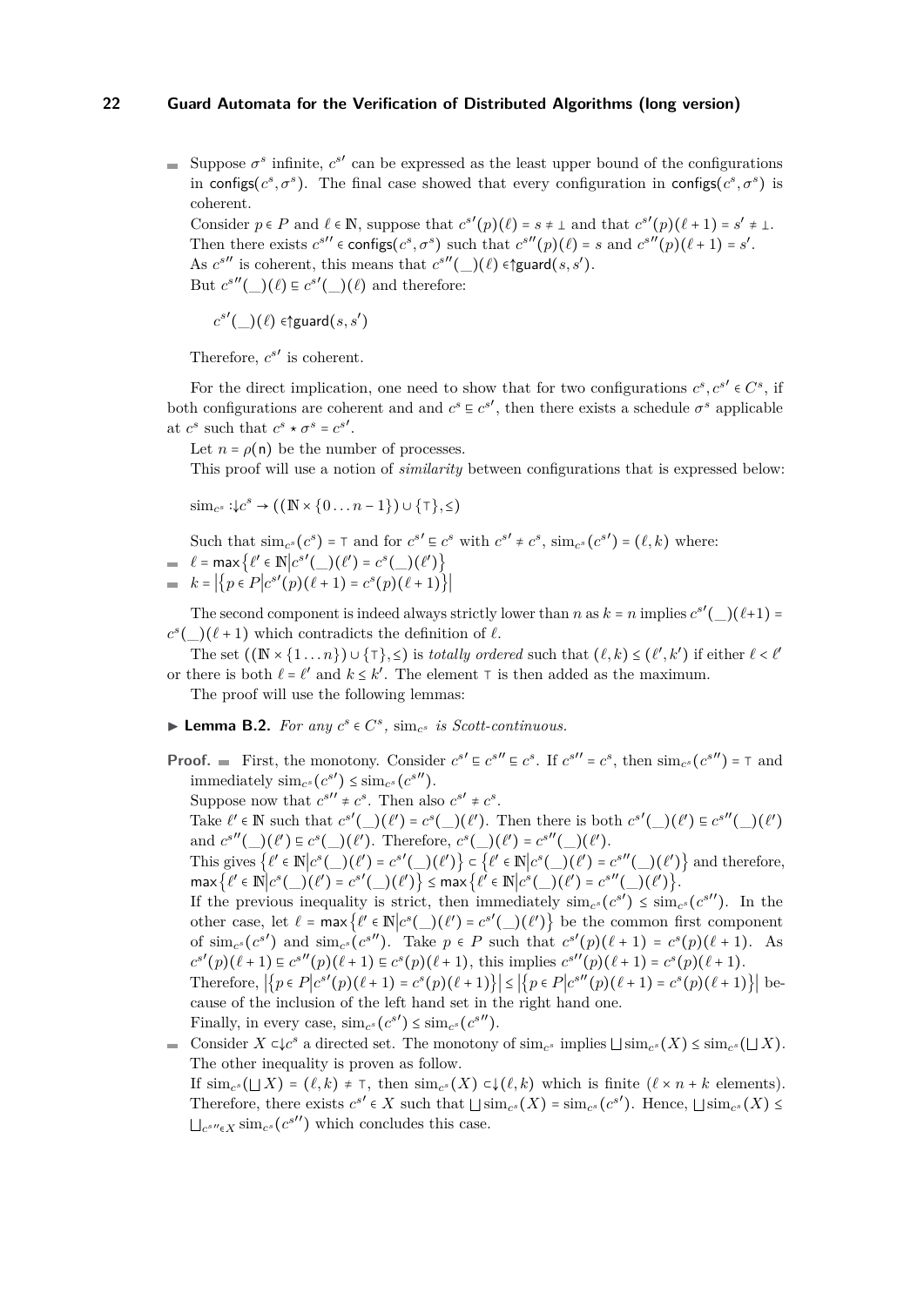- Suppose $\sigma^s$ infinite, $c^{s\prime}$ can be expressed as the least upper bound of the configurations in $\mathsf{configs}(c^s, \sigma^s)$. The final case showed that every configuration in $\mathsf{configs}(c^s, \sigma^s)$ is coherent.

  Consider $p \in P$ and $\ell \in \mathbb{N}$, suppose that $c^{s\prime}(p)(\ell) = s \neq \bot$ and that $c^{s\prime}(p)(\ell+1) = s' \neq \bot$. Then there exists $c^{s\prime\prime} \in \mathsf{configs}(c^s, \sigma^s)$ such that $c^{s\prime\prime}(p)(\ell) = s$ and $c^{s\prime\prime}(p)(\ell+1) = s'$.
  As $c^{s\prime\prime}$ is coherent, this means that $c^{s\prime\prime}(\_)(\ell) \in \uparrow\mathsf{guard}(s, s')$.
  But $c^{s\prime\prime}(\_)(\ell) \sqsubseteq c^{s\prime}(\_)(\ell)$ and therefore:

  $$c^{s\prime}(\_)(\ell) \in \uparrow\mathsf{guard}(s, s')$$

  Therefore, $c^{s\prime}$ is coherent.

For the direct implication, one need to show that for two configurations $c^s, c^{s\prime} \in C^s$, if both configurations are coherent and and $c^s \sqsubseteq c^{s\prime}$, then there exists a schedule $\sigma^s$ applicable at $c^s$ such that $c^s \star \sigma^s = c^{s\prime}$.

Let $n = \rho(\mathsf{n})$ be the number of processes.

This proof will use a notion of *similarity* between configurations that is expressed below:

$$\mathrm{sim}_{c^s} : \downarrow c^s \to ((\mathbb{N} \times \{0 \ldots n-1\}) \cup \{\top\}, \leq)$$

Such that $\mathrm{sim}_{c^s}(c^s) = \top$ and for $c^{s\prime} \sqsubseteq c^s$ with $c^{s\prime} \neq c^s$, $\mathrm{sim}_{c^s}(c^{s\prime}) = (\ell, k)$ where:

- $\ell = \max\{\ell' \in \mathbb{N} | c^{s\prime}(\_)(\ell') = c^s(\_)(\ell')\}$
- $k = |\{p \in P | c^{s\prime}(p)(\ell+1) = c^s(p)(\ell+1)\}|$

The second component is indeed always strictly lower than $n$ as $k = n$ implies $c^{s\prime}(\_)(\ell+1) = c^s(\_)(\ell+1)$ which contradicts the definition of $\ell$.

The set $((\mathbb{N} \times \{1 \ldots n\}) \cup \{\top\}, \leq)$ is *totally ordered* such that $(\ell, k) \leq (\ell', k')$ if either $\ell < \ell'$ or there is both $\ell = \ell'$ and $k \leq k'$. The element $\top$ is then added as the maximum.

The proof will use the following lemmas:

▶ **Lemma B.2.** *For any $c^s \in C^s$, $\mathrm{sim}_{c^s}$ is Scott-continuous.*

**Proof.**
- First, the monotony. Consider $c^{s\prime} \sqsubseteq c^{s\prime\prime} \sqsubseteq c^s$. If $c^{s\prime\prime} = c^s$, then $\mathrm{sim}_{c^s}(c^{s\prime\prime}) = \top$ and immediately $\mathrm{sim}_{c^s}(c^{s\prime}) \leq \mathrm{sim}_{c^s}(c^{s\prime\prime})$.
  Suppose now that $c^{s\prime\prime} \neq c^s$. Then also $c^{s\prime} \neq c^s$.
  Take $\ell' \in \mathbb{N}$ such that $c^{s\prime}(\_)(\ell') = c^s(\_)(\ell')$. Then there is both $c^{s\prime}(\_)(\ell') \sqsubseteq c^{s\prime\prime}(\_)(\ell')$ and $c^{s\prime\prime}(\_)(\ell') \sqsubseteq c^s(\_)(\ell')$. Therefore, $c^s(\_)(\ell') = c^{s\prime\prime}(\_)(\ell')$.
  This gives $\{\ell' \in \mathbb{N} | c^s(\_)(\ell') = c^{s\prime}(\_)(\ell')\} \subset \{\ell' \in \mathbb{N} | c^s(\_)(\ell') = c^{s\prime\prime}(\_)(\ell')\}$ and therefore, $\max\{\ell' \in \mathbb{N} | c^s(\_)(\ell') = c^{s\prime}(\_)(\ell')\} \leq \max\{\ell' \in \mathbb{N} | c^s(\_)(\ell') = c^{s\prime\prime}(\_)(\ell')\}$.
  If the previous inequality is strict, then immediately $\mathrm{sim}_{c^s}(c^{s\prime}) \leq \mathrm{sim}_{c^s}(c^{s\prime\prime})$. In the other case, let $\ell = \max\{\ell' \in \mathbb{N} | c^s(\_)(\ell') = c^{s\prime}(\_)(\ell')\}$ be the common first component of $\mathrm{sim}_{c^s}(c^{s\prime})$ and $\mathrm{sim}_{c^s}(c^{s\prime\prime})$. Take $p \in P$ such that $c^{s\prime}(p)(\ell+1) = c^s(p)(\ell+1)$. As $c^{s\prime}(p)(\ell+1) \sqsubseteq c^{s\prime\prime}(p)(\ell+1) \sqsubseteq c^s(p)(\ell+1)$, this implies $c^{s\prime\prime}(p)(\ell+1) = c^s(p)(\ell+1)$.
  Therefore, $|\{p \in P | c^{s\prime}(p)(\ell+1) = c^s(p)(\ell+1)\}| \leq |\{p \in P | c^{s\prime\prime}(p)(\ell+1) = c^s(p)(\ell+1)\}|$ because of the inclusion of the left hand set in the right hand one.
  Finally, in every case, $\mathrm{sim}_{c^s}(c^{s\prime}) \leq \mathrm{sim}_{c^s}(c^{s\prime\prime})$.
- Consider $X \subset \downarrow c^s$ a directed set. The monotony of $\mathrm{sim}_{c^s}$ implies $\bigsqcup \mathrm{sim}_{c^s}(X) \leq \mathrm{sim}_{c^s}(\bigsqcup X)$. The other inequality is proven as follow.
  If $\mathrm{sim}_{c^s}(\bigsqcup X) = (\ell, k) \neq \top$, then $\mathrm{sim}_{c^s}(X) \subset \downarrow(\ell, k)$ which is finite ($\ell \times n + k$ elements). Therefore, there exists $c^{s\prime} \in X$ such that $\bigsqcup \mathrm{sim}_{c^s}(X) = \mathrm{sim}_{c^s}(c^{s\prime})$. Hence, $\bigsqcup \mathrm{sim}_{c^s}(X) \leq \bigsqcup_{c^{s\prime\prime} \in X} \mathrm{sim}_{c^s}(c^{s\prime\prime})$ which concludes this case.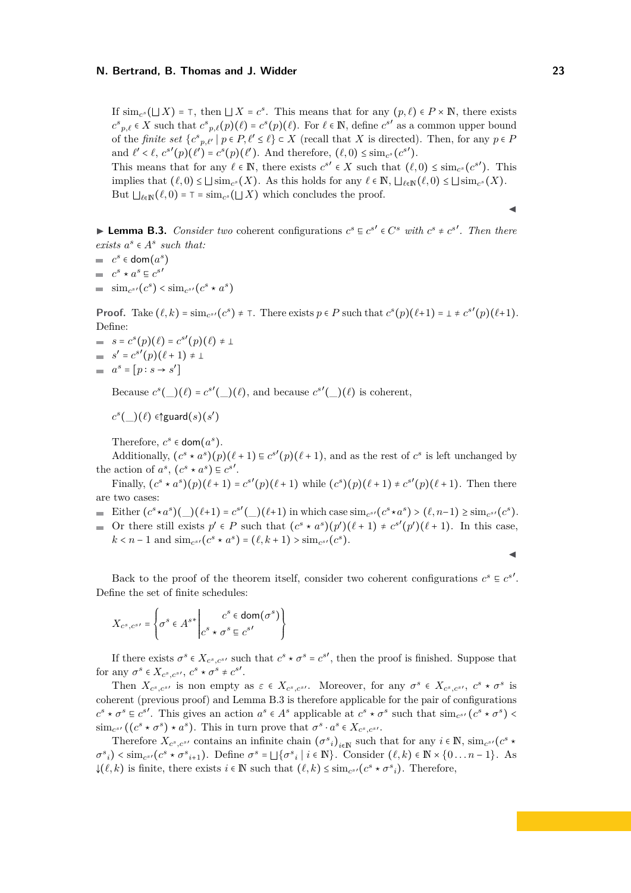If $\mathrm{sim}_{c^s}(\bigsqcup X) = \top$, then $\bigsqcup X = c^s$. This means that for any $(p, \ell) \in P \times \mathbb{N}$, there exists ${c^s}_{p,\ell} \in X$ such that ${c^s}_{p,\ell}(p)(\ell) = c^s(p)(\ell)$. For $\ell \in \mathbb{N}$, define $c^{s\prime}$ as a common upper bound of the *finite set* $\{{c^s}_{p,\ell'} \mid p \in P, \ell' \le \ell\} \subset X$ (recall that $X$ is directed). Then, for any $p \in P$ and $\ell' < \ell$, $c^{s\prime}(p)(\ell') = c^s(p)(\ell')$. And therefore, $(\ell, 0) \le \mathrm{sim}_{c^s}(c^{s\prime})$.
This means that for any $\ell \in \mathbb{N}$, there exists $c^{s\prime} \in X$ such that $(\ell, 0) \le \mathrm{sim}_{c^s}(c^{s\prime})$. This implies that $(\ell, 0) \le \bigsqcup \mathrm{sim}_{c^s}(X)$. As this holds for any $\ell \in \mathbb{N}$, $\bigsqcup_{\ell \in \mathbb{N}}(\ell, 0) \le \bigsqcup \mathrm{sim}_{c^s}(X)$. But $\bigsqcup_{\ell\in\mathbb{N}}(\ell, 0) = \top = \mathrm{sim}_{c^s}(\bigsqcup X)$ which concludes the proof. ◀

▶ **Lemma B.3.** *Consider two* coherent configurations $c^s \sqsubseteq c^{s\prime} \in C^s$ *with* $c^s \ne c^{s\prime}$*. Then there exists* $a^s \in A^s$ *such that:*

- $c^s \in \mathsf{dom}(a^s)$
- $c^s \star a^s \sqsubseteq c^{s\prime}$
- $\mathrm{sim}_{c^{s\prime}}(c^s) < \mathrm{sim}_{c^{s\prime}}(c^s \star a^s)$

**Proof.** Take $(\ell, k) = \mathrm{sim}_{c^{s\prime}}(c^s) \ne \top$. There exists $p \in P$ such that $c^s(p)(\ell+1) = \bot \ne c^{s\prime}(p)(\ell+1)$. Define:

- $s = c^s(p)(\ell) = c^{s\prime}(p)(\ell) \ne \bot$
- $s' = c^{s\prime}(p)(\ell + 1) \ne \bot$
- $a^s = [p : s \to s']$

Because $c^s(\_)(\ell) = c^{s\prime}(\_)(\ell)$, and because $c^{s\prime}(\_)(\ell)$ is coherent,

$$c^s(\_)(\ell) \in \uparrow \mathsf{guard}(s)(s')$$

Therefore, $c^s \in \mathsf{dom}(a^s)$.

Additionally, $(c^s \star a^s)(p)(\ell + 1) \sqsubseteq c^{s\prime}(p)(\ell + 1)$, and as the rest of $c^s$ is left unchanged by the action of $a^s$, $(c^s \star a^s) \sqsubseteq c^{s\prime}$.

Finally, $(c^s \star a^s)(p)(\ell + 1) = c^{s\prime}(p)(\ell + 1)$ while $(c^s)(p)(\ell + 1) \ne c^{s\prime}(p)(\ell + 1)$. Then there are two cases:

- Either $(c^s \star a^s)(\_)(\ell+1) = c^{s\prime}(\_)(\ell+1)$ in which case $\mathrm{sim}_{c^{s\prime}}(c^s \star a^s) > (\ell, n-1) \ge \mathrm{sim}_{c^{s\prime}}(c^s)$.
- Or there still exists $p' \in P$ such that $(c^s \star a^s)(p')(\ell + 1) \ne c^{s\prime}(p')(\ell + 1)$. In this case, $k < n - 1$ and $\mathrm{sim}_{c^{s\prime}}(c^s \star a^s) = (\ell, k + 1) > \mathrm{sim}_{c^{s\prime}}(c^s)$. ◀

Back to the proof of the theorem itself, consider two coherent configurations $c^s \sqsubseteq c^{s\prime}$. Define the set of finite schedules:

$$X_{c^s,c^{s\prime}} = \left\{ \sigma^s \in A^{s*} \,\middle|\, \begin{array}{l} c^s \in \mathsf{dom}(\sigma^s) \\ c^s \star \sigma^s \sqsubseteq c^{s\prime} \end{array} \right\}$$

If there exists $\sigma^s \in X_{c^s,c^{s\prime}}$ such that $c^s \star \sigma^s = c^{s\prime}$, then the proof is finished. Suppose that for any $\sigma^s \in X_{c^s,c^{s\prime}}$, $c^s \star \sigma^s \ne c^{s\prime}$.

Then $X_{c^s,c^{s\prime}}$ is non empty as $\varepsilon \in X_{c^s,c^{s\prime}}$. Moreover, for any $\sigma^s \in X_{c^s,c^{s\prime}}$, $c^s \star \sigma^s$ is coherent (previous proof) and Lemma B.3 is therefore applicable for the pair of configurations $c^s \star \sigma^s \sqsubseteq c^{s\prime}$. This gives an action $a^s \in A^s$ applicable at $c^s \star \sigma^s$ such that $\mathrm{sim}_{c^{s\prime}}(c^s \star \sigma^s) < \mathrm{sim}_{c^{s\prime}}((c^s \star \sigma^s) \star a^s)$. This in turn prove that $\sigma^s \cdot a^s \in X_{c^s,c^{s\prime}}$.

Therefore $X_{c^s,c^{s\prime}}$ contains an infinite chain $({\sigma^s}_i)_{i\in\mathbb{N}}$ such that for any $i \in \mathbb{N}$, $\mathrm{sim}_{c^{s\prime}}(c^s \star {\sigma^s}_i) < \mathrm{sim}_{c^{s\prime}}(c^s \star {\sigma^s}_{i+1})$. Define $\sigma^s = \bigsqcup\{{\sigma^s}_i \mid i \in \mathbb{N}\}$. Consider $(\ell, k) \in \mathbb{N} \times \{0 \dots n-1\}$. As $\downarrow(\ell, k)$ is finite, there exists $i \in \mathbb{N}$ such that $(\ell, k) \le \mathrm{sim}_{c^{s\prime}}(c^s \star {\sigma^s}_i)$. Therefore,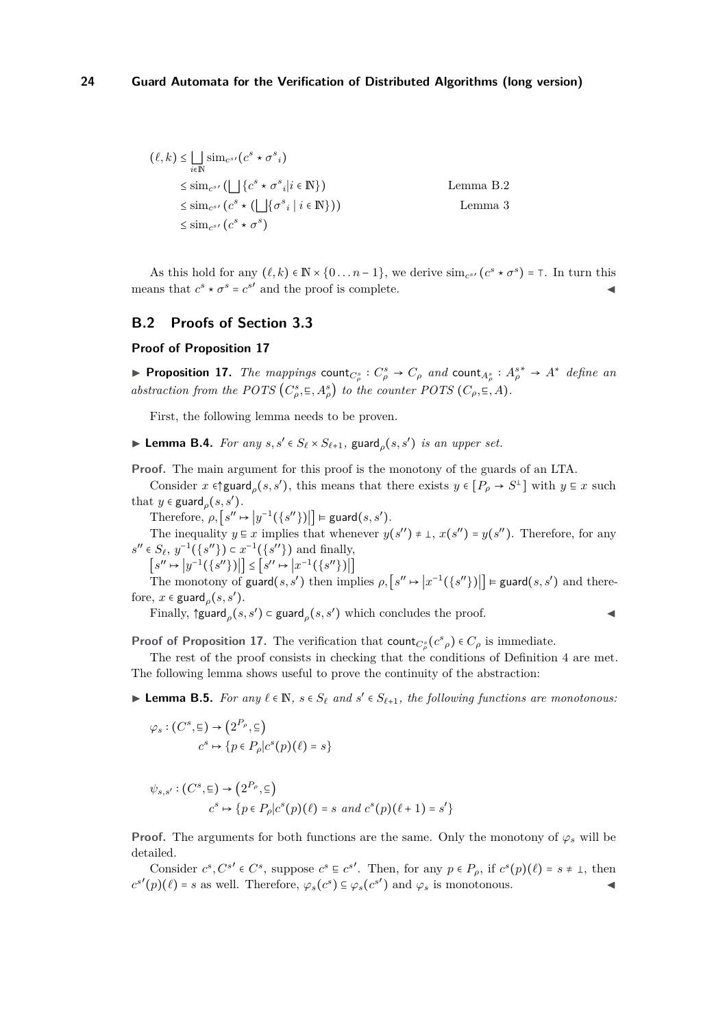$$
\begin{aligned}
(\ell, k) &\leq \bigsqcup_{i \in \mathbb{N}} \operatorname{sim}_{c^{s\prime}}(c^s \star \sigma^s{}_i) \\
&\leq \operatorname{sim}_{c^{s\prime}}\left(\bigsqcup \{c^s \star \sigma^s{}_i | i \in \mathbb{N}\}\right) && \text{Lemma B.2} \\
&\leq \operatorname{sim}_{c^{s\prime}}\left(c^s \star \left(\bigsqcup \{\sigma^s{}_i \mid i \in \mathbb{N}\}\right)\right) && \text{Lemma 3} \\
&\leq \operatorname{sim}_{c^{s\prime}}(c^s \star \sigma^s)
\end{aligned}
$$

As this hold for any $(\ell, k) \in \mathbb{N} \times \{0 \ldots n-1\}$, we derive $\operatorname{sim}_{c^{s\prime}}(c^s \star \sigma^s) = \top$. In turn this means that $c^s \star \sigma^s = c^{s\prime}$ and the proof is complete. ◀

## B.2 Proofs of Section 3.3

### Proof of Proposition 17

▶ **Proposition 17.** *The mappings* $\mathsf{count}_{C^s_\rho} : C^s_\rho \to C_\rho$ *and* $\mathsf{count}_{A^s_\rho} : A^{s*}_\rho \to A^*$ *define an abstraction from the POTS* $\left(C^s_\rho, \sqsubseteq, A^s_\rho\right)$ *to the counter POTS* $(C_\rho, \sqsubseteq, A)$*.*

First, the following lemma needs to be proven.

▶ **Lemma B.4.** *For any* $s, s' \in S_\ell \times S_{\ell+1}$*,* $\mathsf{guard}_\rho(s, s')$ *is an upper set.*

**Proof.** The main argument for this proof is the monotony of the guards of an LTA.

Consider $x \in \uparrow \mathsf{guard}_\rho(s, s')$, this means that there exists $y \in [P_\rho \to S^\perp]$ with $y \sqsubseteq x$ such that $y \in \mathsf{guard}_\rho(s, s')$.

Therefore, $\rho, \left[s'' \mapsto \left|y^{-1}(\{s''\})\right|\right] \vDash \mathsf{guard}(s, s')$.

The inequality $y \sqsubseteq x$ implies that whenever $y(s'') \neq \perp$, $x(s'') = y(s'')$. Therefore, for any $s'' \in S_\ell$, $y^{-1}(\{s''\}) \subset x^{-1}(\{s''\})$ and finally,

$\left[s'' \mapsto \left|y^{-1}(\{s''\})\right|\right] \leq \left[s'' \mapsto \left|x^{-1}(\{s''\})\right|\right]$

The monotony of $\mathsf{guard}(s, s')$ then implies $\rho, \left[s'' \mapsto \left|x^{-1}(\{s''\})\right|\right] \vDash \mathsf{guard}(s, s')$ and therefore, $x \in \mathsf{guard}_\rho(s, s')$.

Finally, $\uparrow \mathsf{guard}_\rho(s, s') \subset \mathsf{guard}_\rho(s, s')$ which concludes the proof. ◀

**Proof of Proposition 17.** The verification that $\mathsf{count}_{C^s_\rho}(c^s{}_\rho) \in C_\rho$ is immediate.

The rest of the proof consists in checking that the conditions of Definition 4 are met. The following lemma shows useful to prove the continuity of the abstraction:

▶ **Lemma B.5.** *For any* $\ell \in \mathbb{N}$*,* $s \in S_\ell$ *and* $s' \in S_{\ell+1}$*, the following functions are monotonous:*

$$
\begin{aligned}
\varphi_s : (C^s, \sqsubseteq) &\to \left(2^{P_\rho}, \subseteq\right) \\
c^s &\mapsto \{p \in P_\rho | c^s(p)(\ell) = s\}
\end{aligned}
$$

$$
\begin{aligned}
\psi_{s,s'} : (C^s, \sqsubseteq) &\to \left(2^{P_\rho}, \subseteq\right) \\
c^s &\mapsto \{p \in P_\rho | c^s(p)(\ell) = s \textit{ and } c^s(p)(\ell+1) = s'\}
\end{aligned}
$$

**Proof.** The arguments for both functions are the same. Only the monotony of $\varphi_s$ will be detailed.

Consider $c^s, C^{s\prime} \in C^s$, suppose $c^s \sqsubseteq c^{s\prime}$. Then, for any $p \in P_\rho$, if $c^s(p)(\ell) = s \neq \perp$, then $c^{s\prime}(p)(\ell) = s$ as well. Therefore, $\varphi_s(c^s) \subseteq \varphi_s(c^{s\prime})$ and $\varphi_s$ is monotonous. ◀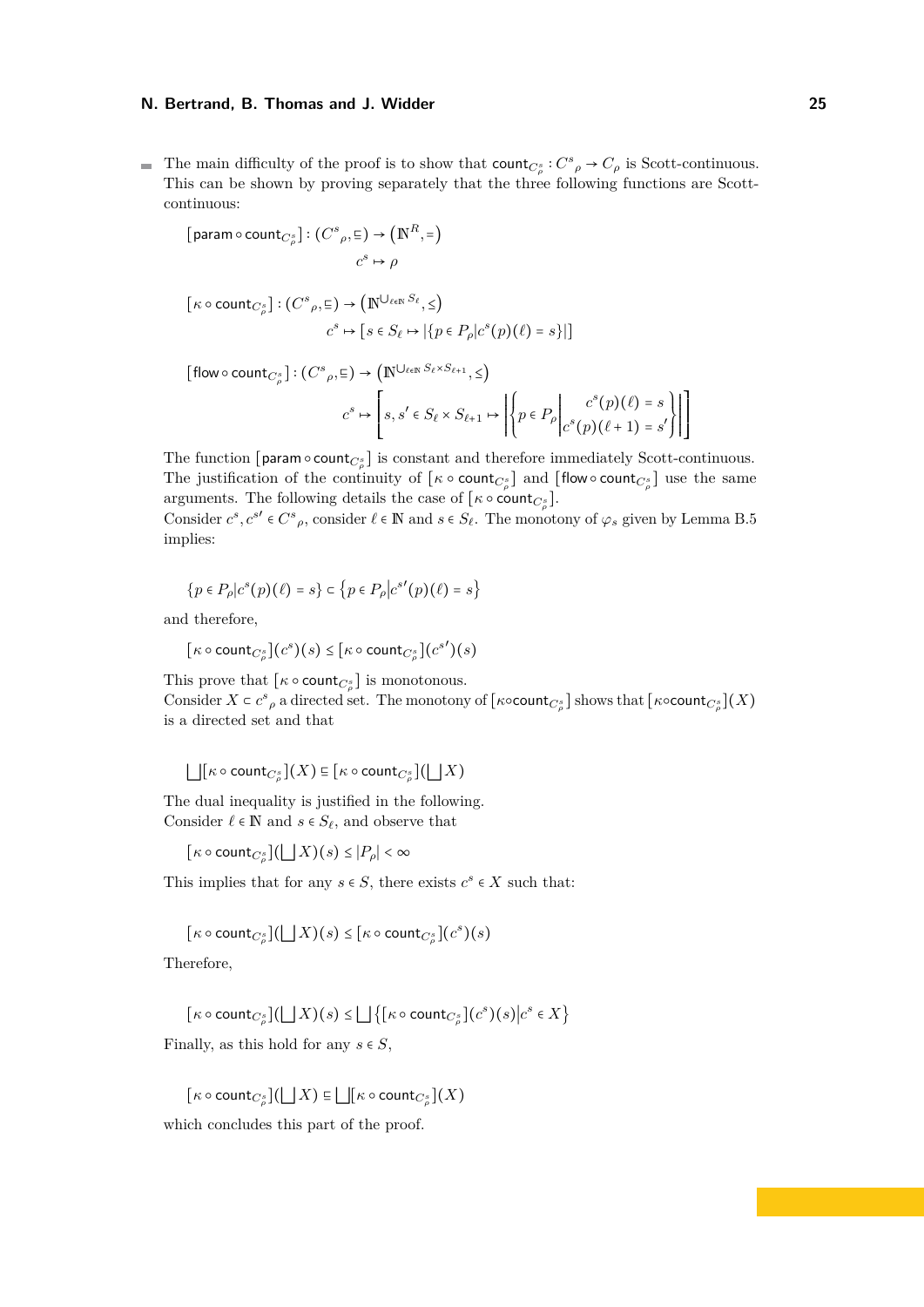- The main difficulty of the proof is to show that $\mathsf{count}_{C^s_\rho} : {C^s}_\rho \to C_\rho$ is Scott-continuous. This can be shown by proving separately that the three following functions are Scott-continuous:

$$[\mathsf{param} \circ \mathsf{count}_{C^s_\rho}] : ({C^s}_\rho, \sqsubseteq) \to \left(\mathbb{N}^R, =\right)$$
$$c^s \mapsto \rho$$

$$[\kappa \circ \mathsf{count}_{C^s_\rho}] : ({C^s}_\rho, \sqsubseteq) \to \left(\mathbb{N}^{\bigcup_{\ell \in \mathbb{N}} S_\ell}, \leq\right)$$
$$c^s \mapsto [s \in S_\ell \mapsto |\{p \in P_\rho | c^s(p)(\ell) = s\}|]$$

$$[\mathsf{flow} \circ \mathsf{count}_{C^s_\rho}] : ({C^s}_\rho, \sqsubseteq) \to \left(\mathbb{N}^{\bigcup_{\ell \in \mathbb{N}} S_\ell \times S_{\ell+1}}, \leq\right)$$
$$c^s \mapsto \left[ s, s' \in S_\ell \times S_{\ell+1} \mapsto \left| \left\{ p \in P_\rho \middle| \begin{array}{r} c^s(p)(\ell) = s \\ c^s(p)(\ell+1) = s' \end{array} \right\} \right| \right]$$

The function $[\mathsf{param} \circ \mathsf{count}_{C^s_\rho}]$ is constant and therefore immediately Scott-continuous. The justification of the continuity of $[\kappa \circ \mathsf{count}_{C^s_\rho}]$ and $[\mathsf{flow} \circ \mathsf{count}_{C^s_\rho}]$ use the same arguments. The following details the case of $[\kappa \circ \mathsf{count}_{C^s_\rho}]$.
Consider $c^s, c^{s\prime} \in {C^s}_\rho$, consider $\ell \in \mathbb{N}$ and $s \in S_\ell$. The monotony of $\varphi_s$ given by Lemma B.5 implies:

$$\{p \in P_\rho | c^s(p)(\ell) = s\} \subset \left\{p \in P_\rho \middle| c^{s\prime}(p)(\ell) = s\right\}$$

and therefore,

$$[\kappa \circ \mathsf{count}_{C^s_\rho}](c^s)(s) \leq [\kappa \circ \mathsf{count}_{C^s_\rho}](c^{s\prime})(s)$$

This prove that $[\kappa \circ \mathsf{count}_{C^s_\rho}]$ is monotonous.
Consider $X \subset {c^s}_\rho$ a directed set. The monotony of $[\kappa \circ \mathsf{count}_{C^s_\rho}]$ shows that $[\kappa \circ \mathsf{count}_{C^s_\rho}](X)$ is a directed set and that

$$\bigsqcup [\kappa \circ \mathsf{count}_{C^s_\rho}](X) \sqsubseteq [\kappa \circ \mathsf{count}_{C^s_\rho}](\bigsqcup X)$$

The dual inequality is justified in the following.
Consider $\ell \in \mathbb{N}$ and $s \in S_\ell$, and observe that

$$[\kappa \circ \mathsf{count}_{C^s_\rho}](\bigsqcup X)(s) \leq |P_\rho| < \infty$$

This implies that for any $s \in S$, there exists $c^s \in X$ such that:

$$[\kappa \circ \mathsf{count}_{C^s_\rho}](\bigsqcup X)(s) \leq [\kappa \circ \mathsf{count}_{C^s_\rho}](c^s)(s)$$

Therefore,

$$[\kappa \circ \mathsf{count}_{C^s_\rho}](\bigsqcup X)(s) \leq \bigsqcup \left\{ [\kappa \circ \mathsf{count}_{C^s_\rho}](c^s)(s) \middle| c^s \in X \right\}$$

Finally, as this hold for any $s \in S$,

$$[\kappa \circ \mathsf{count}_{C^s_\rho}](\bigsqcup X) \sqsubseteq \bigsqcup [\kappa \circ \mathsf{count}_{C^s_\rho}](X)$$

which concludes this part of the proof.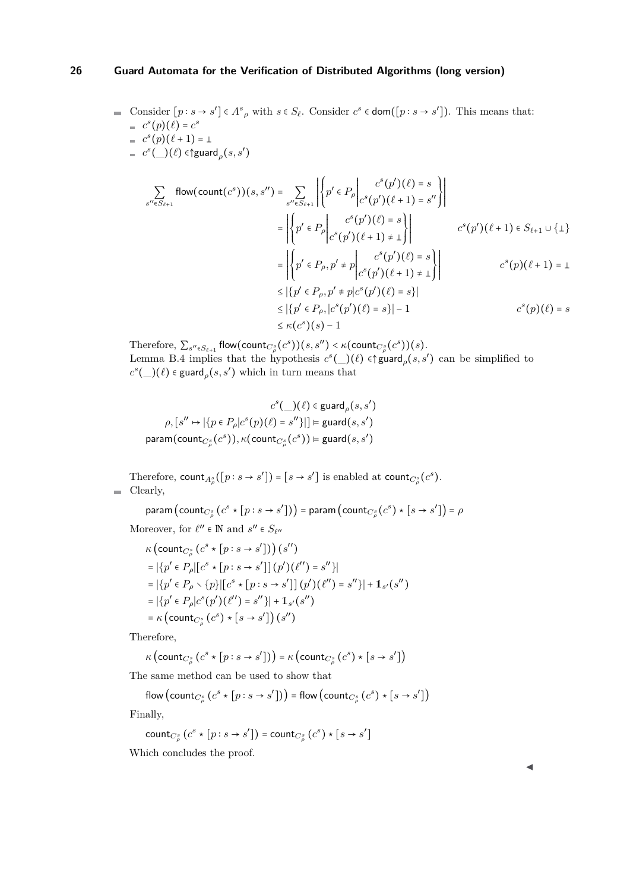- Consider $[p : s \to s'] \in {A^s}_\rho$ with $s \in S_\ell$. Consider $c^s \in \mathsf{dom}([p : s \to s'])$. This means that:
  - $c^s(p)(\ell) = c^s$
  - $c^s(p)(\ell + 1) = \bot$
  - $c^s(\_)(\ell) \in \uparrow \mathsf{guard}_\rho(s, s')$

$$
\begin{aligned}
\sum_{s'' \in S_{\ell+1}} \mathsf{flow}(\mathsf{count}(c^s))(s, s'') &= \sum_{s'' \in S_{\ell+1}} \left| \left\{ p' \in P_\rho \middle| \begin{array}{c} c^s(p')(\ell) = s \\ c^s(p')(\ell+1) = s'' \end{array} \right\} \right| \\
&= \left| \left\{ p' \in P_\rho \middle| \begin{array}{c} c^s(p')(\ell) = s \\ c^s(p')(\ell+1) \neq \bot \end{array} \right\} \right| && c^s(p')(\ell+1) \in S_{\ell+1} \cup \{\bot\} \\
&= \left| \left\{ p' \in P_\rho, p' \neq p \middle| \begin{array}{c} c^s(p')(\ell) = s \\ c^s(p')(\ell+1) \neq \bot \end{array} \right\} \right| && c^s(p)(\ell+1) = \bot \\
&\leq |\{p' \in P_\rho, p' \neq p | c^s(p')(\ell) = s\}| \\
&\leq |\{p' \in P_\rho, | c^s(p')(\ell) = s\}| - 1 && c^s(p)(\ell) = s \\
&\leq \kappa(c^s)(s) - 1
\end{aligned}
$$

Therefore, $\sum_{s'' \in S_{\ell+1}} \mathsf{flow}(\mathsf{count}_{C^s_\rho}(c^s))(s, s'') < \kappa(\mathsf{count}_{C^s_\rho}(c^s))(s)$.
Lemma B.4 implies that the hypothesis $c^s(\_)(\ell) \in \uparrow \mathsf{guard}_\rho(s, s')$ can be simplified to $c^s(\_)(\ell) \in \mathsf{guard}_\rho(s, s')$ which in turn means that

$$
\begin{gathered}
c^s(\_)(\ell) \in \mathsf{guard}_\rho(s, s') \\
\rho, [s'' \mapsto |\{p \in P_\rho | c^s(p)(\ell) = s''\}|] \models \mathsf{guard}(s, s') \\
\mathsf{param}(\mathsf{count}_{C^s_\rho}(c^s)), \kappa(\mathsf{count}_{C^s_\rho}(c^s)) \models \mathsf{guard}(s, s')
\end{gathered}
$$

Therefore, $\mathsf{count}_{A^s_\rho}([p : s \to s']) = [s \to s']$ is enabled at $\mathsf{count}_{C^s_\rho}(c^s)$.

- Clearly,

$$\mathsf{param}\left(\mathsf{count}_{C^s_\rho}\left(c^s \star [p : s \to s']\right)\right) = \mathsf{param}\left(\mathsf{count}_{C^s_\rho}(c^s) \star [s \to s']\right) = \rho$$

Moreover, for $\ell'' \in \mathbb{N}$ and $s'' \in S_{\ell''}$

$$
\begin{aligned}
&\kappa\left(\mathsf{count}_{C^s_\rho}\left(c^s \star [p : s \to s']\right)\right)(s'') \\
&= |\{p' \in P_\rho | [c^s \star [p : s \to s']](p')(\ell'') = s''\}| \\
&= |\{p' \in P_\rho \setminus \{p\} | [c^s \star [p : s \to s']](p')(\ell'') = s''\}| + \mathbb{1}_{s'}(s'') \\
&= |\{p' \in P_\rho | c^s(p')(\ell'') = s''\}| + \mathbb{1}_{s'}(s'') \\
&= \kappa\left(\mathsf{count}_{C^s_\rho}(c^s) \star [s \to s']\right)(s'')
\end{aligned}
$$

Therefore,

$$\kappa\left(\mathsf{count}_{C^s_\rho}\left(c^s \star [p : s \to s']\right)\right) = \kappa\left(\mathsf{count}_{C^s_\rho}(c^s) \star [s \to s']\right)$$

The same method can be used to show that

$$\mathsf{flow}\left(\mathsf{count}_{C^s_\rho}\left(c^s \star [p : s \to s']\right)\right) = \mathsf{flow}\left(\mathsf{count}_{C^s_\rho}(c^s) \star [s \to s']\right)$$

Finally,

$$\mathsf{count}_{C^s_\rho}\left(c^s \star [p : s \to s']\right) = \mathsf{count}_{C^s_\rho}(c^s) \star [s \to s']$$

Which concludes the proof. ◀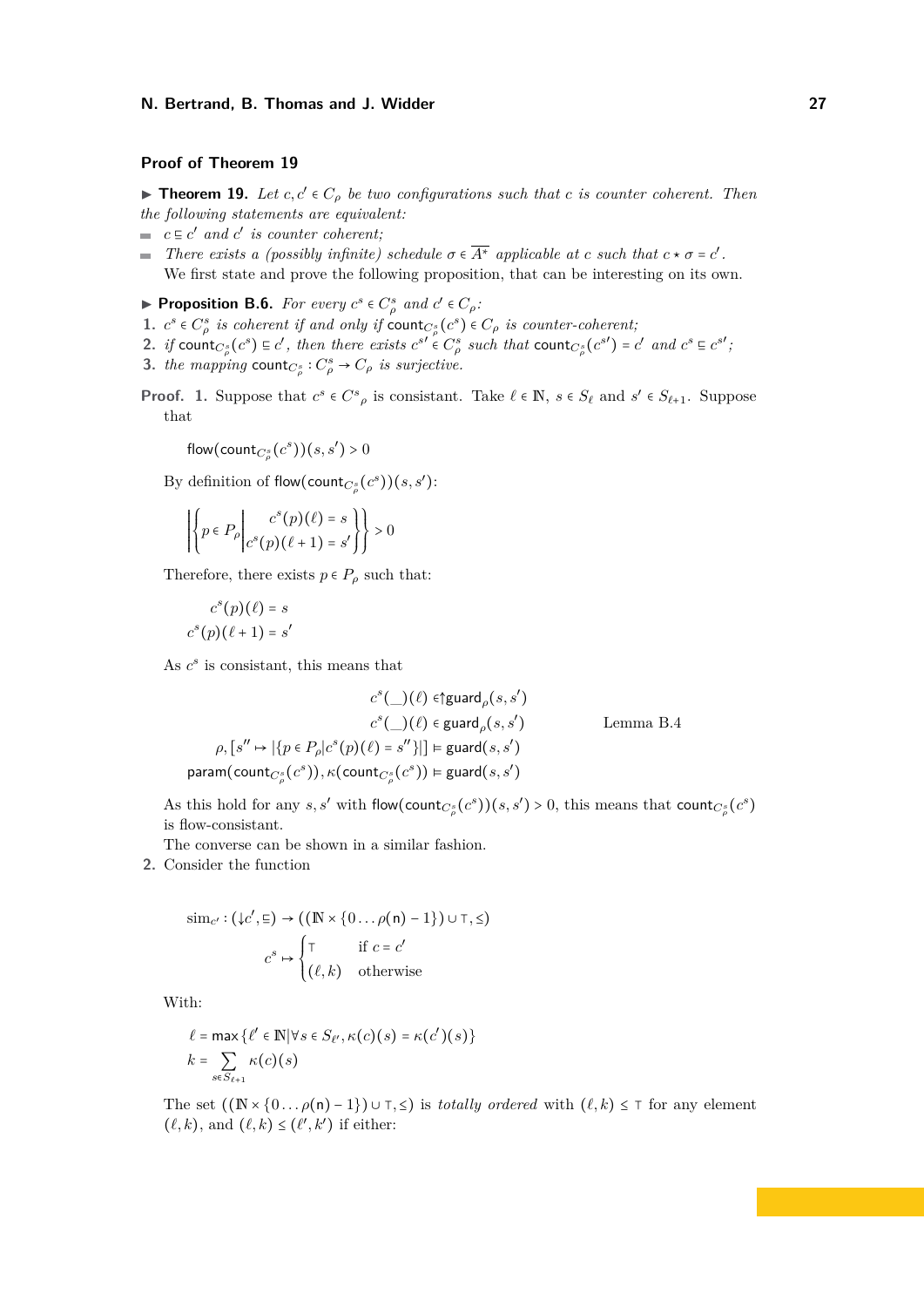## Proof of Theorem 19

▶ **Theorem 19.** *Let $c, c' \in C_\rho$ be two configurations such that $c$ is counter coherent. Then the following statements are equivalent:*

- *$c \sqsubseteq c'$ and $c'$ is counter coherent;*
- *There exists a (possibly infinite) schedule $\sigma \in \overline{A^*}$ applicable at $c$ such that $c \star \sigma = c'$.*

We first state and prove the following proposition, that can be interesting on its own.

▶ **Proposition B.6.** *For every $c^s \in C^s_\rho$ and $c' \in C_\rho$:*

1. *$c^s \in C^s_\rho$ is coherent if and only if $\mathsf{count}_{C^s_\rho}(c^s) \in C_\rho$ is counter-coherent;*
2. *if $\mathsf{count}_{C^s_\rho}(c^s) \sqsubseteq c'$, then there exists $c^{s\prime} \in C^s_\rho$ such that $\mathsf{count}_{C^s_\rho}(c^{s\prime}) = c'$ and $c^s \sqsubseteq c^{s\prime}$;*
3. *the mapping $\mathsf{count}_{C^s_\rho} : C^s_\rho \to C_\rho$ is surjective.*

**Proof.** **1.** Suppose that $c^s \in {C^s}_\rho$ is consistant. Take $\ell \in \mathbb{N}$, $s \in S_\ell$ and $s' \in S_{\ell+1}$. Suppose that

$$\mathsf{flow}(\mathsf{count}_{C^s_\rho}(c^s))(s, s') > 0$$

By definition of $\mathsf{flow}(\mathsf{count}_{C^s_\rho}(c^s))(s, s')$:

$$\left|\left\{ p \in P_\rho \middle| \begin{array}{c} c^s(p)(\ell) = s \\ c^s(p)(\ell+1) = s' \end{array} \right\}\right| > 0$$

Therefore, there exists $p \in P_\rho$ such that:

$$\begin{aligned} c^s(p)(\ell) &= s \\ c^s(p)(\ell+1) &= s' \end{aligned}$$

As $c^s$ is consistant, this means that

$$\begin{aligned} c^s(\_)(\ell) &\in \uparrow \mathsf{guard}_\rho(s, s') \\ c^s(\_)(\ell) &\in \mathsf{guard}_\rho(s, s') && \text{Lemma B.4} \\ \rho, [s'' \mapsto |\{p \in P_\rho | c^s(p)(\ell) = s''\}|] &\models \mathsf{guard}(s, s') \\ \mathsf{param}(\mathsf{count}_{C^s_\rho}(c^s)), \kappa(\mathsf{count}_{C^s_\rho}(c^s)) &\models \mathsf{guard}(s, s') \end{aligned}$$

As this hold for any $s, s'$ with $\mathsf{flow}(\mathsf{count}_{C^s_\rho}(c^s))(s, s') > 0$, this means that $\mathsf{count}_{C^s_\rho}(c^s)$ is flow-consistant.

The converse can be shown in a similar fashion.

**2.** Consider the function

$$\mathrm{sim}_{c'} : (\downarrow c', \sqsubseteq) \to ((\mathbb{N} \times \{0 \ldots \rho(\mathsf{n}) - 1\}) \cup \top, \leq)$$

$$c^s \mapsto \begin{cases} \top & \text{if } c = c' \\ (\ell, k) & \text{otherwise} \end{cases}$$

With:

$$\begin{aligned} \ell &= \max \{\ell' \in \mathbb{N} | \forall s \in S_{\ell'}, \kappa(c)(s) = \kappa(c')(s)\} \\ k &= \sum_{s \in S_{\ell+1}} \kappa(c)(s) \end{aligned}$$

The set $((\mathbb{N} \times \{0 \ldots \rho(\mathsf{n}) - 1\}) \cup \top, \leq)$ is *totally ordered* with $(\ell, k) \leq \top$ for any element $(\ell, k)$, and $(\ell, k) \leq (\ell', k')$ if either: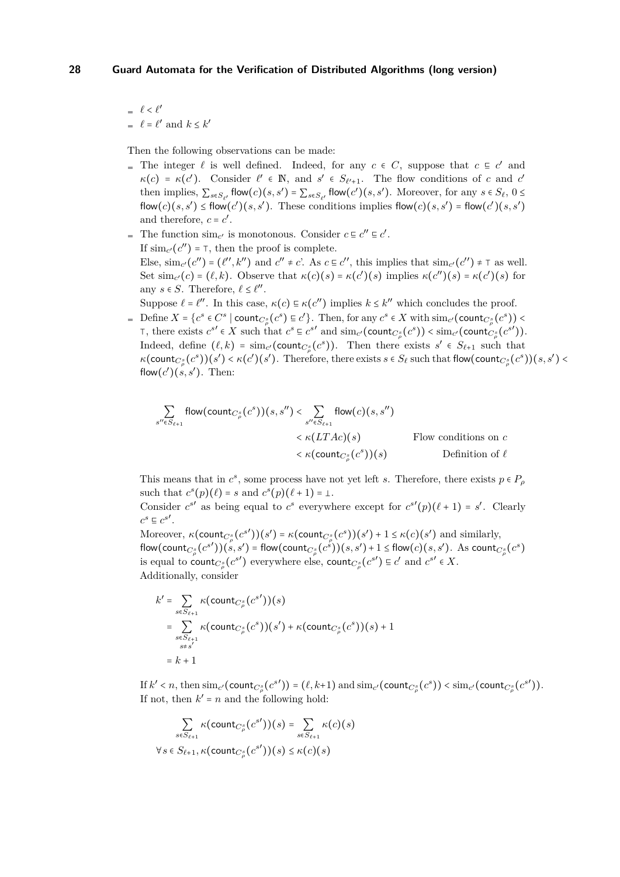- $\ell < \ell'$
- $\ell = \ell'$ and $k \leq k'$

Then the following observations can be made:

- The integer $\ell$ is well defined. Indeed, for any $c \in C$, suppose that $c \sqsubseteq c'$ and $\kappa(c) = \kappa(c')$. Consider $\ell' \in \mathbb{N}$, and $s' \in S_{\ell'+1}$. The flow conditions of $c$ and $c'$ then implies, $\sum_{s \in S_{\ell'}} \mathsf{flow}(c)(s,s') = \sum_{s \in S_{\ell'}} \mathsf{flow}(c')(s,s')$. Moreover, for any $s \in S_\ell$, $0 \leq \mathsf{flow}(c)(s,s') \leq \mathsf{flow}(c')(s,s')$. These conditions implies $\mathsf{flow}(c)(s,s') = \mathsf{flow}(c')(s,s')$ and therefore, $c = c'$.
- The function $\mathrm{sim}_{c'}$ is monotonous. Consider $c \sqsubseteq c'' \sqsubseteq c'$.
  If $\mathrm{sim}_{c'}(c'') = \top$, then the proof is complete.
  Else, $\mathrm{sim}_{c'}(c'') = (\ell'', k'')$ and $c'' \neq c$. As $c \sqsubseteq c''$, this implies that $\mathrm{sim}_{c'}(c'') \neq \top$ as well. Set $\mathrm{sim}_{c'}(c) = (\ell, k)$. Observe that $\kappa(c)(s) = \kappa(c')(s)$ implies $\kappa(c'')(s) = \kappa(c')(s)$ for any $s \in S$. Therefore, $\ell \leq \ell''$.
  Suppose $\ell = \ell''$. In this case, $\kappa(c) \sqsubseteq \kappa(c'')$ implies $k \leq k''$ which concludes the proof.
- Define $X = \{c^s \in C^s \mid \mathsf{count}_{C^s_\rho}(c^s) \sqsubseteq c'\}$. Then, for any $c^s \in X$ with $\mathrm{sim}_{c'}(\mathsf{count}_{C^s_\rho}(c^s)) < \top$, there exists $c^{s'} \in X$ such that $c^s \sqsubseteq c^{s'}$ and $\mathrm{sim}_{c'}(\mathsf{count}_{C^s_\rho}(c^s)) < \mathrm{sim}_{c'}(\mathsf{count}_{C^s_\rho}(c^{s'}))$. Indeed, define $(\ell, k) = \mathrm{sim}_{c'}(\mathsf{count}_{C^s_\rho}(c^s))$. Then there exists $s' \in S_{\ell+1}$ such that $\kappa(\mathsf{count}_{C^s_\rho}(c^s))(s') < \kappa(c')(s')$. Therefore, there exists $s \in S_\ell$ such that $\mathsf{flow}(\mathsf{count}_{C^s_\rho}(c^s))(s,s') < \mathsf{flow}(c')(s,s')$. Then:

$$\begin{aligned}
\sum_{s'' \in S_{\ell+1}} \mathsf{flow}(\mathsf{count}_{C^s_\rho}(c^s))(s,s'') &< \sum_{s'' \in S_{\ell+1}} \mathsf{flow}(c)(s,s'') \\
&< \kappa(LTAc)(s) && \text{Flow conditions on } c \\
&< \kappa(\mathsf{count}_{C^s_\rho}(c^s))(s) && \text{Definition of } \ell
\end{aligned}$$

This means that in $c^s$, some process have not yet left $s$. Therefore, there exists $p \in P_\rho$ such that $c^s(p)(\ell) = s$ and $c^s(p)(\ell+1) = \bot$.
Consider $c^{s'}$ as being equal to $c^s$ everywhere except for $c^{s'}(p)(\ell+1) = s'$. Clearly $c^s \sqsubseteq c^{s'}$.
Moreover, $\kappa(\mathsf{count}_{C^s_\rho}(c^{s'}))(s') = \kappa(\mathsf{count}_{C^s_\rho}(c^s))(s') + 1 \leq \kappa(c)(s')$ and similarly, $\mathsf{flow}(\mathsf{count}_{C^s_\rho}(c^{s'}))(s,s') = \mathsf{flow}(\mathsf{count}_{C^s_\rho}(c^s))(s,s') + 1 \leq \mathsf{flow}(c)(s,s')$. As $\mathsf{count}_{C^s_\rho}(c^s)$ is equal to $\mathsf{count}_{C^s_\rho}(c^{s'})$ everywhere else, $\mathsf{count}_{C^s_\rho}(c^{s'}) \sqsubseteq c'$ and $c^{s'} \in X$.
Additionally, consider

$$\begin{aligned}
k' &= \sum_{s \in S_{\ell+1}} \kappa(\mathsf{count}_{C^s_\rho}(c^{s'}))(s) \\
&= \sum_{\substack{s \in S_{\ell+1} \\ s \neq s'}} \kappa(\mathsf{count}_{C^s_\rho}(c^s))(s') + \kappa(\mathsf{count}_{C^s_\rho}(c^s))(s) + 1 \\
&= k + 1
\end{aligned}$$

If $k' < n$, then $\mathrm{sim}_{c'}(\mathsf{count}_{C^s_\rho}(c^{s'})) = (\ell, k{+}1)$ and $\mathrm{sim}_{c'}(\mathsf{count}_{C^s_\rho}(c^s)) < \mathrm{sim}_{c'}(\mathsf{count}_{C^s_\rho}(c^{s'}))$.
If not, then $k' = n$ and the following hold:

$$\sum_{s \in S_{\ell+1}} \kappa(\mathsf{count}_{C^s_\rho}(c^{s'}))(s) = \sum_{s \in S_{\ell+1}} \kappa(c)(s)$$

$$\forall s \in S_{\ell+1}, \kappa(\mathsf{count}_{C^s_\rho}(c^{s'}))(s) \leq \kappa(c)(s)$$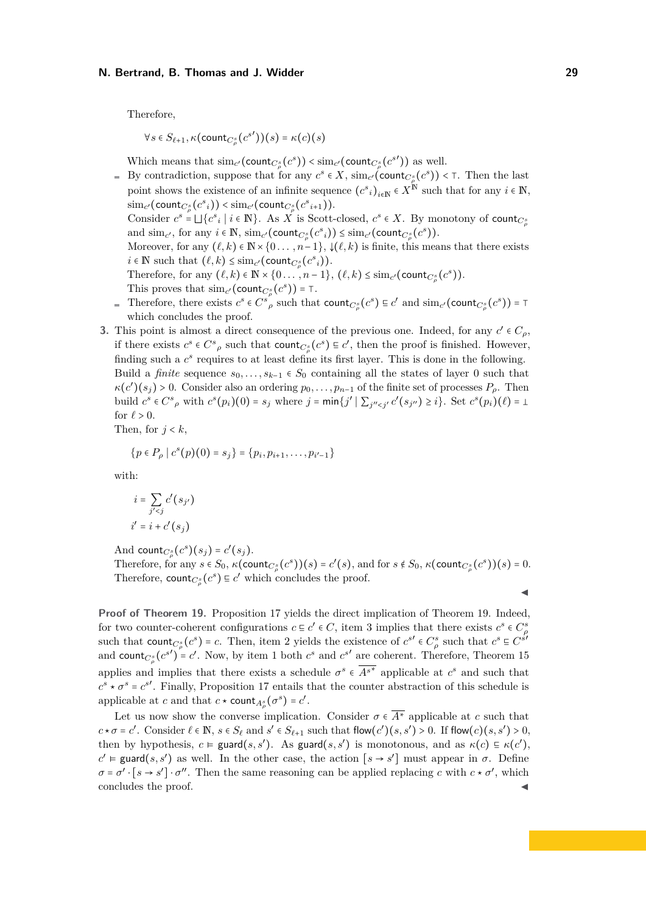Therefore,

$$\forall s \in S_{\ell+1}, \kappa(\mathsf{count}_{C^s_\rho}(c^{s\prime}))(s) = \kappa(c)(s)$$

Which means that $\mathrm{sim}_{c'}(\mathsf{count}_{C^s_\rho}(c^s)) < \mathrm{sim}_{c'}(\mathsf{count}_{C^s_\rho}(c^{s\prime}))$ as well.

- By contradiction, suppose that for any $c^s \in X$, $\mathrm{sim}_{c'}(\mathsf{count}_{C^s_\rho}(c^s)) < \top$. Then the last point shows the existence of an infinite sequence $(c^s{}_i)_{i\in\mathbb{N}} \in X^{\mathbb{N}}$ such that for any $i \in \mathbb{N}$, $\mathrm{sim}_{c'}(\mathsf{count}_{C^s_\rho}(c^s{}_i)) < \mathrm{sim}_{c'}(\mathsf{count}_{C^s_\rho}(c^s{}_{i+1}))$.
  Consider $c^s = \bigsqcup\{c^s{}_i \mid i \in \mathbb{N}\}$. As $X$ is Scott-closed, $c^s \in X$. By monotony of $\mathsf{count}_{C^s_\rho}$ and $\mathrm{sim}_{c'}$, for any $i \in \mathbb{N}$, $\mathrm{sim}_{c'}(\mathsf{count}_{C^s_\rho}(c^s{}_i)) \leq \mathrm{sim}_{c'}(\mathsf{count}_{C^s_\rho}(c^s))$.
  Moreover, for any $(\ell, k) \in \mathbb{N} \times \{0 \ldots, n-1\}$, $\downarrow(\ell, k)$ is finite, this means that there exists $i \in \mathbb{N}$ such that $(\ell, k) \leq \mathrm{sim}_{c'}(\mathsf{count}_{C^s_\rho}(c^s{}_i))$.
  Therefore, for any $(\ell, k) \in \mathbb{N} \times \{0 \ldots, n-1\}$, $(\ell, k) \leq \mathrm{sim}_{c'}(\mathsf{count}_{C^s_\rho}(c^s))$.
  This proves that $\mathrm{sim}_{c'}(\mathsf{count}_{C^s_\rho}(c^s)) = \top$.
- Therefore, there exists $c^s \in C^s{}_\rho$ such that $\mathsf{count}_{C^s_\rho}(c^s) \sqsubseteq c'$ and $\mathrm{sim}_{c'}(\mathsf{count}_{C^s_\rho}(c^s)) = \top$ which concludes the proof.

**3.** This point is almost a direct consequence of the previous one. Indeed, for any $c' \in C_\rho$, if there exists $c^s \in C^s{}_\rho$ such that $\mathsf{count}_{C^s_\rho}(c^s) \sqsubseteq c'$, then the proof is finished. However, finding such a $c^s$ requires to at least define its first layer. This is done in the following. Build a *finite* sequence $s_0, \ldots, s_{k-1} \in S_0$ containing all the states of layer 0 such that $\kappa(c')(s_j) > 0$. Consider also an ordering $p_0, \ldots, p_{n-1}$ of the finite set of processes $P_\rho$. Then build $c^s \in C^s{}_\rho$ with $c^s(p_i)(0) = s_j$ where $j = \min\{j' \mid \sum_{j''<j'} c'(s_{j''}) \geq i\}$. Set $c^s(p_i)(\ell) = \bot$ for $\ell > 0$.
Then, for $j < k$,

$$\{p \in P_\rho \mid c^s(p)(0) = s_j\} = \{p_i, p_{i+1}, \ldots, p_{i'-1}\}$$

with:

$$i = \sum_{j'<j} c'(s_{j'})$$
$$i' = i + c'(s_j)$$

And $\mathsf{count}_{C^s_\rho}(c^s)(s_j) = c'(s_j)$.
Therefore, for any $s \in S_0$, $\kappa(\mathsf{count}_{C^s_\rho}(c^s))(s) = c'(s)$, and for $s \notin S_0$, $\kappa(\mathsf{count}_{C^s_\rho}(c^s))(s) = 0$.
Therefore, $\mathsf{count}_{C^s_\rho}(c^s) \sqsubseteq c'$ which concludes the proof. ◀

**Proof of Theorem 19.** Proposition 17 yields the direct implication of Theorem 19. Indeed, for two counter-coherent configurations $c \sqsubseteq c' \in C$, item 3 implies that there exists $c^s \in C^s_\rho$ such that $\mathsf{count}_{C^s_\rho}(c^s) = c$. Then, item 2 yields the existence of $c^{s\prime} \in C^s_\rho$ such that $c^s \sqsubseteq C^{s\prime}$ and $\mathsf{count}_{C^s_\rho}(c^{s\prime}) = c'$. Now, by item 1 both $c^s$ and $c^{s\prime}$ are coherent. Therefore, Theorem 15 applies and implies that there exists a schedule $\sigma^s \in \overline{A^{s*}}$ applicable at $c^s$ and such that $c^s \star \sigma^s = c^{s\prime}$. Finally, Proposition 17 entails that the counter abstraction of this schedule is applicable at $c$ and that $c \star \mathsf{count}_{A^s_\rho}(\sigma^s) = c'$.

Let us now show the converse implication. Consider $\sigma \in \overline{A^*}$ applicable at $c$ such that $c \star \sigma = c'$. Consider $\ell \in \mathbb{N}$, $s \in S_\ell$ and $s' \in S_{\ell+1}$ such that $\mathsf{flow}(c')(s, s') > 0$. If $\mathsf{flow}(c)(s, s') > 0$, then by hypothesis, $c \vDash \mathsf{guard}(s, s')$. As $\mathsf{guard}(s, s')$ is monotonous, and as $\kappa(c) \sqsubseteq \kappa(c')$, $c' \vDash \mathsf{guard}(s, s')$ as well. In the other case, the action $[s \to s']$ must appear in $\sigma$. Define $\sigma = \sigma' \cdot [s \to s'] \cdot \sigma''$. Then the same reasoning can be applied replacing $c$ with $c \star \sigma'$, which concludes the proof. ◀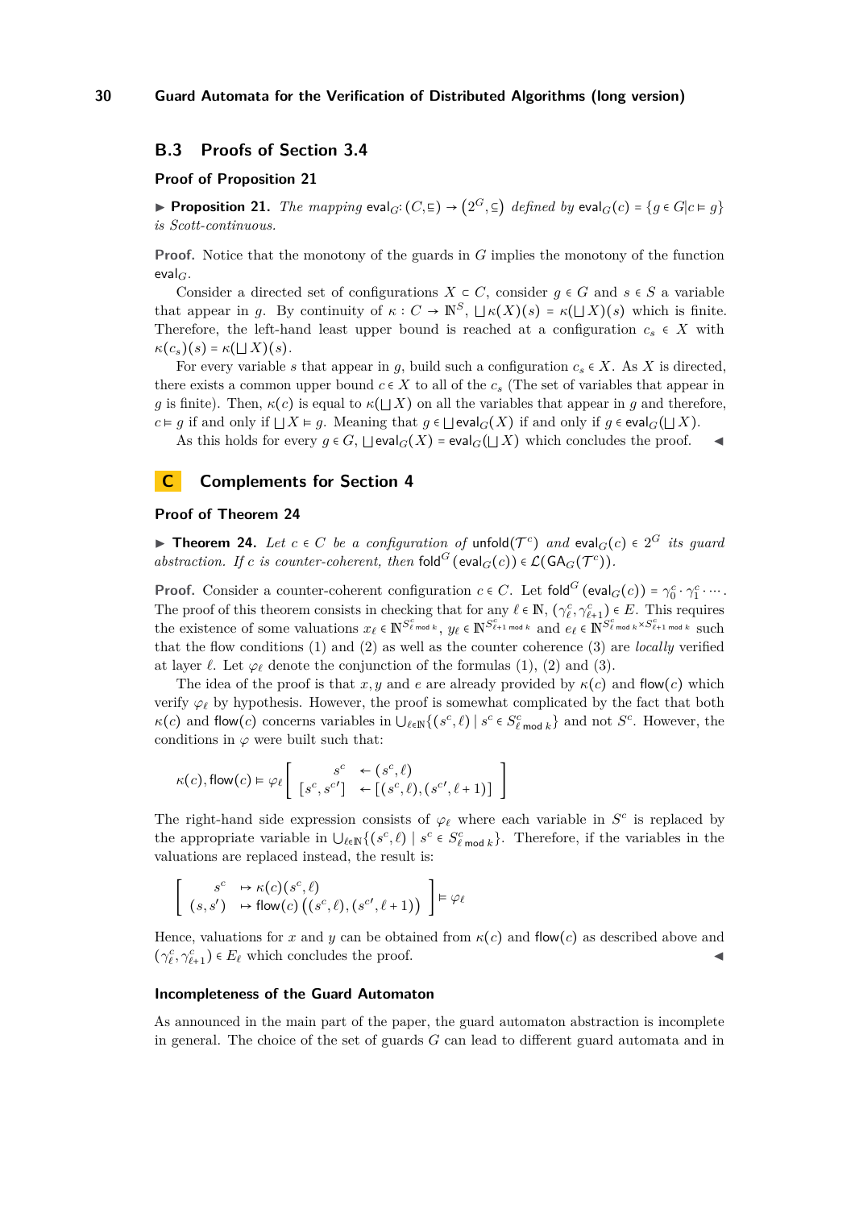## B.3 Proofs of Section 3.4

### Proof of Proposition 21

▶ **Proposition 21.** *The mapping* $\mathsf{eval}_G\colon (C, \sqsubseteq) \to (2^G, \subseteq)$ *defined by* $\mathsf{eval}_G(c) = \{g \in G | c \vDash g\}$ *is Scott-continuous.*

**Proof.** Notice that the monotony of the guards in $G$ implies the monotony of the function $\mathsf{eval}_G$.

Consider a directed set of configurations $X \subset C$, consider $g \in G$ and $s \in S$ a variable that appear in $g$. By continuity of $\kappa : C \to \mathbb{N}^S$, $\bigsqcup \kappa(X)(s) = \kappa(\bigsqcup X)(s)$ which is finite. Therefore, the left-hand least upper bound is reached at a configuration $c_s \in X$ with $\kappa(c_s)(s) = \kappa(\bigsqcup X)(s)$.

For every variable $s$ that appear in $g$, build such a configuration $c_s \in X$. As $X$ is directed, there exists a common upper bound $c \in X$ to all of the $c_s$ (The set of variables that appear in $g$ is finite). Then, $\kappa(c)$ is equal to $\kappa(\bigsqcup X)$ on all the variables that appear in $g$ and therefore, $c \vDash g$ if and only if $\bigsqcup X \vDash g$. Meaning that $g \in \bigsqcup \mathsf{eval}_G(X)$ if and only if $g \in \mathsf{eval}_G(\bigsqcup X)$.

As this holds for every $g \in G$, $\bigsqcup \mathsf{eval}_G(X) = \mathsf{eval}_G(\bigsqcup X)$ which concludes the proof. ◀

## C Complements for Section 4

### Proof of Theorem 24

▶ **Theorem 24.** *Let $c \in C$ be a configuration of $\mathsf{unfold}(\mathcal{T}^c)$ and $\mathsf{eval}_G(c) \in 2^G$ its guard abstraction. If $c$ is counter-coherent, then $\mathsf{fold}^G(\mathsf{eval}_G(c)) \in \mathcal{L}(\mathsf{GA}_G(\mathcal{T}^c))$.*

**Proof.** Consider a counter-coherent configuration $c \in C$. Let $\mathsf{fold}^G(\mathsf{eval}_G(c)) = \gamma^c_0 \cdot \gamma^c_1 \cdot \cdots$. The proof of this theorem consists in checking that for any $\ell \in \mathbb{N}$, $(\gamma^c_\ell, \gamma^c_{\ell+1}) \in E$. This requires the existence of some valuations $x_\ell \in \mathbb{N}^{S^c_{\ell \bmod k}}$, $y_\ell \in \mathbb{N}^{S^c_{\ell+1 \bmod k}}$ and $e_\ell \in \mathbb{N}^{S^c_{\ell \bmod k} \times S^c_{\ell+1 \bmod k}}$ such that the flow conditions (1) and (2) as well as the counter coherence (3) are *locally* verified at layer $\ell$. Let $\varphi_\ell$ denote the conjunction of the formulas (1), (2) and (3).

The idea of the proof is that $x, y$ and $e$ are already provided by $\kappa(c)$ and $\mathsf{flow}(c)$ which verify $\varphi_\ell$ by hypothesis. However, the proof is somewhat complicated by the fact that both $\kappa(c)$ and $\mathsf{flow}(c)$ concerns variables in $\bigcup_{\ell \in \mathbb{N}} \{(s^c, \ell) \mid s^c \in S^c_{\ell \bmod k}\}$ and not $S^c$. However, the conditions in $\varphi$ were built such that:

$$\kappa(c), \mathsf{flow}(c) \vDash \varphi_\ell \left[ \begin{array}{rl} s^c & \leftarrow (s^c, \ell) \\ [s^c, s^{c\prime}] & \leftarrow [(s^c, \ell), (s^{c\prime}, \ell+1)] \end{array} \right]$$

The right-hand side expression consists of $\varphi_\ell$ where each variable in $S^c$ is replaced by the appropriate variable in $\bigcup_{\ell \in \mathbb{N}} \{(s^c, \ell) \mid s^c \in S^c_{\ell \bmod k}\}$. Therefore, if the variables in the valuations are replaced instead, the result is:

$$\left[ \begin{array}{rl} s^c & \mapsto \kappa(c)(s^c, \ell) \\ (s, s') & \mapsto \mathsf{flow}(c)\left((s^c, \ell), (s^{c\prime}, \ell+1)\right) \end{array} \right] \vDash \varphi_\ell$$

Hence, valuations for $x$ and $y$ can be obtained from $\kappa(c)$ and $\mathsf{flow}(c)$ as described above and $(\gamma^c_\ell, \gamma^c_{\ell+1}) \in E_\ell$ which concludes the proof. ◀

### Incompleteness of the Guard Automaton

As announced in the main part of the paper, the guard automaton abstraction is incomplete in general. The choice of the set of guards $G$ can lead to different guard automata and in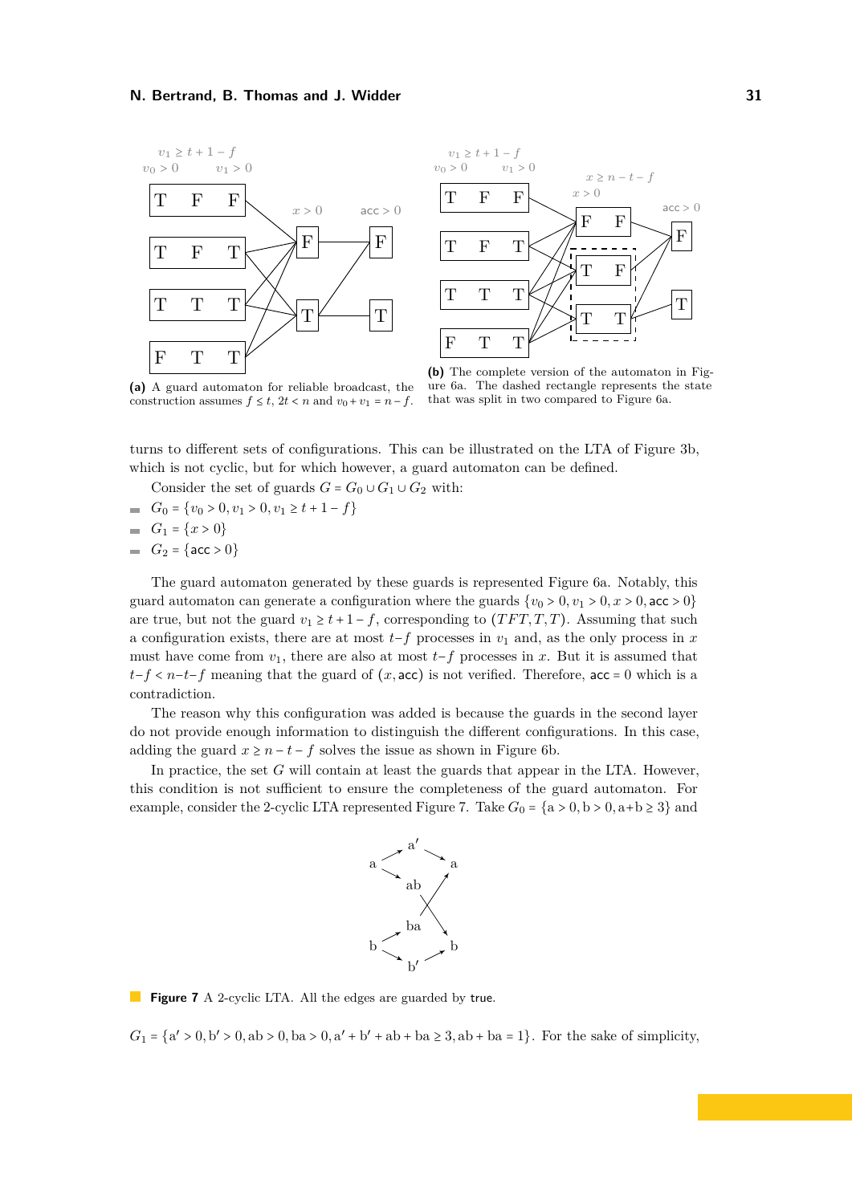**(a)** A guard automaton for reliable broadcast, the construction assumes $f \leq t$, $2t < n$ and $v_0 + v_1 = n - f$.

**(b)** The complete version of the automaton in Figure 6a. The dashed rectangle represents the state that was split in two compared to Figure 6a.

turns to different sets of configurations. This can be illustrated on the LTA of Figure 3b, which is not cyclic, but for which however, a guard automaton can be defined.

Consider the set of guards $G = G_0 \cup G_1 \cup G_2$ with:

- $G_0 = \{v_0 > 0, v_1 > 0, v_1 \geq t + 1 - f\}$
- $G_1 = \{x > 0\}$
- $G_2 = \{\mathsf{acc} > 0\}$

The guard automaton generated by these guards is represented Figure 6a. Notably, this guard automaton can generate a configuration where the guards $\{v_0 > 0, v_1 > 0, x > 0, \mathsf{acc} > 0\}$ are true, but not the guard $v_1 \geq t + 1 - f$, corresponding to $(TFT, T, T)$. Assuming that such a configuration exists, there are at most $t - f$ processes in $v_1$ and, as the only process in $x$ must have come from $v_1$, there are also at most $t - f$ processes in $x$. But it is assumed that $t - f < n - t - f$ meaning that the guard of $(x, \mathsf{acc})$ is not verified. Therefore, $\mathsf{acc} = 0$ which is a contradiction.

The reason why this configuration was added is because the guards in the second layer do not provide enough information to distinguish the different configurations. In this case, adding the guard $x \geq n - t - f$ solves the issue as shown in Figure 6b.

In practice, the set $G$ will contain at least the guards that appear in the LTA. However, this condition is not sufficient to ensure the completeness of the guard automaton. For example, consider the 2-cyclic LTA represented Figure 7. Take $G_0 = \{\mathrm{a} > 0, \mathrm{b} > 0, \mathrm{a} + \mathrm{b} \geq 3\}$ and

**Figure 7** A 2-cyclic LTA. All the edges are guarded by $\mathsf{true}$.

$G_1 = \{\mathrm{a}' > 0, \mathrm{b}' > 0, \mathrm{ab} > 0, \mathrm{ba} > 0, \mathrm{a}' + \mathrm{b}' + \mathrm{ab} + \mathrm{ba} \geq 3, \mathrm{ab} + \mathrm{ba} = 1\}$. For the sake of simplicity,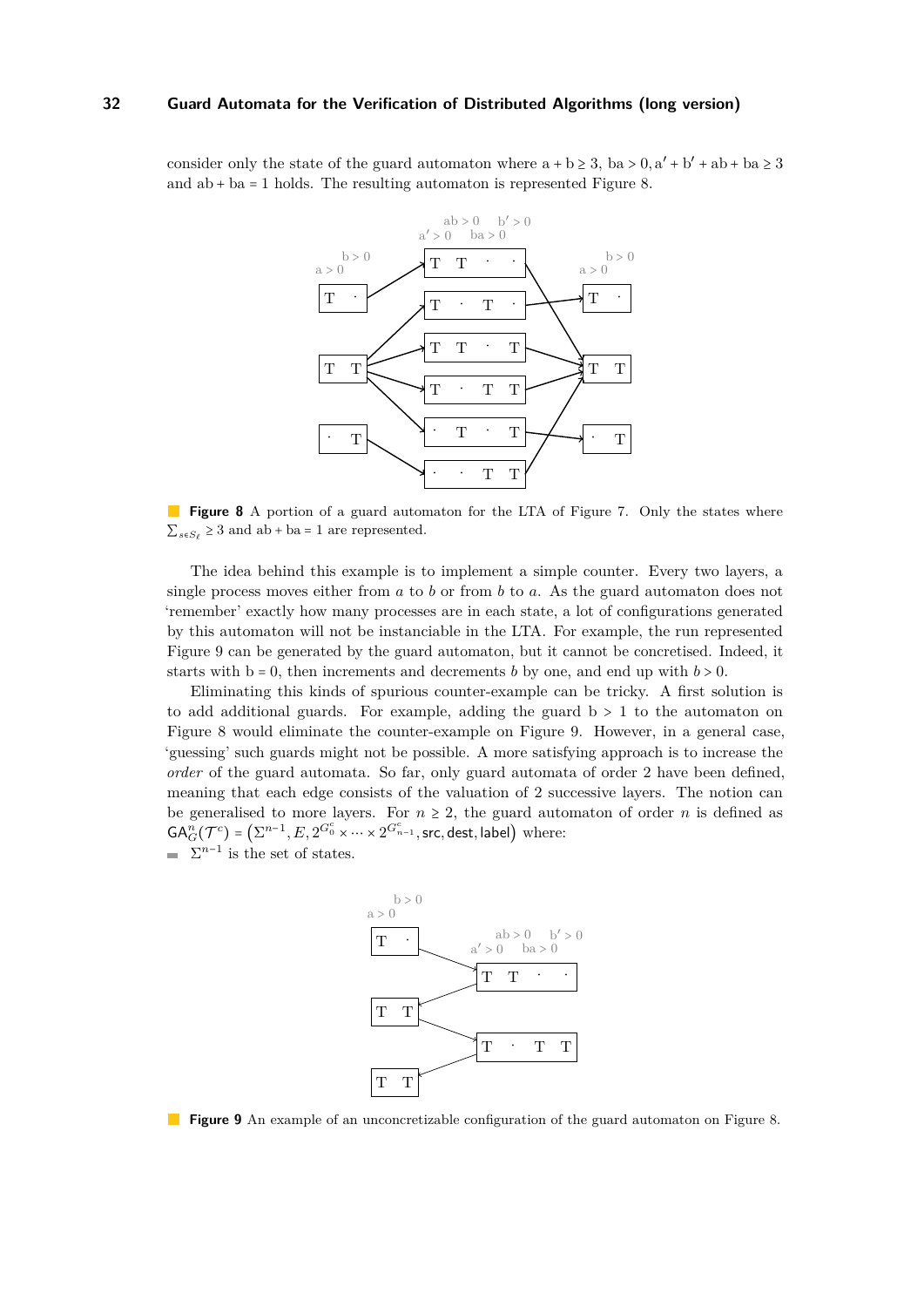consider only the state of the guard automaton where $\mathrm{a}+\mathrm{b} \geq 3$, $\mathrm{ba} > 0, \mathrm{a}' + \mathrm{b}' + \mathrm{ab} + \mathrm{ba} \geq 3$ and $\mathrm{ab} + \mathrm{ba} = 1$ holds. The resulting automaton is represented Figure 8.

**Figure 8** A portion of a guard automaton for the LTA of Figure 7. Only the states where $\sum_{s \in S_\ell} \geq 3$ and $\mathrm{ab} + \mathrm{ba} = 1$ are represented.

The idea behind this example is to implement a simple counter. Every two layers, a single process moves either from $a$ to $b$ or from $b$ to $a$. As the guard automaton does not 'remember' exactly how many processes are in each state, a lot of configurations generated by this automaton will not be instanciable in the LTA. For example, the run represented Figure 9 can be generated by the guard automaton, but it cannot be concretised. Indeed, it starts with $\mathrm{b} = 0$, then increments and decrements $b$ by one, and end up with $b > 0$.

Eliminating this kinds of spurious counter-example can be tricky. A first solution is to add additional guards. For example, adding the guard $\mathrm{b} > 1$ to the automaton on Figure 8 would eliminate the counter-example on Figure 9. However, in a general case, 'guessing' such guards might not be possible. A more satisfying approach is to increase the *order* of the guard automata. So far, only guard automata of order 2 have been defined, meaning that each edge consists of the valuation of 2 successive layers. The notion can be generalised to more layers. For $n \geq 2$, the guard automaton of order $n$ is defined as $\mathsf{GA}^n_G(\mathcal{T}^c) = \left(\Sigma^{n-1}, E, 2^{G^c_0} \times \cdots \times 2^{G^c_{n-1}}, \mathsf{src}, \mathsf{dest}, \mathsf{label}\right)$ where:

- $\Sigma^{n-1}$ is the set of states.

**Figure 9** An example of an unconcretizable configuration of the guard automaton on Figure 8.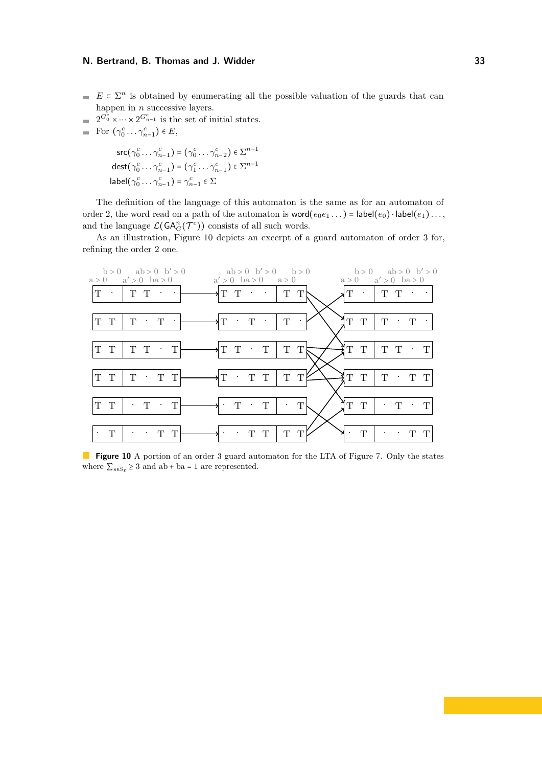- $E \subset \Sigma^n$ is obtained by enumerating all the possible valuation of the guards that can happen in $n$ successive layers.
- $2^{G_0^c} \times \cdots \times 2^{G_{n-1}^c}$ is the set of initial states.
- For $(\gamma_0^c \ldots \gamma_{n-1}^c) \in E$,

$$\mathsf{src}(\gamma_0^c \ldots \gamma_{n-1}^c) = (\gamma_0^c \ldots \gamma_{n-2}^c) \in \Sigma^{n-1}$$
$$\mathsf{dest}(\gamma_0^c \ldots \gamma_{n-1}^c) = (\gamma_1^c \ldots \gamma_{n-1}^c) \in \Sigma^{n-1}$$
$$\mathsf{label}(\gamma_0^c \ldots \gamma_{n-1}^c) = \gamma_{n-1}^c \in \Sigma$$

The definition of the language of this automaton is the same as for an automaton of order 2, the word read on a path of the automaton is $\mathsf{word}(e_0 e_1 \ldots) = \mathsf{label}(e_0) \cdot \mathsf{label}(e_1) \ldots$, and the language $\mathcal{L}(\mathsf{GA}_G^n(\mathcal{T}^c))$ consists of all such words.

As an illustration, Figure 10 depicts an excerpt of a guard automaton of order 3 for, refining the order 2 one.

b > 0 ab > 0 b′ > 0
a > 0 a′ > 0 ba > 0

ab > 0 b′ > 0 b > 0
a′ > 0 ba > 0 a > 0

b > 0 ab > 0 b′ > 0
a > 0 a′ > 0 ba > 0

T · | T T · ·
T T | T · T ·
T T | T T · T
T T | T · T T
T T | · T · T
· T | · · T T

T T · · | T T
T · T · | T ·
T T · T | T T
T · T T | T T
· T · T | · T
· · T T | T T

T · | T T · ·
T T | T · T ·
T T | T T · T
T T | T · T T
T T | · T · T
· T | · · T T

**Figure 10** A portion of an order 3 guard automaton for the LTA of Figure 7. Only the states where $\sum_{s \in S_\ell} \geq 3$ and ab + ba = 1 are represented.